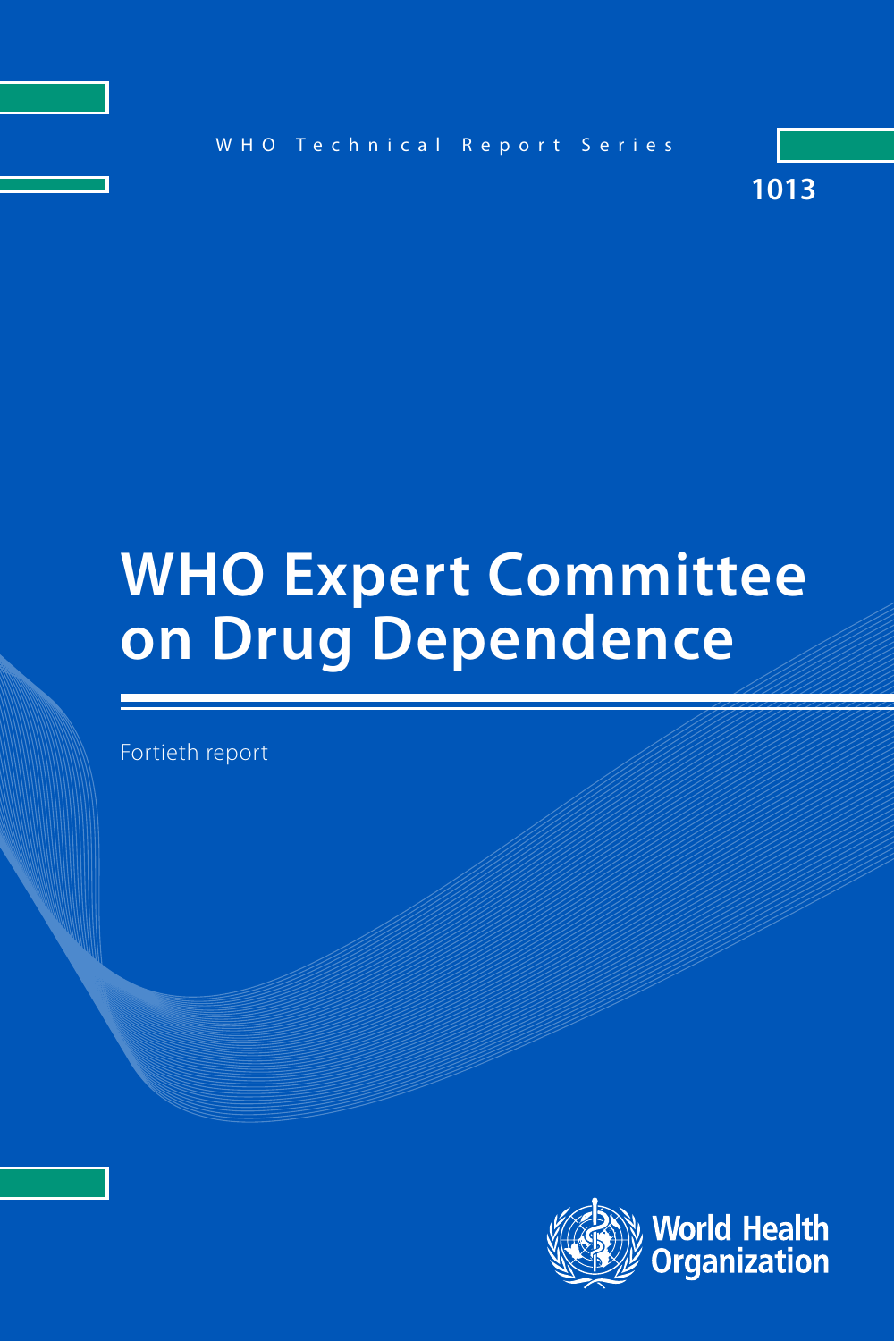WHO Technical Report Series

1013

# WHO Expert Committee on Drug Dependence

Fortieth report

World Health Organization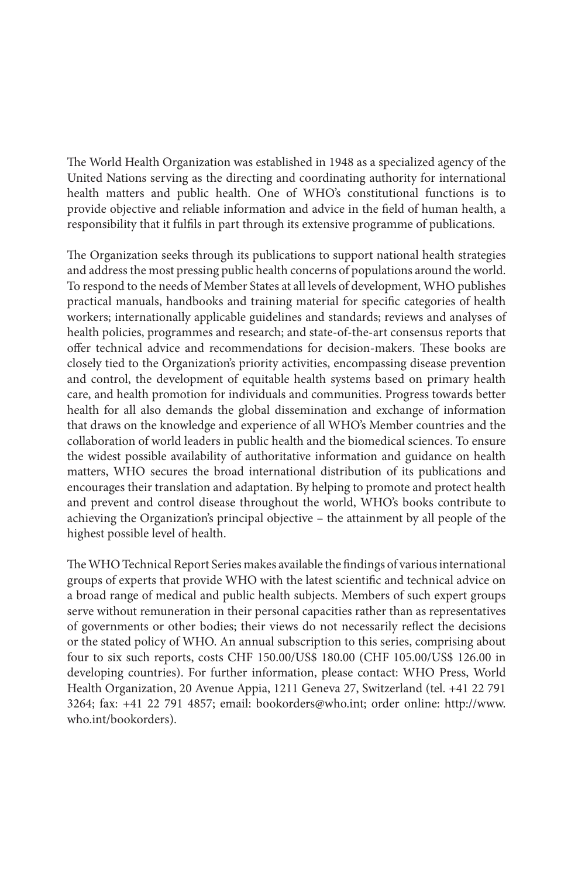The World Health Organization was established in 1948 as a specialized agency of the United Nations serving as the directing and coordinating authority for international health matters and public health. One of WHO's constitutional functions is to provide objective and reliable information and advice in the field of human health, a responsibility that it fulfils in part through its extensive programme of publications.

The Organization seeks through its publications to support national health strategies and address the most pressing public health concerns of populations around the world. To respond to the needs of Member States at all levels of development, WHO publishes practical manuals, handbooks and training material for specific categories of health workers; internationally applicable guidelines and standards; reviews and analyses of health policies, programmes and research; and state-of-the-art consensus reports that offer technical advice and recommendations for decision-makers. These books are closely tied to the Organization's priority activities, encompassing disease prevention and control, the development of equitable health systems based on primary health care, and health promotion for individuals and communities. Progress towards better health for all also demands the global dissemination and exchange of information that draws on the knowledge and experience of all WHO's Member countries and the collaboration of world leaders in public health and the biomedical sciences. To ensure the widest possible availability of authoritative information and guidance on health matters, WHO secures the broad international distribution of its publications and encourages their translation and adaptation. By helping to promote and protect health and prevent and control disease throughout the world, WHO's books contribute to achieving the Organization's principal objective – the attainment by all people of the highest possible level of health.

The WHO Technical Report Series makes available the findings of various international groups of experts that provide WHO with the latest scientific and technical advice on a broad range of medical and public health subjects. Members of such expert groups serve without remuneration in their personal capacities rather than as representatives of governments or other bodies; their views do not necessarily reflect the decisions or the stated policy of WHO. An annual subscription to this series, comprising about four to six such reports, costs CHF 150.00/US$ 180.00 (CHF 105.00/US$ 126.00 in developing countries). For further information, please contact: WHO Press, World Health Organization, 20 Avenue Appia, 1211 Geneva 27, Switzerland (tel. +41 22 791 3264; fax: +41 22 791 4857; email: bookorders@who.int; order online: http://www.who.int/bookorders).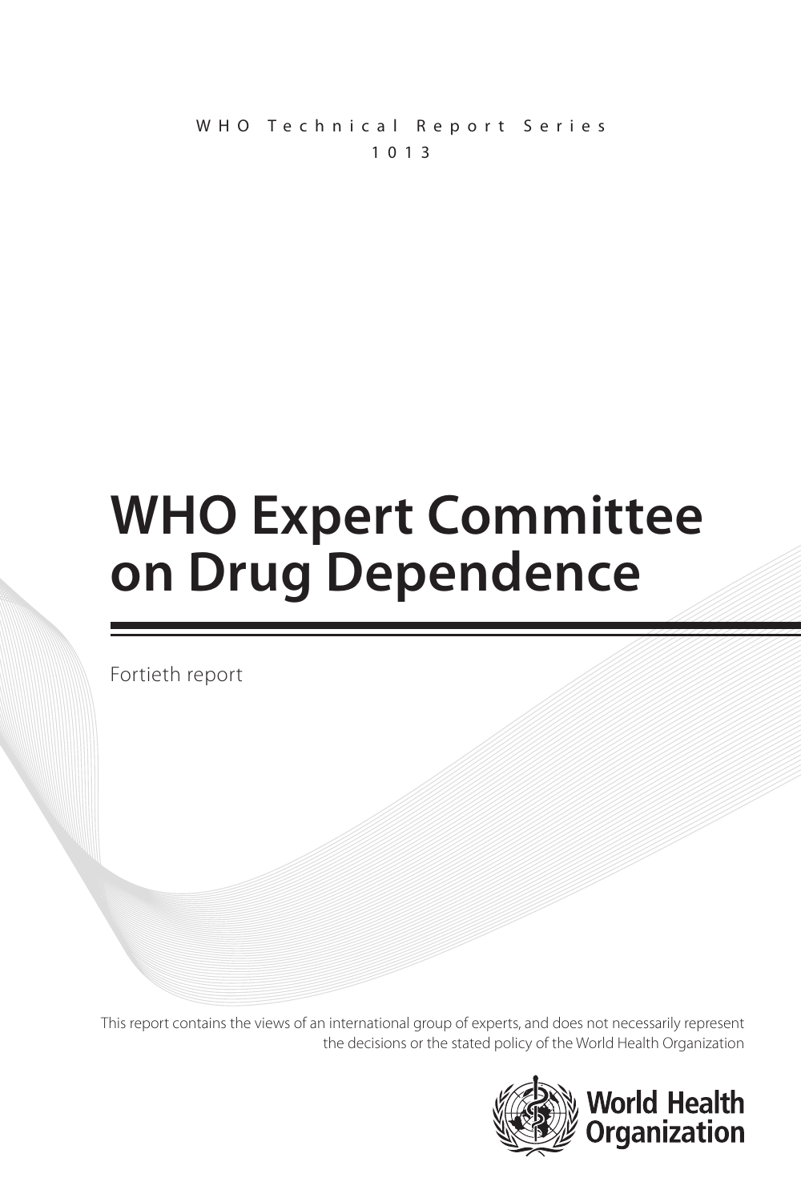WHO Technical Report Series

1013

# WHO Expert Committee on Drug Dependence

Fortieth report

This report contains the views of an international group of experts, and does not necessarily represent the decisions or the stated policy of the World Health Organization

World Health Organization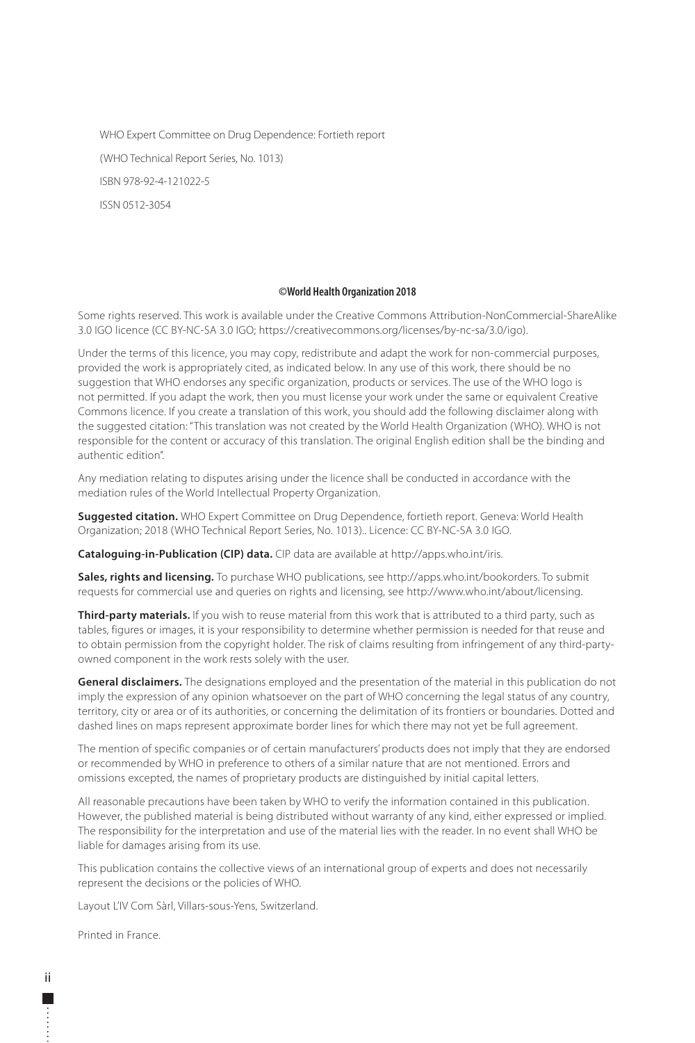WHO Expert Committee on Drug Dependence: Fortieth report

(WHO Technical Report Series, No. 1013)

ISBN 978-92-4-121022-5

ISSN 0512-3054

**©World Health Organization 2018**

Some rights reserved. This work is available under the Creative Commons Attribution-NonCommercial-ShareAlike 3.0 IGO licence (CC BY-NC-SA 3.0 IGO; https://creativecommons.org/licenses/by-nc-sa/3.0/igo).

Under the terms of this licence, you may copy, redistribute and adapt the work for non-commercial purposes, provided the work is appropriately cited, as indicated below. In any use of this work, there should be no suggestion that WHO endorses any specific organization, products or services. The use of the WHO logo is not permitted. If you adapt the work, then you must license your work under the same or equivalent Creative Commons licence. If you create a translation of this work, you should add the following disclaimer along with the suggested citation: "This translation was not created by the World Health Organization (WHO). WHO is not responsible for the content or accuracy of this translation. The original English edition shall be the binding and authentic edition".

Any mediation relating to disputes arising under the licence shall be conducted in accordance with the mediation rules of the World Intellectual Property Organization.

**Suggested citation.** WHO Expert Committee on Drug Dependence, fortieth report. Geneva: World Health Organization; 2018 (WHO Technical Report Series, No. 1013).. Licence: CC BY-NC-SA 3.0 IGO.

**Cataloguing-in-Publication (CIP) data.** CIP data are available at http://apps.who.int/iris.

**Sales, rights and licensing.** To purchase WHO publications, see http://apps.who.int/bookorders. To submit requests for commercial use and queries on rights and licensing, see http://www.who.int/about/licensing.

**Third-party materials.** If you wish to reuse material from this work that is attributed to a third party, such as tables, figures or images, it is your responsibility to determine whether permission is needed for that reuse and to obtain permission from the copyright holder. The risk of claims resulting from infringement of any third-party-owned component in the work rests solely with the user.

**General disclaimers.** The designations employed and the presentation of the material in this publication do not imply the expression of any opinion whatsoever on the part of WHO concerning the legal status of any country, territory, city or area or of its authorities, or concerning the delimitation of its frontiers or boundaries. Dotted and dashed lines on maps represent approximate border lines for which there may not yet be full agreement.

The mention of specific companies or of certain manufacturers' products does not imply that they are endorsed or recommended by WHO in preference to others of a similar nature that are not mentioned. Errors and omissions excepted, the names of proprietary products are distinguished by initial capital letters.

All reasonable precautions have been taken by WHO to verify the information contained in this publication. However, the published material is being distributed without warranty of any kind, either expressed or implied. The responsibility for the interpretation and use of the material lies with the reader. In no event shall WHO be liable for damages arising from its use.

This publication contains the collective views of an international group of experts and does not necessarily represent the decisions or the policies of WHO.

Layout L'IV Com Sàrl, Villars-sous-Yens, Switzerland.

Printed in France.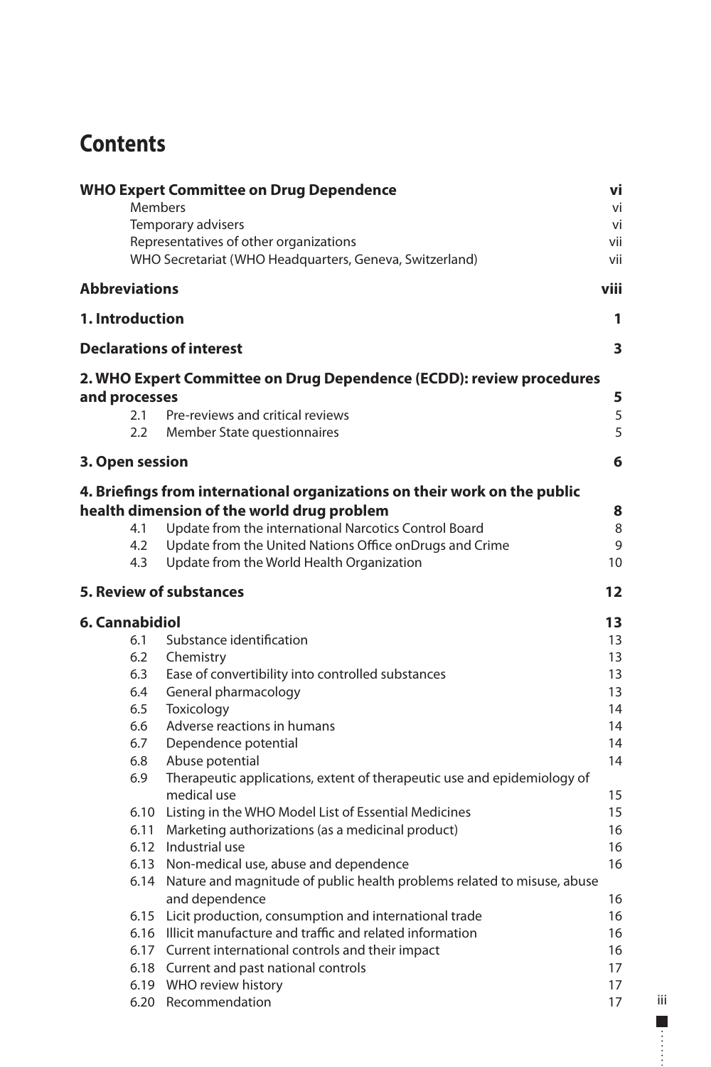# Contents

| | | |
|---|---|---|
| **WHO Expert Committee on Drug Dependence** | | **vi** |
| | Members | vi |
| | Temporary advisers | vi |
| | Representatives of other organizations | vii |
| | WHO Secretariat (WHO Headquarters, Geneva, Switzerland) | vii |
| **Abbreviations** | | **viii** |
| **1. Introduction** | | **1** |
| **Declarations of interest** | | **3** |
| **2. WHO Expert Committee on Drug Dependence (ECDD): review procedures and processes** | | **5** |
| 2.1 | Pre-reviews and critical reviews | 5 |
| 2.2 | Member State questionnaires | 5 |
| **3. Open session** | | **6** |
| **4. Briefings from international organizations on their work on the public health dimension of the world drug problem** | | **8** |
| 4.1 | Update from the international Narcotics Control Board | 8 |
| 4.2 | Update from the United Nations Office onDrugs and Crime | 9 |
| 4.3 | Update from the World Health Organization | 10 |
| **5. Review of substances** | | **12** |
| **6. Cannabidiol** | | **13** |
| 6.1 | Substance identification | 13 |
| 6.2 | Chemistry | 13 |
| 6.3 | Ease of convertibility into controlled substances | 13 |
| 6.4 | General pharmacology | 13 |
| 6.5 | Toxicology | 14 |
| 6.6 | Adverse reactions in humans | 14 |
| 6.7 | Dependence potential | 14 |
| 6.8 | Abuse potential | 14 |
| 6.9 | Therapeutic applications, extent of therapeutic use and epidemiology of medical use | 15 |
| 6.10 | Listing in the WHO Model List of Essential Medicines | 15 |
| 6.11 | Marketing authorizations (as a medicinal product) | 16 |
| 6.12 | Industrial use | 16 |
| 6.13 | Non-medical use, abuse and dependence | 16 |
| 6.14 | Nature and magnitude of public health problems related to misuse, abuse and dependence | 16 |
| 6.15 | Licit production, consumption and international trade | 16 |
| 6.16 | Illicit manufacture and traffic and related information | 16 |
| 6.17 | Current international controls and their impact | 16 |
| 6.18 | Current and past national controls | 17 |
| 6.19 | WHO review history | 17 |
| 6.20 | Recommendation | 17 |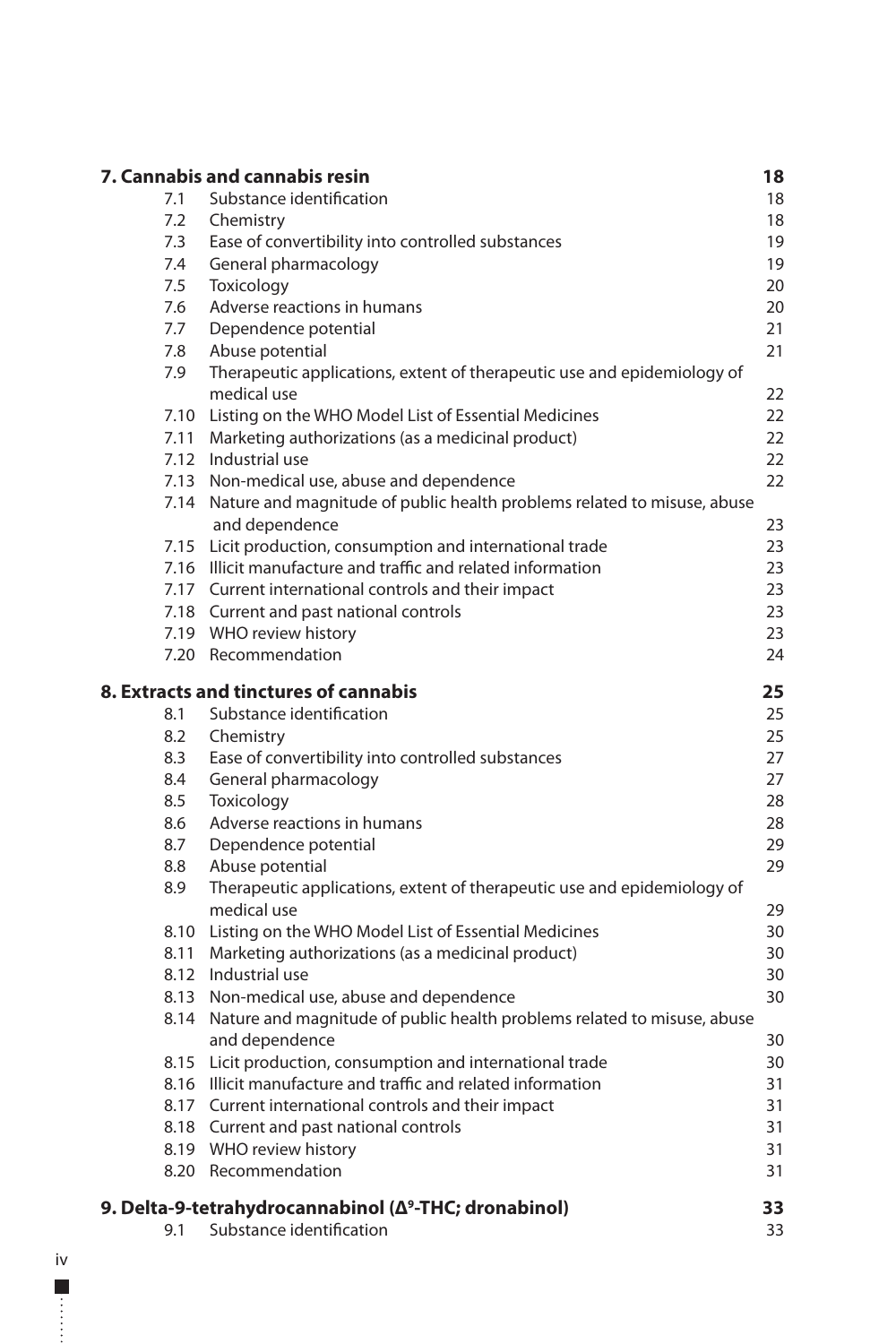**7. Cannabis and cannabis resin** 18

| | | |
|---|---|---|
| 7.1 | Substance identification | 18 |
| 7.2 | Chemistry | 18 |
| 7.3 | Ease of convertibility into controlled substances | 19 |
| 7.4 | General pharmacology | 19 |
| 7.5 | Toxicology | 20 |
| 7.6 | Adverse reactions in humans | 20 |
| 7.7 | Dependence potential | 21 |
| 7.8 | Abuse potential | 21 |
| 7.9 | Therapeutic applications, extent of therapeutic use and epidemiology of medical use | 22 |
| 7.10 | Listing on the WHO Model List of Essential Medicines | 22 |
| 7.11 | Marketing authorizations (as a medicinal product) | 22 |
| 7.12 | Industrial use | 22 |
| 7.13 | Non-medical use, abuse and dependence | 22 |
| 7.14 | Nature and magnitude of public health problems related to misuse, abuse and dependence | 23 |
| 7.15 | Licit production, consumption and international trade | 23 |
| 7.16 | Illicit manufacture and traffic and related information | 23 |
| 7.17 | Current international controls and their impact | 23 |
| 7.18 | Current and past national controls | 23 |
| 7.19 | WHO review history | 23 |
| 7.20 | Recommendation | 24 |

**8. Extracts and tinctures of cannabis** 25

| | | |
|---|---|---|
| 8.1 | Substance identification | 25 |
| 8.2 | Chemistry | 25 |
| 8.3 | Ease of convertibility into controlled substances | 27 |
| 8.4 | General pharmacology | 27 |
| 8.5 | Toxicology | 28 |
| 8.6 | Adverse reactions in humans | 28 |
| 8.7 | Dependence potential | 29 |
| 8.8 | Abuse potential | 29 |
| 8.9 | Therapeutic applications, extent of therapeutic use and epidemiology of medical use | 29 |
| 8.10 | Listing on the WHO Model List of Essential Medicines | 30 |
| 8.11 | Marketing authorizations (as a medicinal product) | 30 |
| 8.12 | Industrial use | 30 |
| 8.13 | Non-medical use, abuse and dependence | 30 |
| 8.14 | Nature and magnitude of public health problems related to misuse, abuse and dependence | 30 |
| 8.15 | Licit production, consumption and international trade | 30 |
| 8.16 | Illicit manufacture and traffic and related information | 31 |
| 8.17 | Current international controls and their impact | 31 |
| 8.18 | Current and past national controls | 31 |
| 8.19 | WHO review history | 31 |
| 8.20 | Recommendation | 31 |

**9. Delta-9-tetrahydrocannabinol ($\Delta^9$-THC; dronabinol)** 33

| | | |
|---|---|---|
| 9.1 | Substance identification | 33 |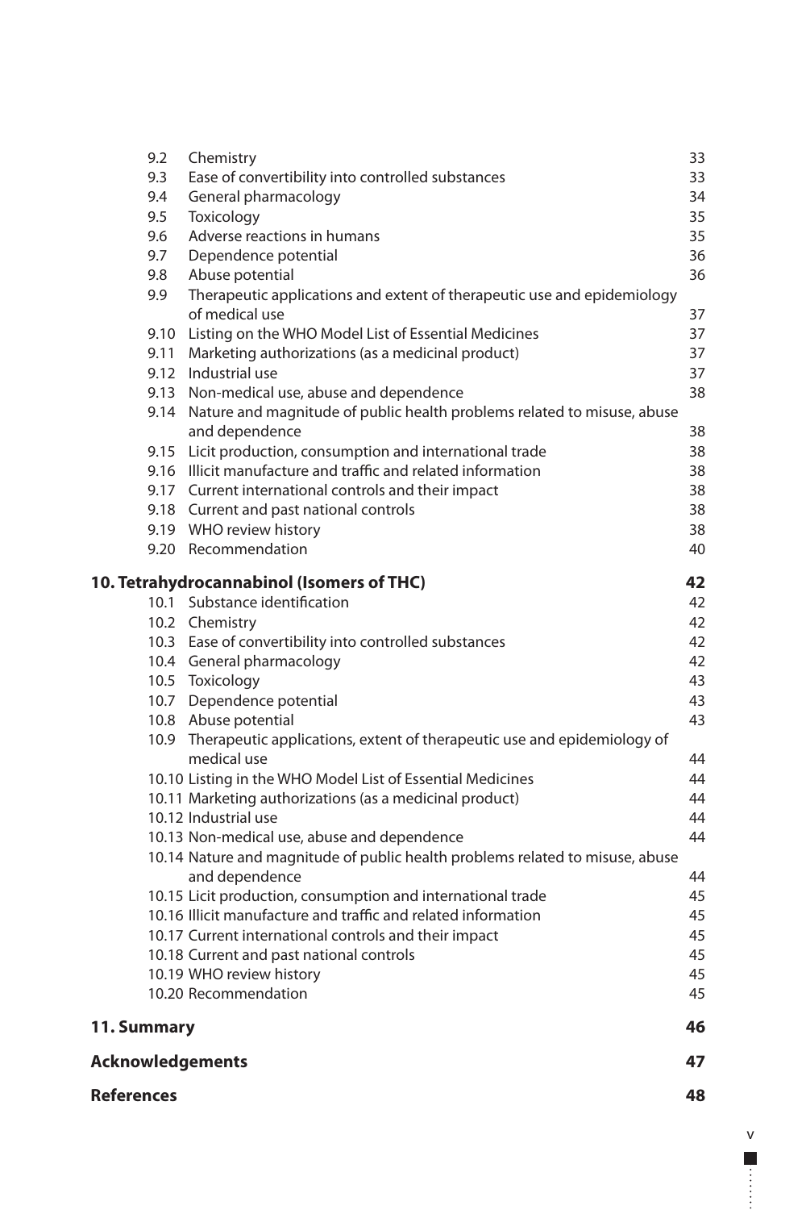- 9.2 Chemistry 33
- 9.3 Ease of convertibility into controlled substances 33
- 9.4 General pharmacology 34
- 9.5 Toxicology 35
- 9.6 Adverse reactions in humans 35
- 9.7 Dependence potential 36
- 9.8 Abuse potential 36
- 9.9 Therapeutic applications and extent of therapeutic use and epidemiology of medical use 37
- 9.10 Listing on the WHO Model List of Essential Medicines 37
- 9.11 Marketing authorizations (as a medicinal product) 37
- 9.12 Industrial use 37
- 9.13 Non-medical use, abuse and dependence 38
- 9.14 Nature and magnitude of public health problems related to misuse, abuse and dependence 38
- 9.15 Licit production, consumption and international trade 38
- 9.16 Illicit manufacture and traffic and related information 38
- 9.17 Current international controls and their impact 38
- 9.18 Current and past national controls 38
- 9.19 WHO review history 38
- 9.20 Recommendation 40

**10. Tetrahydrocannabinol (Isomers of THC) 42**

- 10.1 Substance identification 42
- 10.2 Chemistry 42
- 10.3 Ease of convertibility into controlled substances 42
- 10.4 General pharmacology 42
- 10.5 Toxicology 43
- 10.7 Dependence potential 43
- 10.8 Abuse potential 43
- 10.9 Therapeutic applications, extent of therapeutic use and epidemiology of medical use 44
- 10.10 Listing in the WHO Model List of Essential Medicines 44
- 10.11 Marketing authorizations (as a medicinal product) 44
- 10.12 Industrial use 44
- 10.13 Non-medical use, abuse and dependence 44
- 10.14 Nature and magnitude of public health problems related to misuse, abuse and dependence 44
- 10.15 Licit production, consumption and international trade 45
- 10.16 Illicit manufacture and traffic and related information 45
- 10.17 Current international controls and their impact 45
- 10.18 Current and past national controls 45
- 10.19 WHO review history 45
- 10.20 Recommendation 45

**11. Summary 46**

**Acknowledgements 47**

**References 48**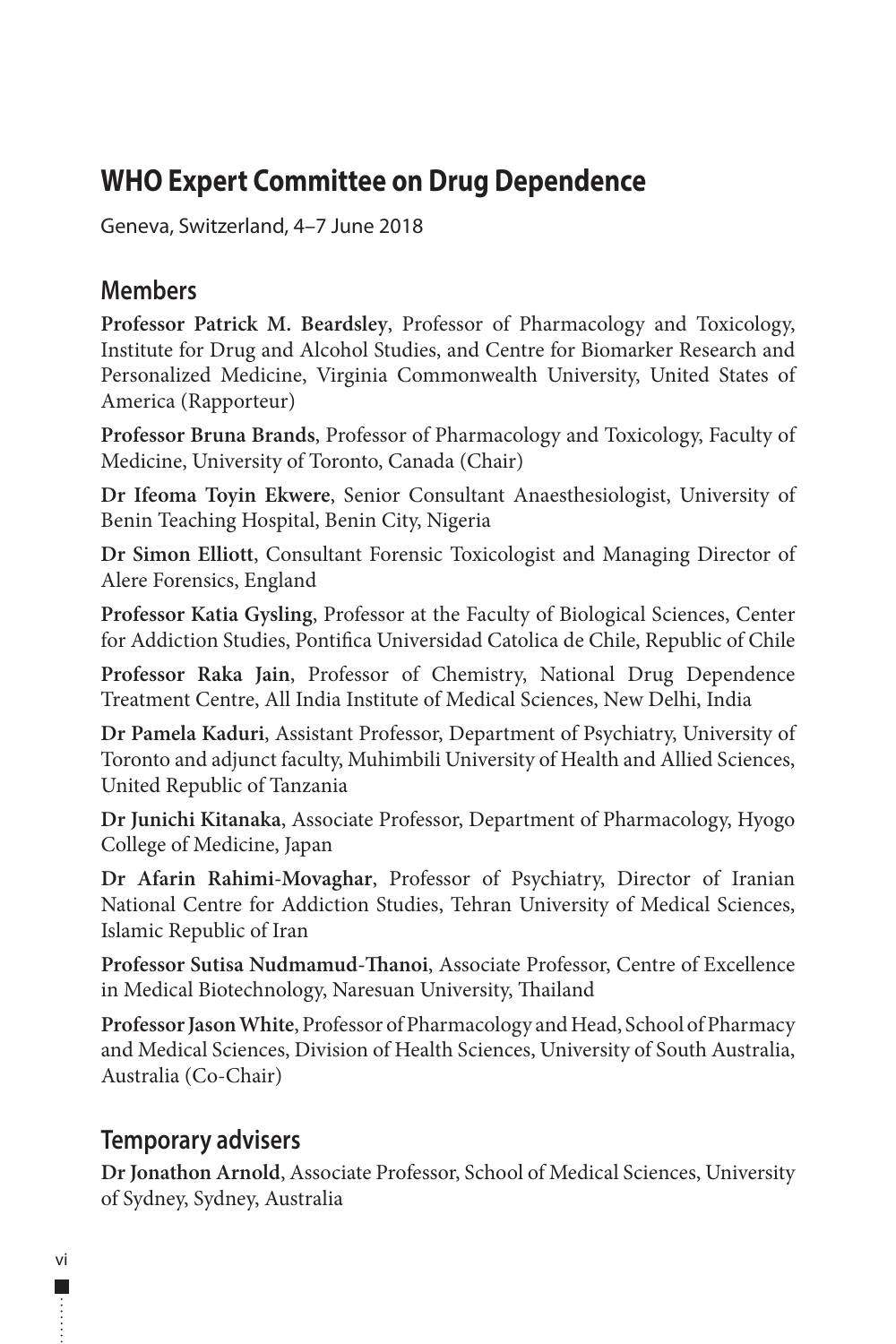# WHO Expert Committee on Drug Dependence

Geneva, Switzerland, 4–7 June 2018

## Members

**Professor Patrick M. Beardsley**, Professor of Pharmacology and Toxicology, Institute for Drug and Alcohol Studies, and Centre for Biomarker Research and Personalized Medicine, Virginia Commonwealth University, United States of America (Rapporteur)

**Professor Bruna Brands**, Professor of Pharmacology and Toxicology, Faculty of Medicine, University of Toronto, Canada (Chair)

**Dr Ifeoma Toyin Ekwere**, Senior Consultant Anaesthesiologist, University of Benin Teaching Hospital, Benin City, Nigeria

**Dr Simon Elliott**, Consultant Forensic Toxicologist and Managing Director of Alere Forensics, England

**Professor Katia Gysling**, Professor at the Faculty of Biological Sciences, Center for Addiction Studies, Pontifica Universidad Catolica de Chile, Republic of Chile

**Professor Raka Jain**, Professor of Chemistry, National Drug Dependence Treatment Centre, All India Institute of Medical Sciences, New Delhi, India

**Dr Pamela Kaduri**, Assistant Professor, Department of Psychiatry, University of Toronto and adjunct faculty, Muhimbili University of Health and Allied Sciences, United Republic of Tanzania

**Dr Junichi Kitanaka**, Associate Professor, Department of Pharmacology, Hyogo College of Medicine, Japan

**Dr Afarin Rahimi-Movaghar**, Professor of Psychiatry, Director of Iranian National Centre for Addiction Studies, Tehran University of Medical Sciences, Islamic Republic of Iran

**Professor Sutisa Nudmamud-Thanoi**, Associate Professor, Centre of Excellence in Medical Biotechnology, Naresuan University, Thailand

**Professor Jason White**, Professor of Pharmacology and Head, School of Pharmacy and Medical Sciences, Division of Health Sciences, University of South Australia, Australia (Co-Chair)

## Temporary advisers

**Dr Jonathon Arnold**, Associate Professor, School of Medical Sciences, University of Sydney, Sydney, Australia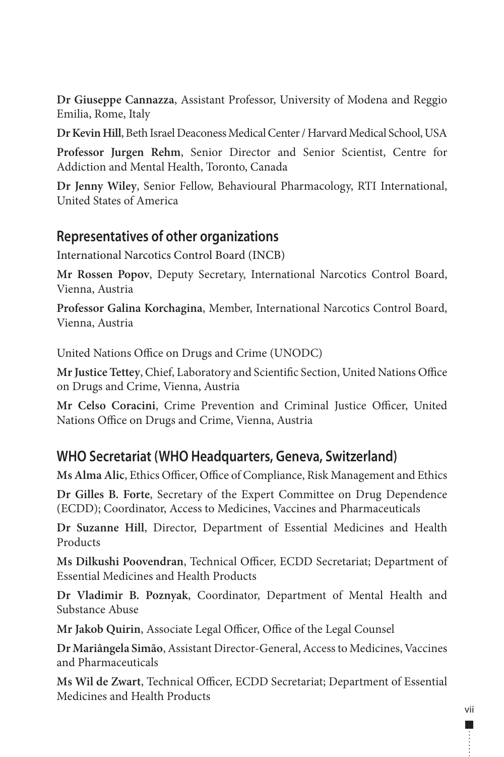**Dr Giuseppe Cannazza**, Assistant Professor, University of Modena and Reggio Emilia, Rome, Italy

**Dr Kevin Hill**, Beth Israel Deaconess Medical Center / Harvard Medical School, USA

**Professor Jurgen Rehm**, Senior Director and Senior Scientist, Centre for Addiction and Mental Health, Toronto, Canada

**Dr Jenny Wiley**, Senior Fellow, Behavioural Pharmacology, RTI International, United States of America

## Representatives of other organizations

International Narcotics Control Board (INCB)

**Mr Rossen Popov**, Deputy Secretary, International Narcotics Control Board, Vienna, Austria

**Professor Galina Korchagina**, Member, International Narcotics Control Board, Vienna, Austria

United Nations Office on Drugs and Crime (UNODC)

**Mr Justice Tettey**, Chief, Laboratory and Scientific Section, United Nations Office on Drugs and Crime, Vienna, Austria

**Mr Celso Coracini**, Crime Prevention and Criminal Justice Officer, United Nations Office on Drugs and Crime, Vienna, Austria

## WHO Secretariat (WHO Headquarters, Geneva, Switzerland)

**Ms Alma Alic**, Ethics Officer, Office of Compliance, Risk Management and Ethics

**Dr Gilles B. Forte**, Secretary of the Expert Committee on Drug Dependence (ECDD); Coordinator, Access to Medicines, Vaccines and Pharmaceuticals

**Dr Suzanne Hill**, Director, Department of Essential Medicines and Health Products

**Ms Dilkushi Poovendran**, Technical Officer, ECDD Secretariat; Department of Essential Medicines and Health Products

**Dr Vladimir B. Poznyak**, Coordinator, Department of Mental Health and Substance Abuse

**Mr Jakob Quirin**, Associate Legal Officer, Office of the Legal Counsel

**Dr Mariângela Simão**, Assistant Director-General, Access to Medicines, Vaccines and Pharmaceuticals

**Ms Wil de Zwart**, Technical Officer, ECDD Secretariat; Department of Essential Medicines and Health Products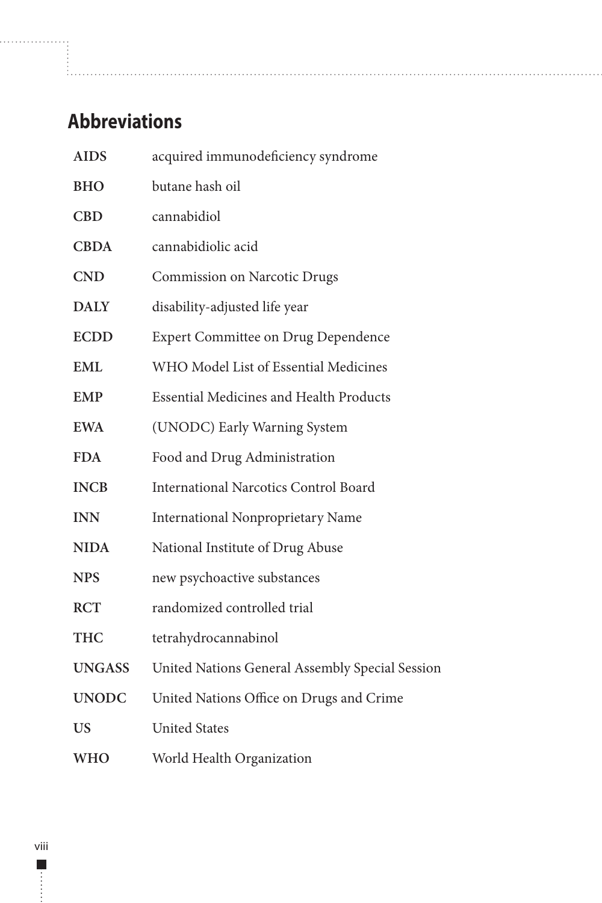## Abbreviations

| | |
|---|---|
| **AIDS** | acquired immunodeficiency syndrome |
| **BHO** | butane hash oil |
| **CBD** | cannabidiol |
| **CBDA** | cannabidiolic acid |
| **CND** | Commission on Narcotic Drugs |
| **DALY** | disability-adjusted life year |
| **ECDD** | Expert Committee on Drug Dependence |
| **EML** | WHO Model List of Essential Medicines |
| **EMP** | Essential Medicines and Health Products |
| **EWA** | (UNODC) Early Warning System |
| **FDA** | Food and Drug Administration |
| **INCB** | International Narcotics Control Board |
| **INN** | International Nonproprietary Name |
| **NIDA** | National Institute of Drug Abuse |
| **NPS** | new psychoactive substances |
| **RCT** | randomized controlled trial |
| **THC** | tetrahydrocannabinol |
| **UNGASS** | United Nations General Assembly Special Session |
| **UNODC** | United Nations Office on Drugs and Crime |
| **US** | United States |
| **WHO** | World Health Organization |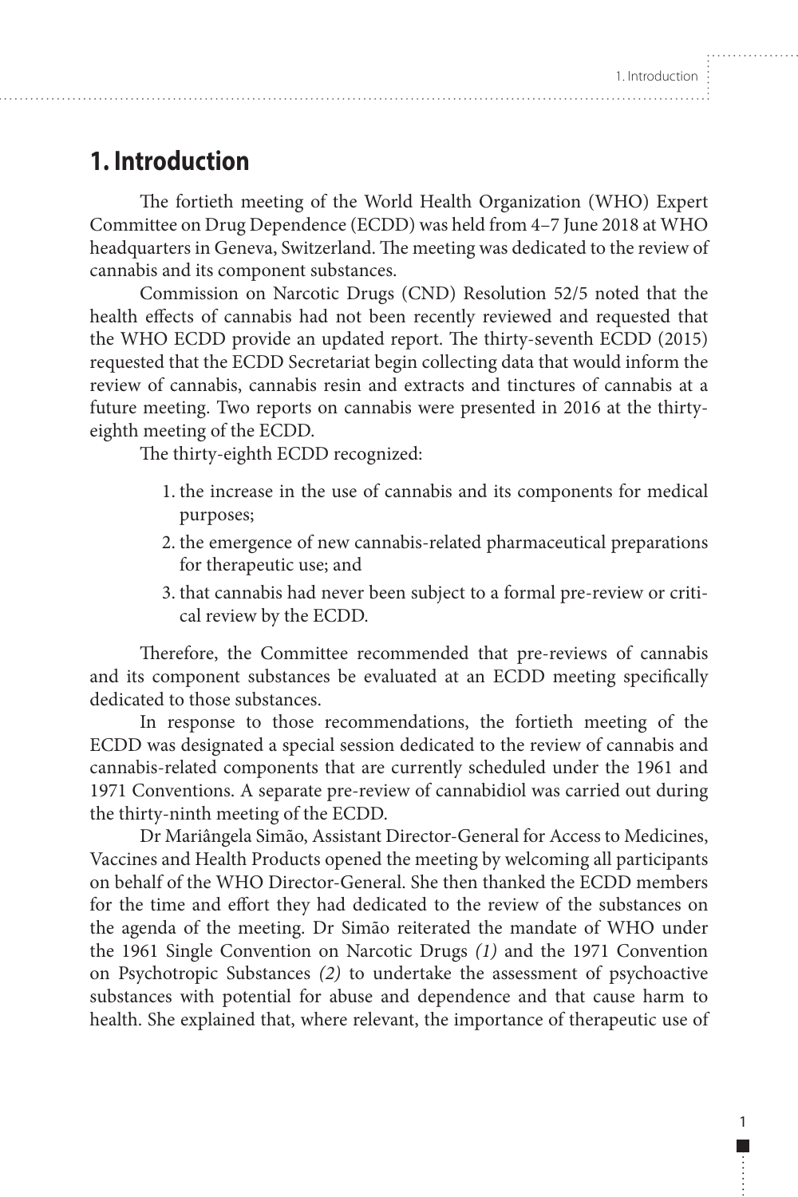# 1. Introduction

The fortieth meeting of the World Health Organization (WHO) Expert Committee on Drug Dependence (ECDD) was held from 4–7 June 2018 at WHO headquarters in Geneva, Switzerland. The meeting was dedicated to the review of cannabis and its component substances.

Commission on Narcotic Drugs (CND) Resolution 52/5 noted that the health effects of cannabis had not been recently reviewed and requested that the WHO ECDD provide an updated report. The thirty-seventh ECDD (2015) requested that the ECDD Secretariat begin collecting data that would inform the review of cannabis, cannabis resin and extracts and tinctures of cannabis at a future meeting. Two reports on cannabis were presented in 2016 at the thirty-eighth meeting of the ECDD.

The thirty-eighth ECDD recognized:

1. the increase in the use of cannabis and its components for medical purposes;
2. the emergence of new cannabis-related pharmaceutical preparations for therapeutic use; and
3. that cannabis had never been subject to a formal pre-review or critical review by the ECDD.

Therefore, the Committee recommended that pre-reviews of cannabis and its component substances be evaluated at an ECDD meeting specifically dedicated to those substances.

In response to those recommendations, the fortieth meeting of the ECDD was designated a special session dedicated to the review of cannabis and cannabis-related components that are currently scheduled under the 1961 and 1971 Conventions. A separate pre-review of cannabidiol was carried out during the thirty-ninth meeting of the ECDD.

Dr Mariângela Simão, Assistant Director-General for Access to Medicines, Vaccines and Health Products opened the meeting by welcoming all participants on behalf of the WHO Director-General. She then thanked the ECDD members for the time and effort they had dedicated to the review of the substances on the agenda of the meeting. Dr Simão reiterated the mandate of WHO under the 1961 Single Convention on Narcotic Drugs *(1)* and the 1971 Convention on Psychotropic Substances *(2)* to undertake the assessment of psychoactive substances with potential for abuse and dependence and that cause harm to health. She explained that, where relevant, the importance of therapeutic use of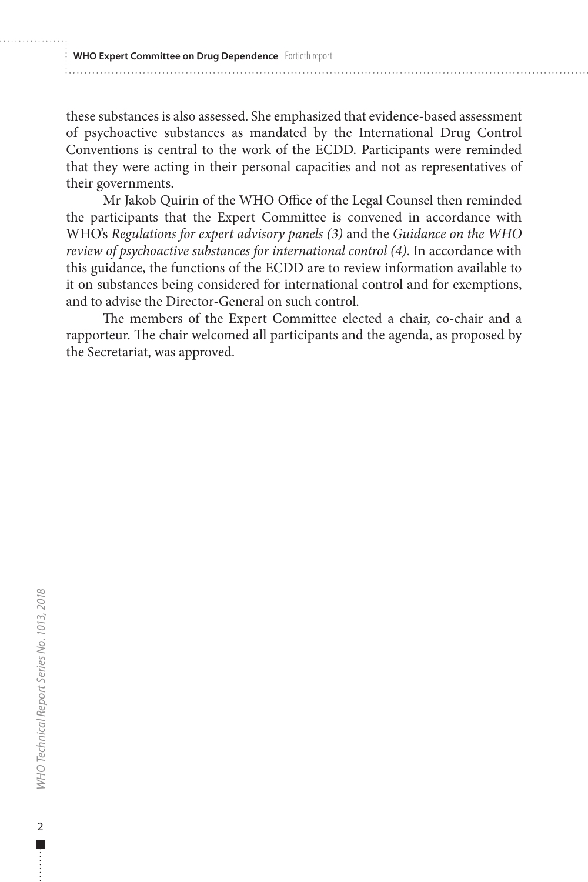these substances is also assessed. She emphasized that evidence-based assessment of psychoactive substances as mandated by the International Drug Control Conventions is central to the work of the ECDD. Participants were reminded that they were acting in their personal capacities and not as representatives of their governments.

Mr Jakob Quirin of the WHO Office of the Legal Counsel then reminded the participants that the Expert Committee is convened in accordance with WHO's *Regulations for expert advisory panels (3)* and the *Guidance on the WHO review of psychoactive substances for international control (4)*. In accordance with this guidance, the functions of the ECDD are to review information available to it on substances being considered for international control and for exemptions, and to advise the Director-General on such control.

The members of the Expert Committee elected a chair, co-chair and a rapporteur. The chair welcomed all participants and the agenda, as proposed by the Secretariat, was approved.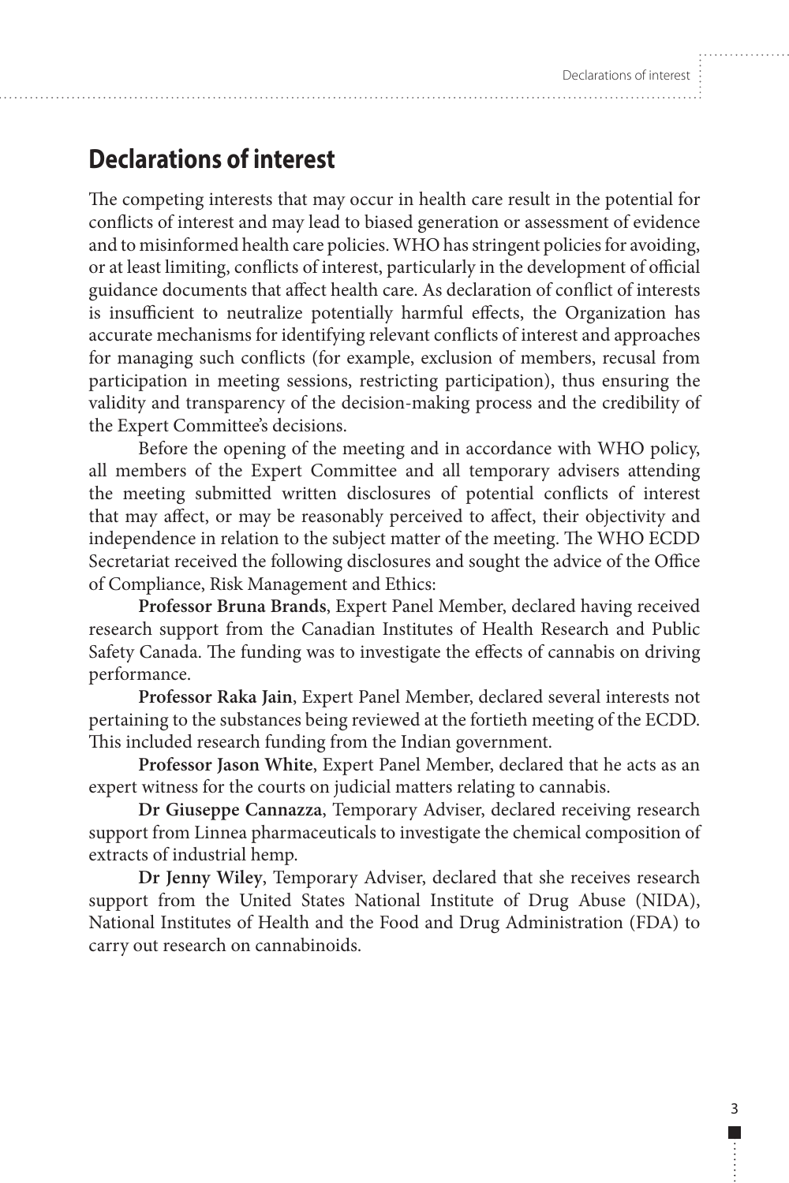# Declarations of interest

The competing interests that may occur in health care result in the potential for conflicts of interest and may lead to biased generation or assessment of evidence and to misinformed health care policies. WHO has stringent policies for avoiding, or at least limiting, conflicts of interest, particularly in the development of official guidance documents that affect health care. As declaration of conflict of interests is insufficient to neutralize potentially harmful effects, the Organization has accurate mechanisms for identifying relevant conflicts of interest and approaches for managing such conflicts (for example, exclusion of members, recusal from participation in meeting sessions, restricting participation), thus ensuring the validity and transparency of the decision-making process and the credibility of the Expert Committee's decisions.

Before the opening of the meeting and in accordance with WHO policy, all members of the Expert Committee and all temporary advisers attending the meeting submitted written disclosures of potential conflicts of interest that may affect, or may be reasonably perceived to affect, their objectivity and independence in relation to the subject matter of the meeting. The WHO ECDD Secretariat received the following disclosures and sought the advice of the Office of Compliance, Risk Management and Ethics:

**Professor Bruna Brands**, Expert Panel Member, declared having received research support from the Canadian Institutes of Health Research and Public Safety Canada. The funding was to investigate the effects of cannabis on driving performance.

**Professor Raka Jain**, Expert Panel Member, declared several interests not pertaining to the substances being reviewed at the fortieth meeting of the ECDD. This included research funding from the Indian government.

**Professor Jason White**, Expert Panel Member, declared that he acts as an expert witness for the courts on judicial matters relating to cannabis.

**Dr Giuseppe Cannazza**, Temporary Adviser, declared receiving research support from Linnea pharmaceuticals to investigate the chemical composition of extracts of industrial hemp.

**Dr Jenny Wiley**, Temporary Adviser, declared that she receives research support from the United States National Institute of Drug Abuse (NIDA), National Institutes of Health and the Food and Drug Administration (FDA) to carry out research on cannabinoids.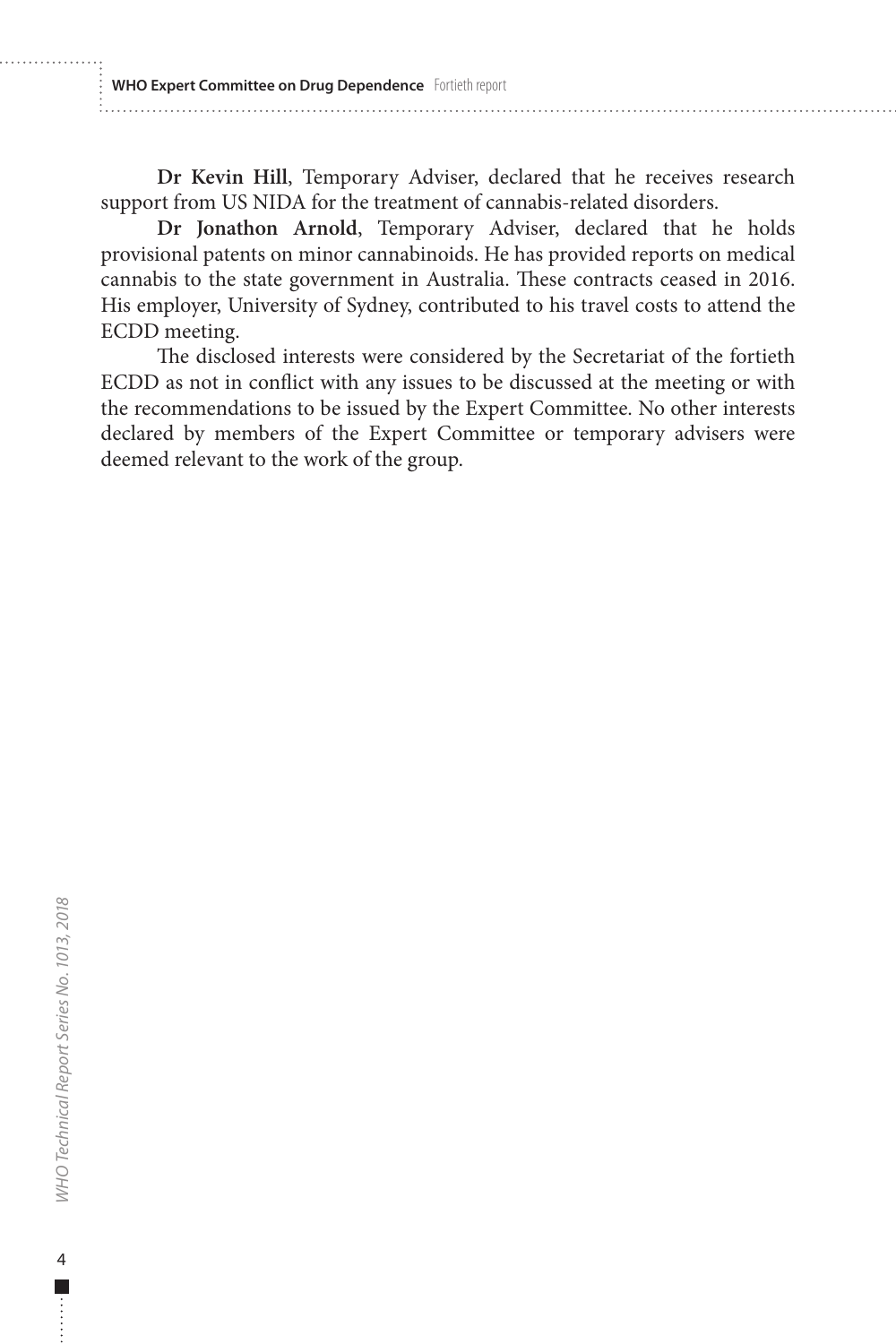**Dr Kevin Hill**, Temporary Adviser, declared that he receives research support from US NIDA for the treatment of cannabis-related disorders.

**Dr Jonathon Arnold**, Temporary Adviser, declared that he holds provisional patents on minor cannabinoids. He has provided reports on medical cannabis to the state government in Australia. These contracts ceased in 2016. His employer, University of Sydney, contributed to his travel costs to attend the ECDD meeting.

The disclosed interests were considered by the Secretariat of the fortieth ECDD as not in conflict with any issues to be discussed at the meeting or with the recommendations to be issued by the Expert Committee. No other interests declared by members of the Expert Committee or temporary advisers were deemed relevant to the work of the group.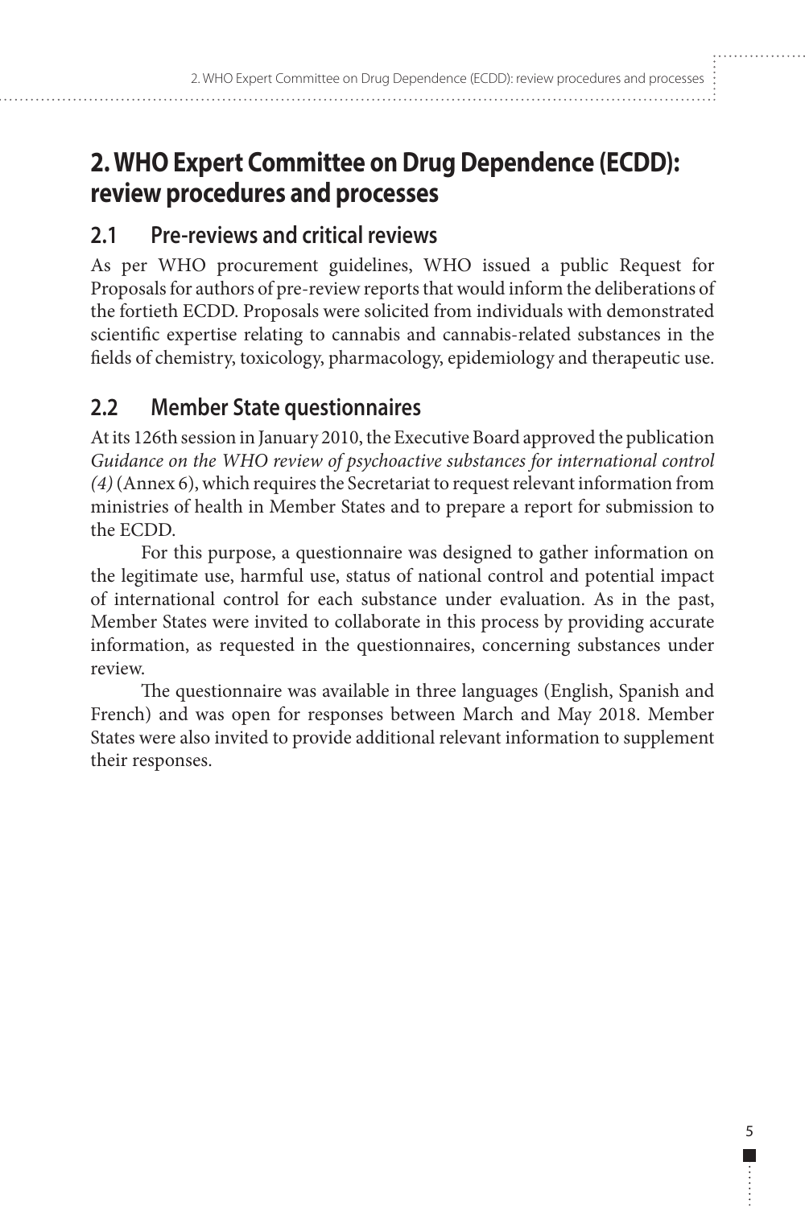# 2. WHO Expert Committee on Drug Dependence (ECDD): review procedures and processes

## 2.1 Pre-reviews and critical reviews

As per WHO procurement guidelines, WHO issued a public Request for Proposals for authors of pre-review reports that would inform the deliberations of the fortieth ECDD. Proposals were solicited from individuals with demonstrated scientific expertise relating to cannabis and cannabis-related substances in the fields of chemistry, toxicology, pharmacology, epidemiology and therapeutic use.

## 2.2 Member State questionnaires

At its 126th session in January 2010, the Executive Board approved the publication *Guidance on the WHO review of psychoactive substances for international control (4)* (Annex 6), which requires the Secretariat to request relevant information from ministries of health in Member States and to prepare a report for submission to the ECDD.

For this purpose, a questionnaire was designed to gather information on the legitimate use, harmful use, status of national control and potential impact of international control for each substance under evaluation. As in the past, Member States were invited to collaborate in this process by providing accurate information, as requested in the questionnaires, concerning substances under review.

The questionnaire was available in three languages (English, Spanish and French) and was open for responses between March and May 2018. Member States were also invited to provide additional relevant information to supplement their responses.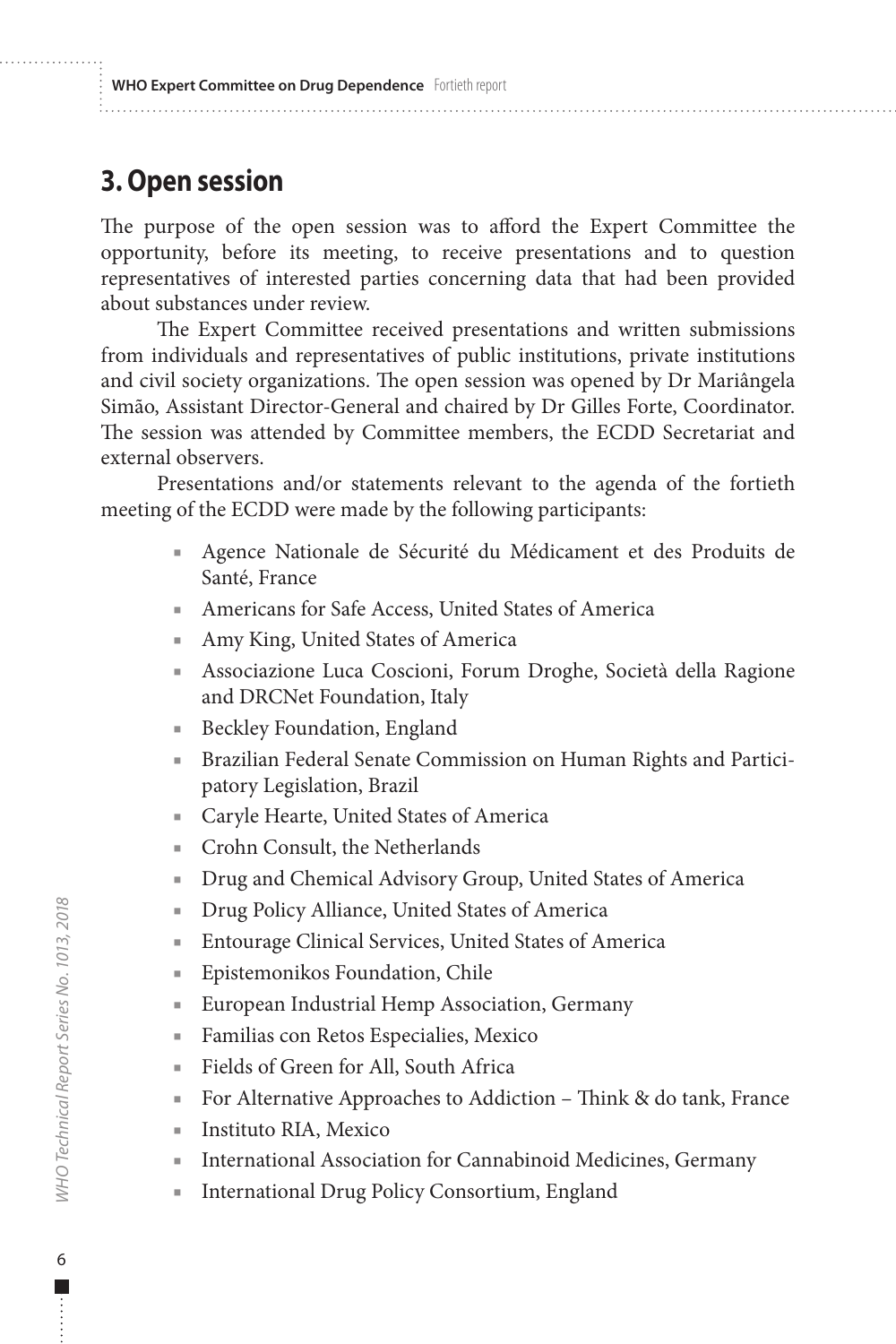## 3. Open session

The purpose of the open session was to afford the Expert Committee the opportunity, before its meeting, to receive presentations and to question representatives of interested parties concerning data that had been provided about substances under review.

The Expert Committee received presentations and written submissions from individuals and representatives of public institutions, private institutions and civil society organizations. The open session was opened by Dr Mariângela Simão, Assistant Director-General and chaired by Dr Gilles Forte, Coordinator. The session was attended by Committee members, the ECDD Secretariat and external observers.

Presentations and/or statements relevant to the agenda of the fortieth meeting of the ECDD were made by the following participants:

- Agence Nationale de Sécurité du Médicament et des Produits de Santé, France
- Americans for Safe Access, United States of America
- Amy King, United States of America
- Associazione Luca Coscioni, Forum Droghe, Società della Ragione and DRCNet Foundation, Italy
- Beckley Foundation, England
- Brazilian Federal Senate Commission on Human Rights and Participatory Legislation, Brazil
- Caryle Hearte, United States of America
- Crohn Consult, the Netherlands
- Drug and Chemical Advisory Group, United States of America
- Drug Policy Alliance, United States of America
- Entourage Clinical Services, United States of America
- Epistemonikos Foundation, Chile
- European Industrial Hemp Association, Germany
- Familias con Retos Especialies, Mexico
- Fields of Green for All, South Africa
- For Alternative Approaches to Addiction – Think & do tank, France
- Instituto RIA, Mexico
- International Association for Cannabinoid Medicines, Germany
- International Drug Policy Consortium, England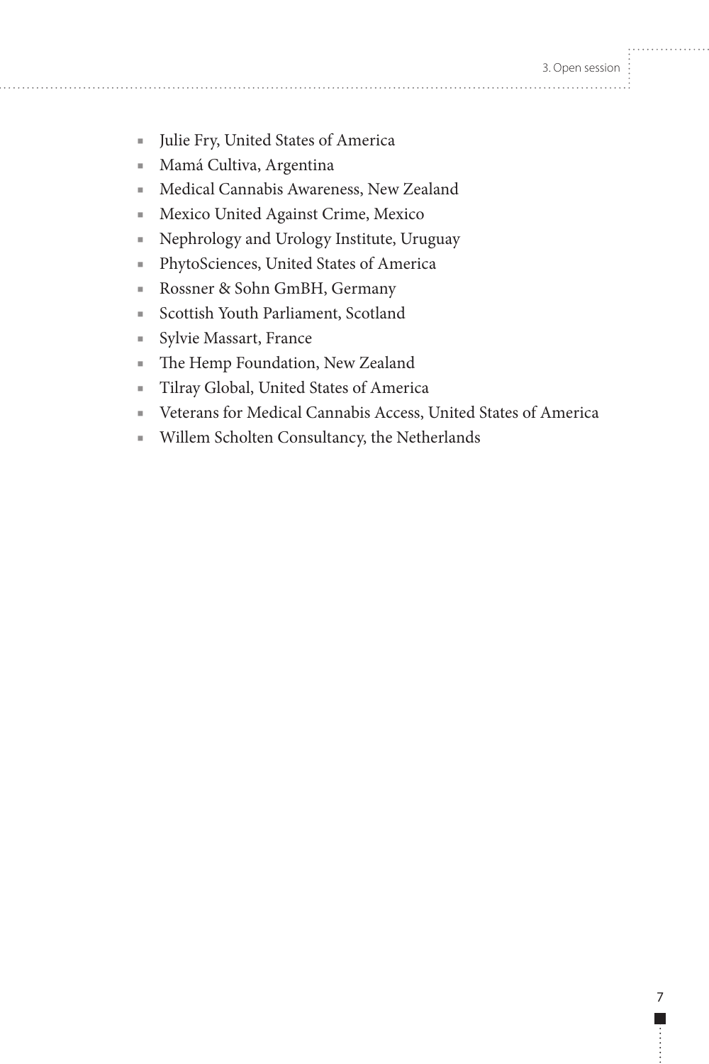- Julie Fry, United States of America
- Mamá Cultiva, Argentina
- Medical Cannabis Awareness, New Zealand
- Mexico United Against Crime, Mexico
- Nephrology and Urology Institute, Uruguay
- PhytoSciences, United States of America
- Rossner & Sohn GmBH, Germany
- Scottish Youth Parliament, Scotland
- Sylvie Massart, France
- The Hemp Foundation, New Zealand
- Tilray Global, United States of America
- Veterans for Medical Cannabis Access, United States of America
- Willem Scholten Consultancy, the Netherlands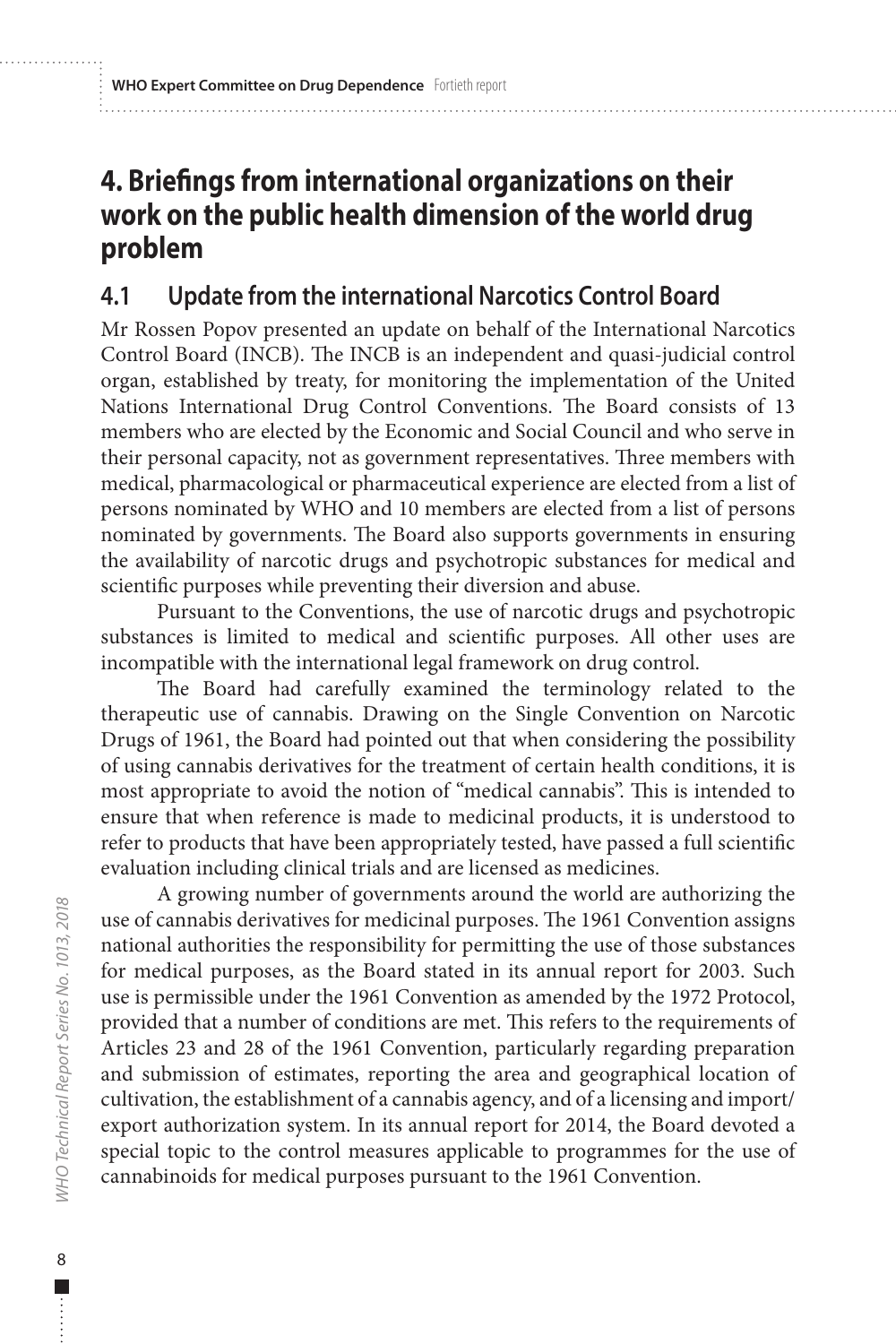# 4. Briefings from international organizations on their work on the public health dimension of the world drug problem

## 4.1 Update from the international Narcotics Control Board

Mr Rossen Popov presented an update on behalf of the International Narcotics Control Board (INCB). The INCB is an independent and quasi-judicial control organ, established by treaty, for monitoring the implementation of the United Nations International Drug Control Conventions. The Board consists of 13 members who are elected by the Economic and Social Council and who serve in their personal capacity, not as government representatives. Three members with medical, pharmacological or pharmaceutical experience are elected from a list of persons nominated by WHO and 10 members are elected from a list of persons nominated by governments. The Board also supports governments in ensuring the availability of narcotic drugs and psychotropic substances for medical and scientific purposes while preventing their diversion and abuse.

Pursuant to the Conventions, the use of narcotic drugs and psychotropic substances is limited to medical and scientific purposes. All other uses are incompatible with the international legal framework on drug control.

The Board had carefully examined the terminology related to the therapeutic use of cannabis. Drawing on the Single Convention on Narcotic Drugs of 1961, the Board had pointed out that when considering the possibility of using cannabis derivatives for the treatment of certain health conditions, it is most appropriate to avoid the notion of "medical cannabis". This is intended to ensure that when reference is made to medicinal products, it is understood to refer to products that have been appropriately tested, have passed a full scientific evaluation including clinical trials and are licensed as medicines.

A growing number of governments around the world are authorizing the use of cannabis derivatives for medicinal purposes. The 1961 Convention assigns national authorities the responsibility for permitting the use of those substances for medical purposes, as the Board stated in its annual report for 2003. Such use is permissible under the 1961 Convention as amended by the 1972 Protocol, provided that a number of conditions are met. This refers to the requirements of Articles 23 and 28 of the 1961 Convention, particularly regarding preparation and submission of estimates, reporting the area and geographical location of cultivation, the establishment of a cannabis agency, and of a licensing and import/export authorization system. In its annual report for 2014, the Board devoted a special topic to the control measures applicable to programmes for the use of cannabinoids for medical purposes pursuant to the 1961 Convention.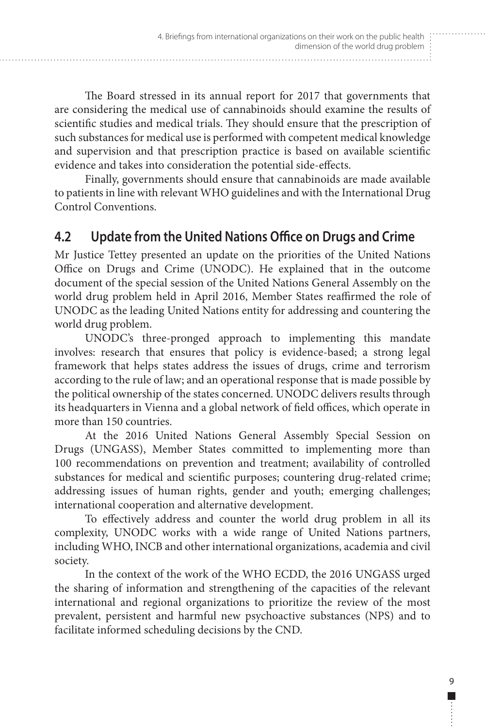The Board stressed in its annual report for 2017 that governments that are considering the medical use of cannabinoids should examine the results of scientific studies and medical trials. They should ensure that the prescription of such substances for medical use is performed with competent medical knowledge and supervision and that prescription practice is based on available scientific evidence and takes into consideration the potential side-effects.

Finally, governments should ensure that cannabinoids are made available to patients in line with relevant WHO guidelines and with the International Drug Control Conventions.

## 4.2 Update from the United Nations Office on Drugs and Crime

Mr Justice Tettey presented an update on the priorities of the United Nations Office on Drugs and Crime (UNODC). He explained that in the outcome document of the special session of the United Nations General Assembly on the world drug problem held in April 2016, Member States reaffirmed the role of UNODC as the leading United Nations entity for addressing and countering the world drug problem.

UNODC's three-pronged approach to implementing this mandate involves: research that ensures that policy is evidence-based; a strong legal framework that helps states address the issues of drugs, crime and terrorism according to the rule of law; and an operational response that is made possible by the political ownership of the states concerned. UNODC delivers results through its headquarters in Vienna and a global network of field offices, which operate in more than 150 countries.

At the 2016 United Nations General Assembly Special Session on Drugs (UNGASS), Member States committed to implementing more than 100 recommendations on prevention and treatment; availability of controlled substances for medical and scientific purposes; countering drug-related crime; addressing issues of human rights, gender and youth; emerging challenges; international cooperation and alternative development.

To effectively address and counter the world drug problem in all its complexity, UNODC works with a wide range of United Nations partners, including WHO, INCB and other international organizations, academia and civil society.

In the context of the work of the WHO ECDD, the 2016 UNGASS urged the sharing of information and strengthening of the capacities of the relevant international and regional organizations to prioritize the review of the most prevalent, persistent and harmful new psychoactive substances (NPS) and to facilitate informed scheduling decisions by the CND.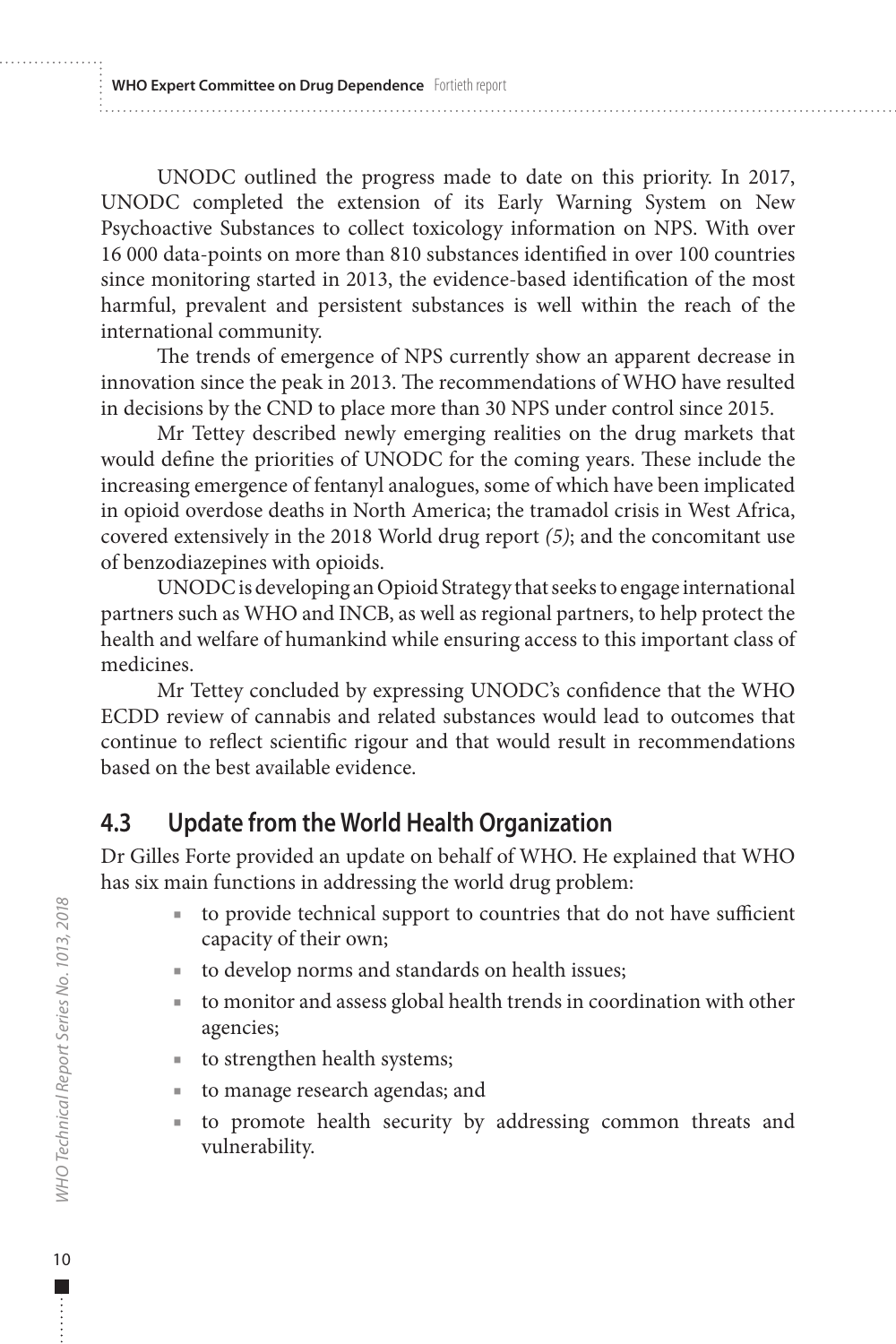UNODC outlined the progress made to date on this priority. In 2017, UNODC completed the extension of its Early Warning System on New Psychoactive Substances to collect toxicology information on NPS. With over 16 000 data-points on more than 810 substances identified in over 100 countries since monitoring started in 2013, the evidence-based identification of the most harmful, prevalent and persistent substances is well within the reach of the international community.

The trends of emergence of NPS currently show an apparent decrease in innovation since the peak in 2013. The recommendations of WHO have resulted in decisions by the CND to place more than 30 NPS under control since 2015.

Mr Tettey described newly emerging realities on the drug markets that would define the priorities of UNODC for the coming years. These include the increasing emergence of fentanyl analogues, some of which have been implicated in opioid overdose deaths in North America; the tramadol crisis in West Africa, covered extensively in the 2018 World drug report *(5)*; and the concomitant use of benzodiazepines with opioids.

UNODC is developing an Opioid Strategy that seeks to engage international partners such as WHO and INCB, as well as regional partners, to help protect the health and welfare of humankind while ensuring access to this important class of medicines.

Mr Tettey concluded by expressing UNODC's confidence that the WHO ECDD review of cannabis and related substances would lead to outcomes that continue to reflect scientific rigour and that would result in recommendations based on the best available evidence.

## 4.3 Update from the World Health Organization

Dr Gilles Forte provided an update on behalf of WHO. He explained that WHO has six main functions in addressing the world drug problem:

- to provide technical support to countries that do not have sufficient capacity of their own;
- to develop norms and standards on health issues;
- to monitor and assess global health trends in coordination with other agencies;
- to strengthen health systems;
- to manage research agendas; and
- to promote health security by addressing common threats and vulnerability.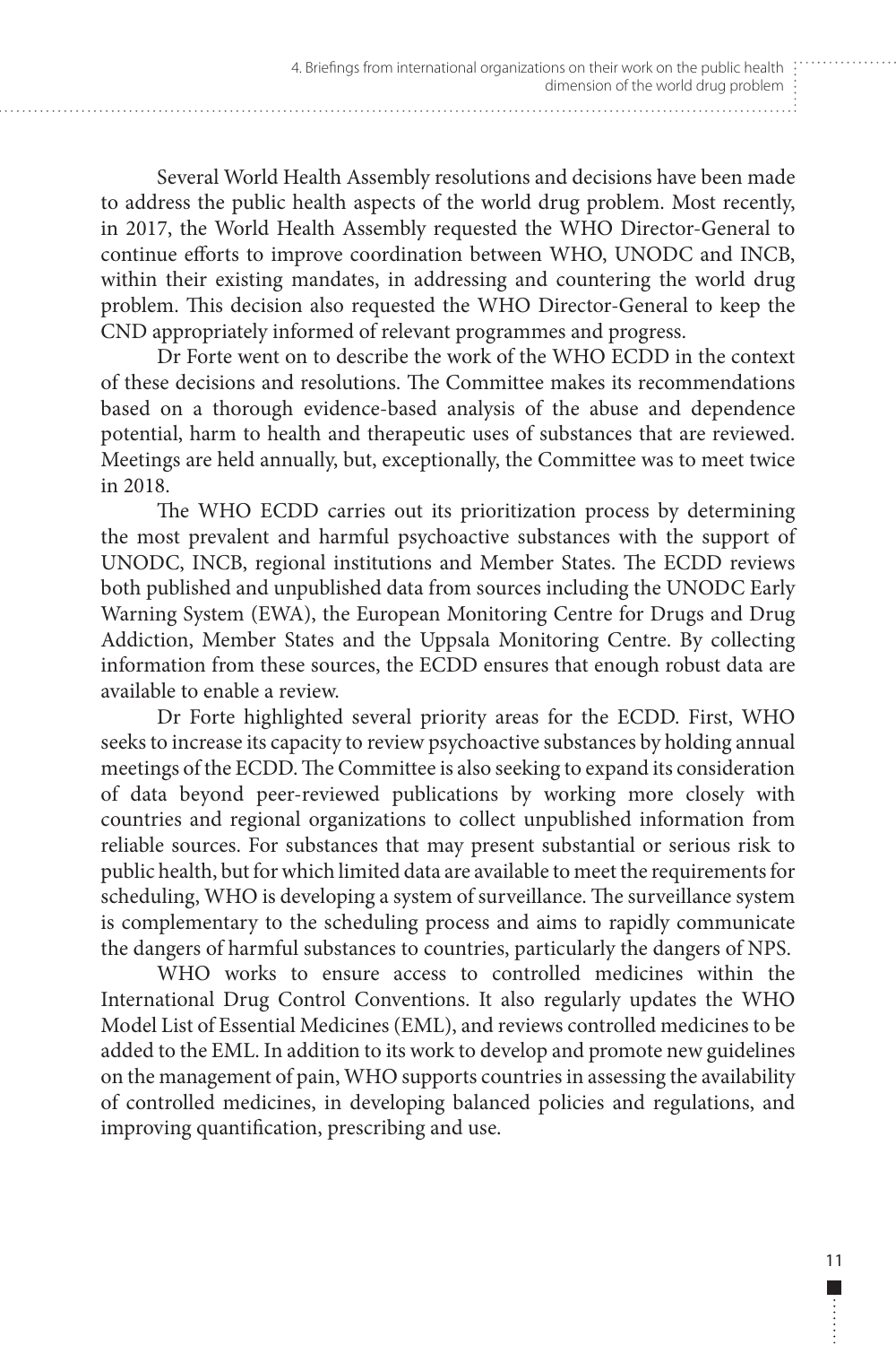Several World Health Assembly resolutions and decisions have been made to address the public health aspects of the world drug problem. Most recently, in 2017, the World Health Assembly requested the WHO Director-General to continue efforts to improve coordination between WHO, UNODC and INCB, within their existing mandates, in addressing and countering the world drug problem. This decision also requested the WHO Director-General to keep the CND appropriately informed of relevant programmes and progress.

Dr Forte went on to describe the work of the WHO ECDD in the context of these decisions and resolutions. The Committee makes its recommendations based on a thorough evidence-based analysis of the abuse and dependence potential, harm to health and therapeutic uses of substances that are reviewed. Meetings are held annually, but, exceptionally, the Committee was to meet twice in 2018.

The WHO ECDD carries out its prioritization process by determining the most prevalent and harmful psychoactive substances with the support of UNODC, INCB, regional institutions and Member States. The ECDD reviews both published and unpublished data from sources including the UNODC Early Warning System (EWA), the European Monitoring Centre for Drugs and Drug Addiction, Member States and the Uppsala Monitoring Centre. By collecting information from these sources, the ECDD ensures that enough robust data are available to enable a review.

Dr Forte highlighted several priority areas for the ECDD. First, WHO seeks to increase its capacity to review psychoactive substances by holding annual meetings of the ECDD. The Committee is also seeking to expand its consideration of data beyond peer-reviewed publications by working more closely with countries and regional organizations to collect unpublished information from reliable sources. For substances that may present substantial or serious risk to public health, but for which limited data are available to meet the requirements for scheduling, WHO is developing a system of surveillance. The surveillance system is complementary to the scheduling process and aims to rapidly communicate the dangers of harmful substances to countries, particularly the dangers of NPS.

WHO works to ensure access to controlled medicines within the International Drug Control Conventions. It also regularly updates the WHO Model List of Essential Medicines (EML), and reviews controlled medicines to be added to the EML. In addition to its work to develop and promote new guidelines on the management of pain, WHO supports countries in assessing the availability of controlled medicines, in developing balanced policies and regulations, and improving quantification, prescribing and use.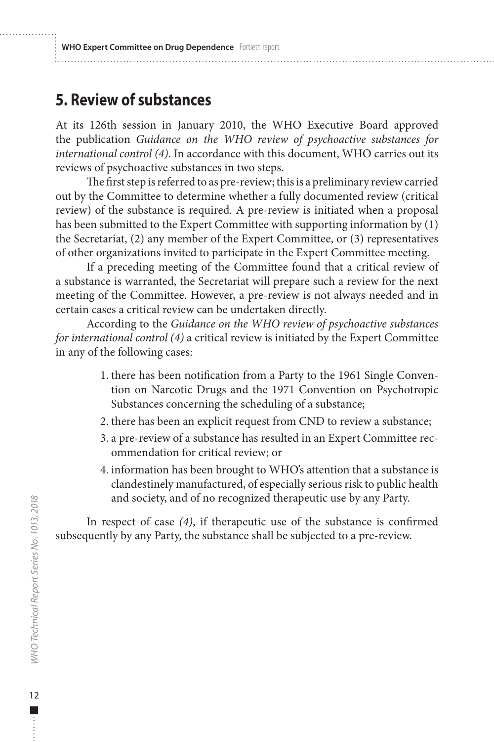## 5. Review of substances

At its 126th session in January 2010, the WHO Executive Board approved the publication *Guidance on the WHO review of psychoactive substances for international control (4)*. In accordance with this document, WHO carries out its reviews of psychoactive substances in two steps.

The first step is referred to as pre-review; this is a preliminary review carried out by the Committee to determine whether a fully documented review (critical review) of the substance is required. A pre-review is initiated when a proposal has been submitted to the Expert Committee with supporting information by (1) the Secretariat, (2) any member of the Expert Committee, or (3) representatives of other organizations invited to participate in the Expert Committee meeting.

If a preceding meeting of the Committee found that a critical review of a substance is warranted, the Secretariat will prepare such a review for the next meeting of the Committee. However, a pre-review is not always needed and in certain cases a critical review can be undertaken directly.

According to the *Guidance on the WHO review of psychoactive substances for international control (4)* a critical review is initiated by the Expert Committee in any of the following cases:

1. there has been notification from a Party to the 1961 Single Convention on Narcotic Drugs and the 1971 Convention on Psychotropic Substances concerning the scheduling of a substance;
2. there has been an explicit request from CND to review a substance;
3. a pre-review of a substance has resulted in an Expert Committee recommendation for critical review; or
4. information has been brought to WHO's attention that a substance is clandestinely manufactured, of especially serious risk to public health and society, and of no recognized therapeutic use by any Party.

In respect of case *(4)*, if therapeutic use of the substance is confirmed subsequently by any Party, the substance shall be subjected to a pre-review.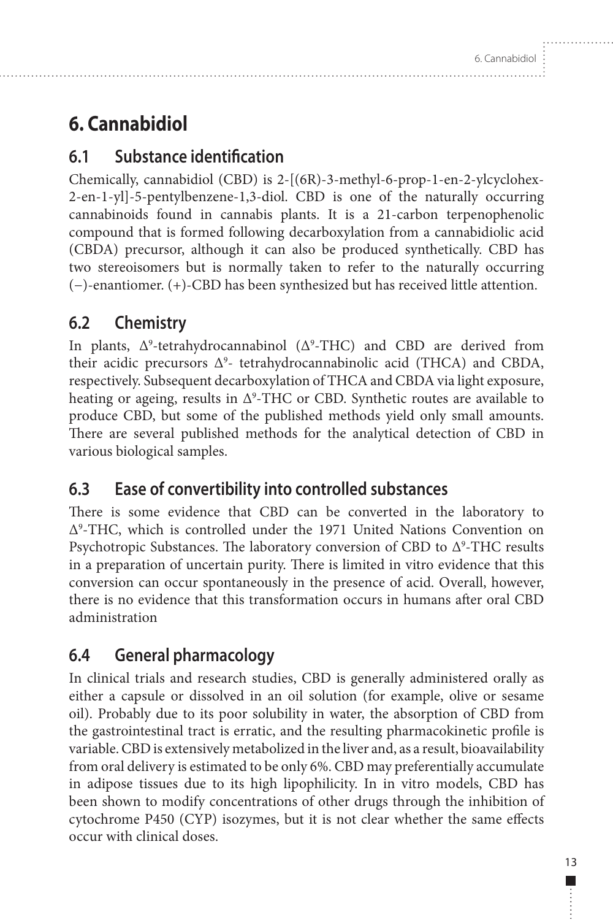# 6. Cannabidiol

## 6.1 Substance identification

Chemically, cannabidiol (CBD) is 2-[(6R)-3-methyl-6-prop-1-en-2-ylcyclohex-2-en-1-yl]-5-pentylbenzene-1,3-diol. CBD is one of the naturally occurring cannabinoids found in cannabis plants. It is a 21-carbon terpenophenolic compound that is formed following decarboxylation from a cannabidiolic acid (CBDA) precursor, although it can also be produced synthetically. CBD has two stereoisomers but is normally taken to refer to the naturally occurring (−)-enantiomer. (+)-CBD has been synthesized but has received little attention.

## 6.2 Chemistry

In plants, $\Delta^9$-tetrahydrocannabinol ($\Delta^9$-THC) and CBD are derived from their acidic precursors $\Delta^9$- tetrahydrocannabinolic acid (THCA) and CBDA, respectively. Subsequent decarboxylation of THCA and CBDA via light exposure, heating or ageing, results in $\Delta^9$-THC or CBD. Synthetic routes are available to produce CBD, but some of the published methods yield only small amounts. There are several published methods for the analytical detection of CBD in various biological samples.

## 6.3 Ease of convertibility into controlled substances

There is some evidence that CBD can be converted in the laboratory to $\Delta^9$-THC, which is controlled under the 1971 United Nations Convention on Psychotropic Substances. The laboratory conversion of CBD to $\Delta^9$-THC results in a preparation of uncertain purity. There is limited in vitro evidence that this conversion can occur spontaneously in the presence of acid. Overall, however, there is no evidence that this transformation occurs in humans after oral CBD administration

## 6.4 General pharmacology

In clinical trials and research studies, CBD is generally administered orally as either a capsule or dissolved in an oil solution (for example, olive or sesame oil). Probably due to its poor solubility in water, the absorption of CBD from the gastrointestinal tract is erratic, and the resulting pharmacokinetic profile is variable. CBD is extensively metabolized in the liver and, as a result, bioavailability from oral delivery is estimated to be only 6%. CBD may preferentially accumulate in adipose tissues due to its high lipophilicity. In in vitro models, CBD has been shown to modify concentrations of other drugs through the inhibition of cytochrome P450 (CYP) isozymes, but it is not clear whether the same effects occur with clinical doses.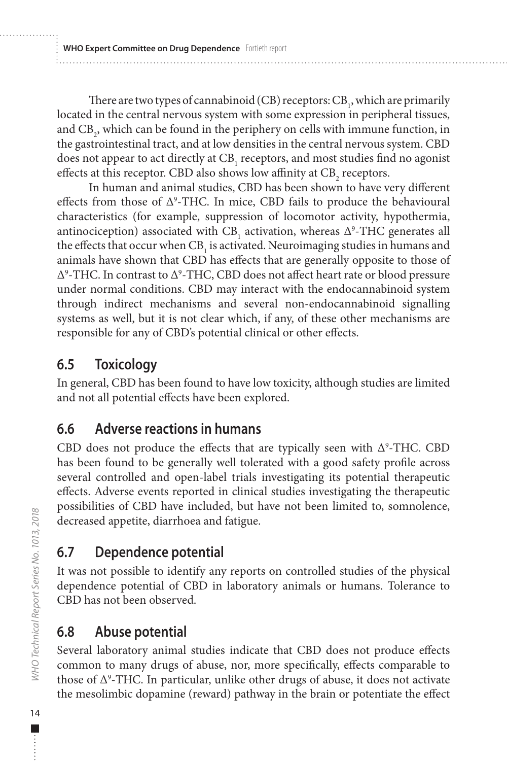There are two types of cannabinoid (CB) receptors: $CB_1$, which are primarily located in the central nervous system with some expression in peripheral tissues, and $CB_2$, which can be found in the periphery on cells with immune function, in the gastrointestinal tract, and at low densities in the central nervous system. CBD does not appear to act directly at $CB_1$ receptors, and most studies find no agonist effects at this receptor. CBD also shows low affinity at $CB_2$ receptors.

In human and animal studies, CBD has been shown to have very different effects from those of $\Delta^9$-THC. In mice, CBD fails to produce the behavioural characteristics (for example, suppression of locomotor activity, hypothermia, antinociception) associated with $CB_1$ activation, whereas $\Delta^9$-THC generates all the effects that occur when $CB_1$ is activated. Neuroimaging studies in humans and animals have shown that CBD has effects that are generally opposite to those of $\Delta^9$-THC. In contrast to $\Delta^9$-THC, CBD does not affect heart rate or blood pressure under normal conditions. CBD may interact with the endocannabinoid system through indirect mechanisms and several non-endocannabinoid signalling systems as well, but it is not clear which, if any, of these other mechanisms are responsible for any of CBD's potential clinical or other effects.

## 6.5 Toxicology

In general, CBD has been found to have low toxicity, although studies are limited and not all potential effects have been explored.

## 6.6 Adverse reactions in humans

CBD does not produce the effects that are typically seen with $\Delta^9$-THC. CBD has been found to be generally well tolerated with a good safety profile across several controlled and open-label trials investigating its potential therapeutic effects. Adverse events reported in clinical studies investigating the therapeutic possibilities of CBD have included, but have not been limited to, somnolence, decreased appetite, diarrhoea and fatigue.

## 6.7 Dependence potential

It was not possible to identify any reports on controlled studies of the physical dependence potential of CBD in laboratory animals or humans. Tolerance to CBD has not been observed.

## 6.8 Abuse potential

Several laboratory animal studies indicate that CBD does not produce effects common to many drugs of abuse, nor, more specifically, effects comparable to those of $\Delta^9$-THC. In particular, unlike other drugs of abuse, it does not activate the mesolimbic dopamine (reward) pathway in the brain or potentiate the effect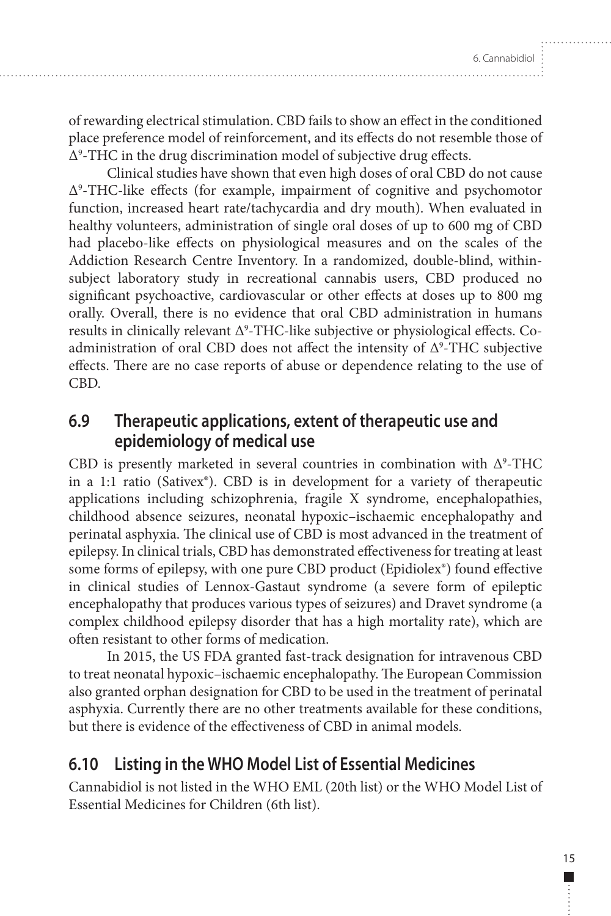of rewarding electrical stimulation. CBD fails to show an effect in the conditioned place preference model of reinforcement, and its effects do not resemble those of $\Delta^9$-THC in the drug discrimination model of subjective drug effects.

Clinical studies have shown that even high doses of oral CBD do not cause $\Delta^9$-THC-like effects (for example, impairment of cognitive and psychomotor function, increased heart rate/tachycardia and dry mouth). When evaluated in healthy volunteers, administration of single oral doses of up to 600 mg of CBD had placebo-like effects on physiological measures and on the scales of the Addiction Research Centre Inventory. In a randomized, double-blind, within-subject laboratory study in recreational cannabis users, CBD produced no significant psychoactive, cardiovascular or other effects at doses up to 800 mg orally. Overall, there is no evidence that oral CBD administration in humans results in clinically relevant $\Delta^9$-THC-like subjective or physiological effects. Co-administration of oral CBD does not affect the intensity of $\Delta^9$-THC subjective effects. There are no case reports of abuse or dependence relating to the use of CBD.

## 6.9 Therapeutic applications, extent of therapeutic use and epidemiology of medical use

CBD is presently marketed in several countries in combination with $\Delta^9$-THC in a 1:1 ratio (Sativex®). CBD is in development for a variety of therapeutic applications including schizophrenia, fragile X syndrome, encephalopathies, childhood absence seizures, neonatal hypoxic–ischaemic encephalopathy and perinatal asphyxia. The clinical use of CBD is most advanced in the treatment of epilepsy. In clinical trials, CBD has demonstrated effectiveness for treating at least some forms of epilepsy, with one pure CBD product (Epidiolex®) found effective in clinical studies of Lennox-Gastaut syndrome (a severe form of epileptic encephalopathy that produces various types of seizures) and Dravet syndrome (a complex childhood epilepsy disorder that has a high mortality rate), which are often resistant to other forms of medication.

In 2015, the US FDA granted fast-track designation for intravenous CBD to treat neonatal hypoxic–ischaemic encephalopathy. The European Commission also granted orphan designation for CBD to be used in the treatment of perinatal asphyxia. Currently there are no other treatments available for these conditions, but there is evidence of the effectiveness of CBD in animal models.

## 6.10 Listing in the WHO Model List of Essential Medicines

Cannabidiol is not listed in the WHO EML (20th list) or the WHO Model List of Essential Medicines for Children (6th list).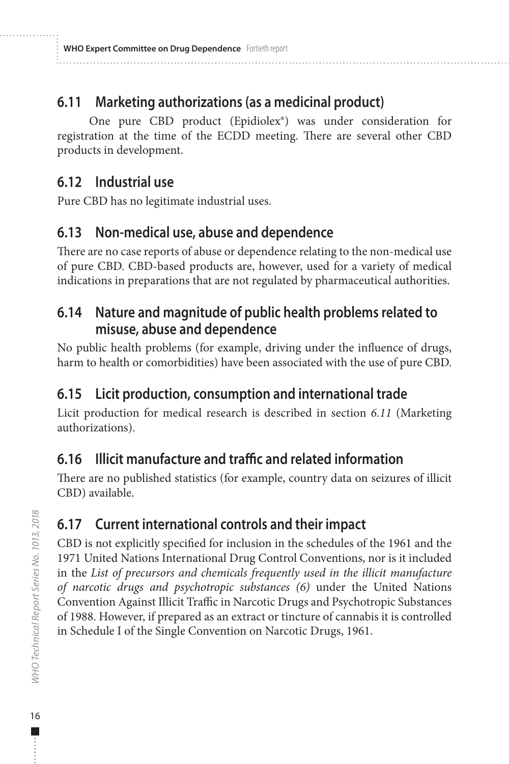## 6.11 Marketing authorizations (as a medicinal product)

One pure CBD product (Epidiolex®) was under consideration for registration at the time of the ECDD meeting. There are several other CBD products in development.

## 6.12 Industrial use

Pure CBD has no legitimate industrial uses.

## 6.13 Non-medical use, abuse and dependence

There are no case reports of abuse or dependence relating to the non-medical use of pure CBD. CBD-based products are, however, used for a variety of medical indications in preparations that are not regulated by pharmaceutical authorities.

## 6.14 Nature and magnitude of public health problems related to misuse, abuse and dependence

No public health problems (for example, driving under the influence of drugs, harm to health or comorbidities) have been associated with the use of pure CBD.

## 6.15 Licit production, consumption and international trade

Licit production for medical research is described in section *6.11* (Marketing authorizations).

## 6.16 Illicit manufacture and traffic and related information

There are no published statistics (for example, country data on seizures of illicit CBD) available.

## 6.17 Current international controls and their impact

CBD is not explicitly specified for inclusion in the schedules of the 1961 and the 1971 United Nations International Drug Control Conventions, nor is it included in the *List of precursors and chemicals frequently used in the illicit manufacture of narcotic drugs and psychotropic substances (6)* under the United Nations Convention Against Illicit Traffic in Narcotic Drugs and Psychotropic Substances of 1988. However, if prepared as an extract or tincture of cannabis it is controlled in Schedule I of the Single Convention on Narcotic Drugs, 1961.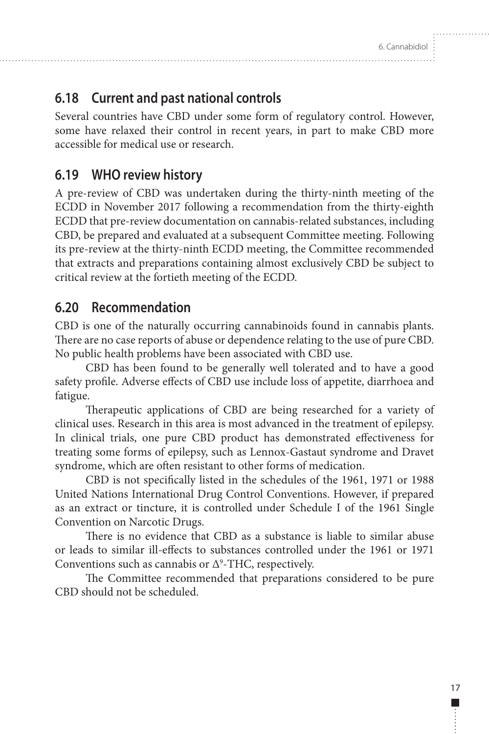## 6.18 Current and past national controls

Several countries have CBD under some form of regulatory control. However, some have relaxed their control in recent years, in part to make CBD more accessible for medical use or research.

## 6.19 WHO review history

A pre-review of CBD was undertaken during the thirty-ninth meeting of the ECDD in November 2017 following a recommendation from the thirty-eighth ECDD that pre-review documentation on cannabis-related substances, including CBD, be prepared and evaluated at a subsequent Committee meeting. Following its pre-review at the thirty-ninth ECDD meeting, the Committee recommended that extracts and preparations containing almost exclusively CBD be subject to critical review at the fortieth meeting of the ECDD.

## 6.20 Recommendation

CBD is one of the naturally occurring cannabinoids found in cannabis plants. There are no case reports of abuse or dependence relating to the use of pure CBD. No public health problems have been associated with CBD use.

CBD has been found to be generally well tolerated and to have a good safety profile. Adverse effects of CBD use include loss of appetite, diarrhoea and fatigue.

Therapeutic applications of CBD are being researched for a variety of clinical uses. Research in this area is most advanced in the treatment of epilepsy. In clinical trials, one pure CBD product has demonstrated effectiveness for treating some forms of epilepsy, such as Lennox-Gastaut syndrome and Dravet syndrome, which are often resistant to other forms of medication.

CBD is not specifically listed in the schedules of the 1961, 1971 or 1988 United Nations International Drug Control Conventions. However, if prepared as an extract or tincture, it is controlled under Schedule I of the 1961 Single Convention on Narcotic Drugs.

There is no evidence that CBD as a substance is liable to similar abuse or leads to similar ill-effects to substances controlled under the 1961 or 1971 Conventions such as cannabis or $\Delta^9$-THC, respectively.

The Committee recommended that preparations considered to be pure CBD should not be scheduled.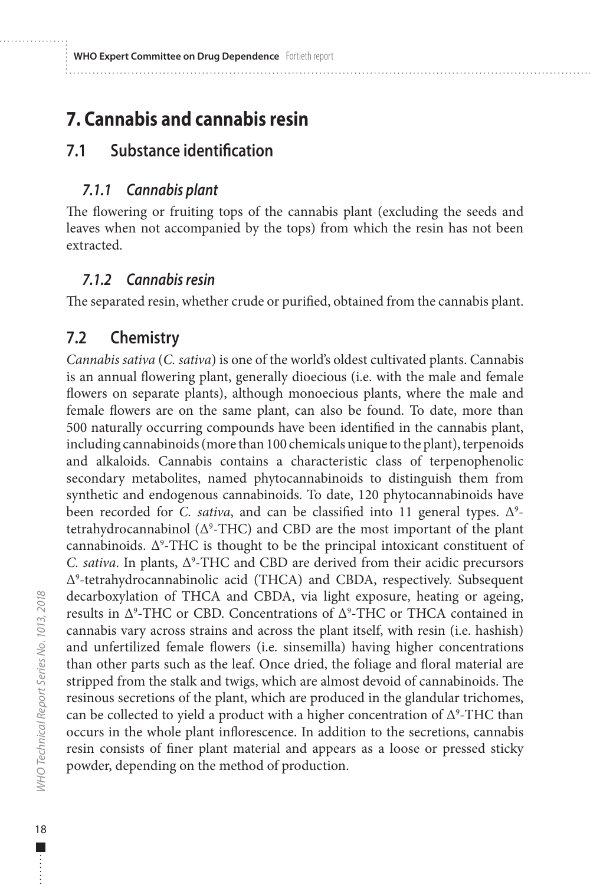# 7. Cannabis and cannabis resin

## 7.1 Substance identification

### 7.1.1 Cannabis plant

The flowering or fruiting tops of the cannabis plant (excluding the seeds and leaves when not accompanied by the tops) from which the resin has not been extracted.

### 7.1.2 Cannabis resin

The separated resin, whether crude or purified, obtained from the cannabis plant.

## 7.2 Chemistry

*Cannabis sativa* (*C. sativa*) is one of the world's oldest cultivated plants. Cannabis is an annual flowering plant, generally dioecious (i.e. with the male and female flowers on separate plants), although monoecious plants, where the male and female flowers are on the same plant, can also be found. To date, more than 500 naturally occurring compounds have been identified in the cannabis plant, including cannabinoids (more than 100 chemicals unique to the plant), terpenoids and alkaloids. Cannabis contains a characteristic class of terpenophenolic secondary metabolites, named phytocannabinoids to distinguish them from synthetic and endogenous cannabinoids. To date, 120 phytocannabinoids have been recorded for *C. sativa*, and can be classified into 11 general types. $\Delta^9$-tetrahydrocannabinol ($\Delta^9$-THC) and CBD are the most important of the plant cannabinoids. $\Delta^9$-THC is thought to be the principal intoxicant constituent of *C. sativa*. In plants, $\Delta^9$-THC and CBD are derived from their acidic precursors $\Delta^9$-tetrahydrocannabinolic acid (THCA) and CBDA, respectively. Subsequent decarboxylation of THCA and CBDA, via light exposure, heating or ageing, results in $\Delta^9$-THC or CBD. Concentrations of $\Delta^9$-THC or THCA contained in cannabis vary across strains and across the plant itself, with resin (i.e. hashish) and unfertilized female flowers (i.e. sinsemilla) having higher concentrations than other parts such as the leaf. Once dried, the foliage and floral material are stripped from the stalk and twigs, which are almost devoid of cannabinoids. The resinous secretions of the plant, which are produced in the glandular trichomes, can be collected to yield a product with a higher concentration of $\Delta^9$-THC than occurs in the whole plant inflorescence. In addition to the secretions, cannabis resin consists of finer plant material and appears as a loose or pressed sticky powder, depending on the method of production.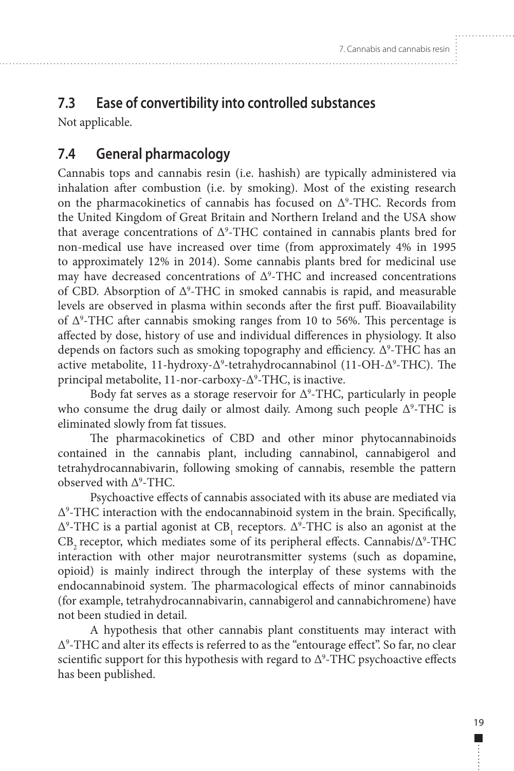## 7.3 Ease of convertibility into controlled substances

Not applicable.

## 7.4 General pharmacology

Cannabis tops and cannabis resin (i.e. hashish) are typically administered via inhalation after combustion (i.e. by smoking). Most of the existing research on the pharmacokinetics of cannabis has focused on $\Delta^9$-THC. Records from the United Kingdom of Great Britain and Northern Ireland and the USA show that average concentrations of $\Delta^9$-THC contained in cannabis plants bred for non-medical use have increased over time (from approximately 4% in 1995 to approximately 12% in 2014). Some cannabis plants bred for medicinal use may have decreased concentrations of $\Delta^9$-THC and increased concentrations of CBD. Absorption of $\Delta^9$-THC in smoked cannabis is rapid, and measurable levels are observed in plasma within seconds after the first puff. Bioavailability of $\Delta^9$-THC after cannabis smoking ranges from 10 to 56%. This percentage is affected by dose, history of use and individual differences in physiology. It also depends on factors such as smoking topography and efficiency. $\Delta^9$-THC has an active metabolite, 11-hydroxy-$\Delta^9$-tetrahydrocannabinol (11-OH-$\Delta^9$-THC). The principal metabolite, 11-nor-carboxy-$\Delta^9$-THC, is inactive.

Body fat serves as a storage reservoir for $\Delta^9$-THC, particularly in people who consume the drug daily or almost daily. Among such people $\Delta^9$-THC is eliminated slowly from fat tissues.

The pharmacokinetics of CBD and other minor phytocannabinoids contained in the cannabis plant, including cannabinol, cannabigerol and tetrahydrocannabivarin, following smoking of cannabis, resemble the pattern observed with $\Delta^9$-THC.

Psychoactive effects of cannabis associated with its abuse are mediated via $\Delta^9$-THC interaction with the endocannabinoid system in the brain. Specifically, $\Delta^9$-THC is a partial agonist at $CB_1$ receptors. $\Delta^9$-THC is also an agonist at the $CB_2$ receptor, which mediates some of its peripheral effects. Cannabis/$\Delta^9$-THC interaction with other major neurotransmitter systems (such as dopamine, opioid) is mainly indirect through the interplay of these systems with the endocannabinoid system. The pharmacological effects of minor cannabinoids (for example, tetrahydrocannabivarin, cannabigerol and cannabichromene) have not been studied in detail.

A hypothesis that other cannabis plant constituents may interact with $\Delta^9$-THC and alter its effects is referred to as the "entourage effect". So far, no clear scientific support for this hypothesis with regard to $\Delta^9$-THC psychoactive effects has been published.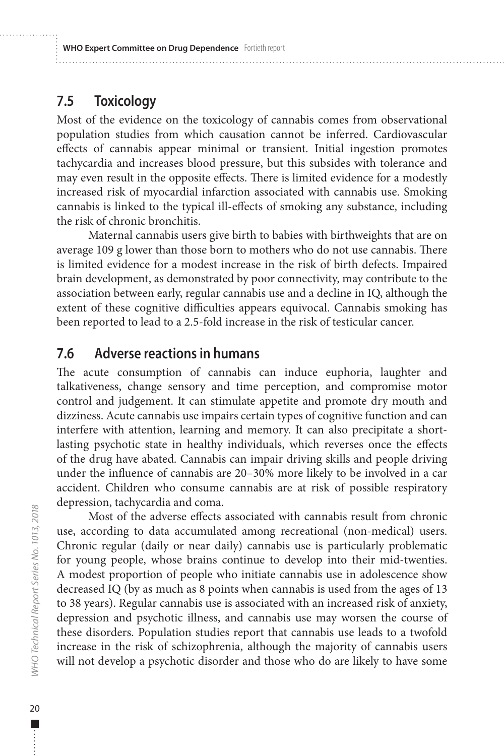## 7.5 Toxicology

Most of the evidence on the toxicology of cannabis comes from observational population studies from which causation cannot be inferred. Cardiovascular effects of cannabis appear minimal or transient. Initial ingestion promotes tachycardia and increases blood pressure, but this subsides with tolerance and may even result in the opposite effects. There is limited evidence for a modestly increased risk of myocardial infarction associated with cannabis use. Smoking cannabis is linked to the typical ill-effects of smoking any substance, including the risk of chronic bronchitis.

Maternal cannabis users give birth to babies with birthweights that are on average 109 g lower than those born to mothers who do not use cannabis. There is limited evidence for a modest increase in the risk of birth defects. Impaired brain development, as demonstrated by poor connectivity, may contribute to the association between early, regular cannabis use and a decline in IQ, although the extent of these cognitive difficulties appears equivocal. Cannabis smoking has been reported to lead to a 2.5-fold increase in the risk of testicular cancer.

## 7.6 Adverse reactions in humans

The acute consumption of cannabis can induce euphoria, laughter and talkativeness, change sensory and time perception, and compromise motor control and judgement. It can stimulate appetite and promote dry mouth and dizziness. Acute cannabis use impairs certain types of cognitive function and can interfere with attention, learning and memory. It can also precipitate a short-lasting psychotic state in healthy individuals, which reverses once the effects of the drug have abated. Cannabis can impair driving skills and people driving under the influence of cannabis are 20–30% more likely to be involved in a car accident. Children who consume cannabis are at risk of possible respiratory depression, tachycardia and coma.

Most of the adverse effects associated with cannabis result from chronic use, according to data accumulated among recreational (non-medical) users. Chronic regular (daily or near daily) cannabis use is particularly problematic for young people, whose brains continue to develop into their mid-twenties. A modest proportion of people who initiate cannabis use in adolescence show decreased IQ (by as much as 8 points when cannabis is used from the ages of 13 to 38 years). Regular cannabis use is associated with an increased risk of anxiety, depression and psychotic illness, and cannabis use may worsen the course of these disorders. Population studies report that cannabis use leads to a twofold increase in the risk of schizophrenia, although the majority of cannabis users will not develop a psychotic disorder and those who do are likely to have some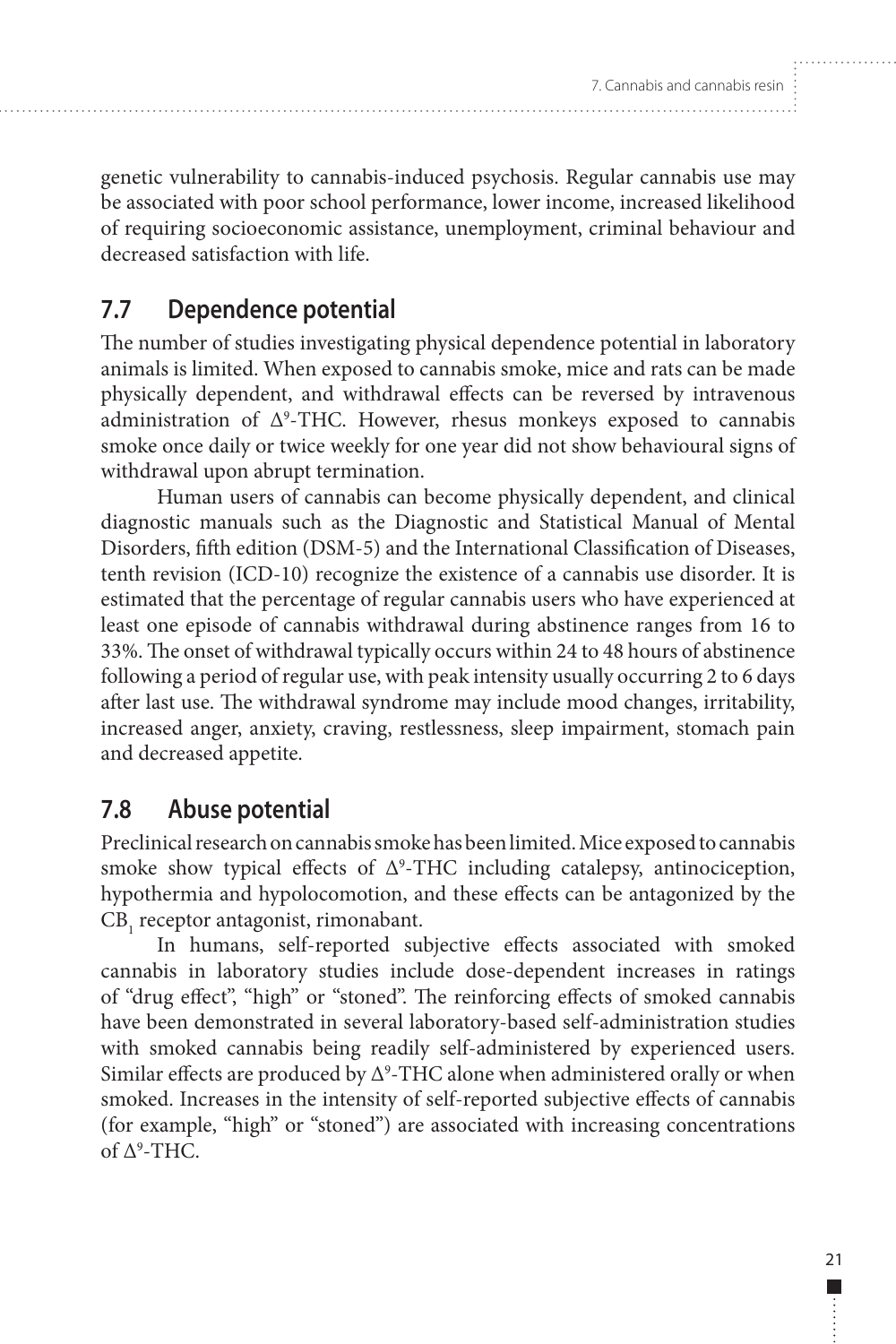genetic vulnerability to cannabis-induced psychosis. Regular cannabis use may be associated with poor school performance, lower income, increased likelihood of requiring socioeconomic assistance, unemployment, criminal behaviour and decreased satisfaction with life.

## 7.7 Dependence potential

The number of studies investigating physical dependence potential in laboratory animals is limited. When exposed to cannabis smoke, mice and rats can be made physically dependent, and withdrawal effects can be reversed by intravenous administration of $\Delta^9$-THC. However, rhesus monkeys exposed to cannabis smoke once daily or twice weekly for one year did not show behavioural signs of withdrawal upon abrupt termination.

Human users of cannabis can become physically dependent, and clinical diagnostic manuals such as the Diagnostic and Statistical Manual of Mental Disorders, fifth edition (DSM-5) and the International Classification of Diseases, tenth revision (ICD-10) recognize the existence of a cannabis use disorder. It is estimated that the percentage of regular cannabis users who have experienced at least one episode of cannabis withdrawal during abstinence ranges from 16 to 33%. The onset of withdrawal typically occurs within 24 to 48 hours of abstinence following a period of regular use, with peak intensity usually occurring 2 to 6 days after last use. The withdrawal syndrome may include mood changes, irritability, increased anger, anxiety, craving, restlessness, sleep impairment, stomach pain and decreased appetite.

## 7.8 Abuse potential

Preclinical research on cannabis smoke has been limited. Mice exposed to cannabis smoke show typical effects of $\Delta^9$-THC including catalepsy, antinociception, hypothermia and hypolocomotion, and these effects can be antagonized by the $CB_1$ receptor antagonist, rimonabant.

In humans, self-reported subjective effects associated with smoked cannabis in laboratory studies include dose-dependent increases in ratings of "drug effect", "high" or "stoned". The reinforcing effects of smoked cannabis have been demonstrated in several laboratory-based self-administration studies with smoked cannabis being readily self-administered by experienced users. Similar effects are produced by $\Delta^9$-THC alone when administered orally or when smoked. Increases in the intensity of self-reported subjective effects of cannabis (for example, "high" or "stoned") are associated with increasing concentrations of $\Delta^9$-THC.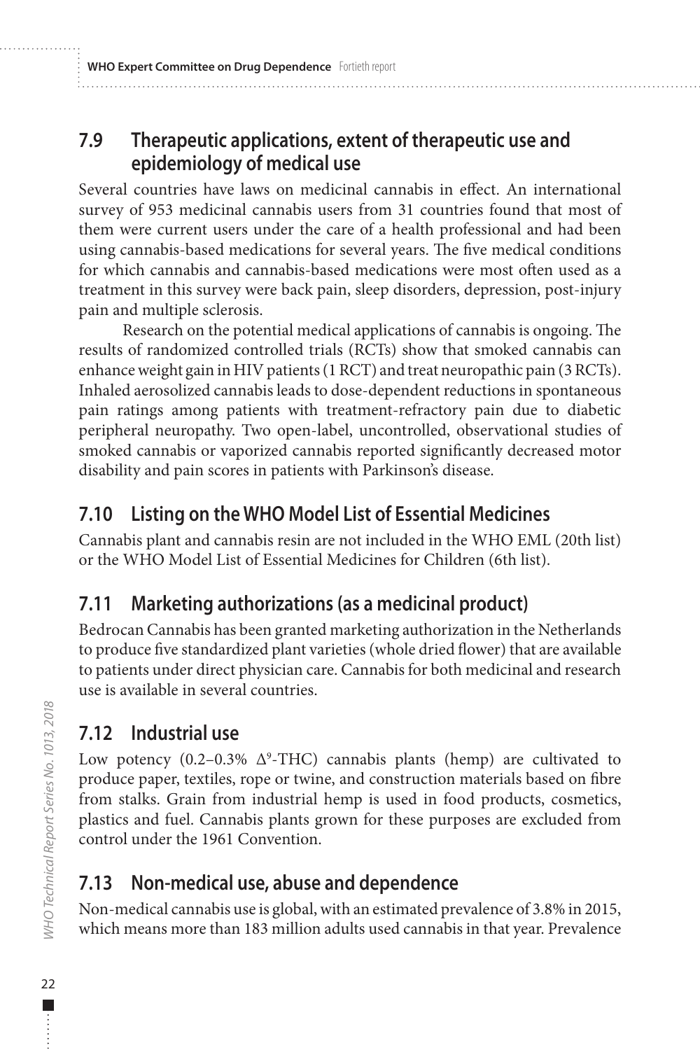## 7.9 Therapeutic applications, extent of therapeutic use and epidemiology of medical use

Several countries have laws on medicinal cannabis in effect. An international survey of 953 medicinal cannabis users from 31 countries found that most of them were current users under the care of a health professional and had been using cannabis-based medications for several years. The five medical conditions for which cannabis and cannabis-based medications were most often used as a treatment in this survey were back pain, sleep disorders, depression, post-injury pain and multiple sclerosis.

Research on the potential medical applications of cannabis is ongoing. The results of randomized controlled trials (RCTs) show that smoked cannabis can enhance weight gain in HIV patients (1 RCT) and treat neuropathic pain (3 RCTs). Inhaled aerosolized cannabis leads to dose-dependent reductions in spontaneous pain ratings among patients with treatment-refractory pain due to diabetic peripheral neuropathy. Two open-label, uncontrolled, observational studies of smoked cannabis or vaporized cannabis reported significantly decreased motor disability and pain scores in patients with Parkinson's disease.

## 7.10 Listing on the WHO Model List of Essential Medicines

Cannabis plant and cannabis resin are not included in the WHO EML (20th list) or the WHO Model List of Essential Medicines for Children (6th list).

## 7.11 Marketing authorizations (as a medicinal product)

Bedrocan Cannabis has been granted marketing authorization in the Netherlands to produce five standardized plant varieties (whole dried flower) that are available to patients under direct physician care. Cannabis for both medicinal and research use is available in several countries.

## 7.12 Industrial use

Low potency (0.2–0.3% $\Delta^9$-THC) cannabis plants (hemp) are cultivated to produce paper, textiles, rope or twine, and construction materials based on fibre from stalks. Grain from industrial hemp is used in food products, cosmetics, plastics and fuel. Cannabis plants grown for these purposes are excluded from control under the 1961 Convention.

## 7.13 Non-medical use, abuse and dependence

Non-medical cannabis use is global, with an estimated prevalence of 3.8% in 2015, which means more than 183 million adults used cannabis in that year. Prevalence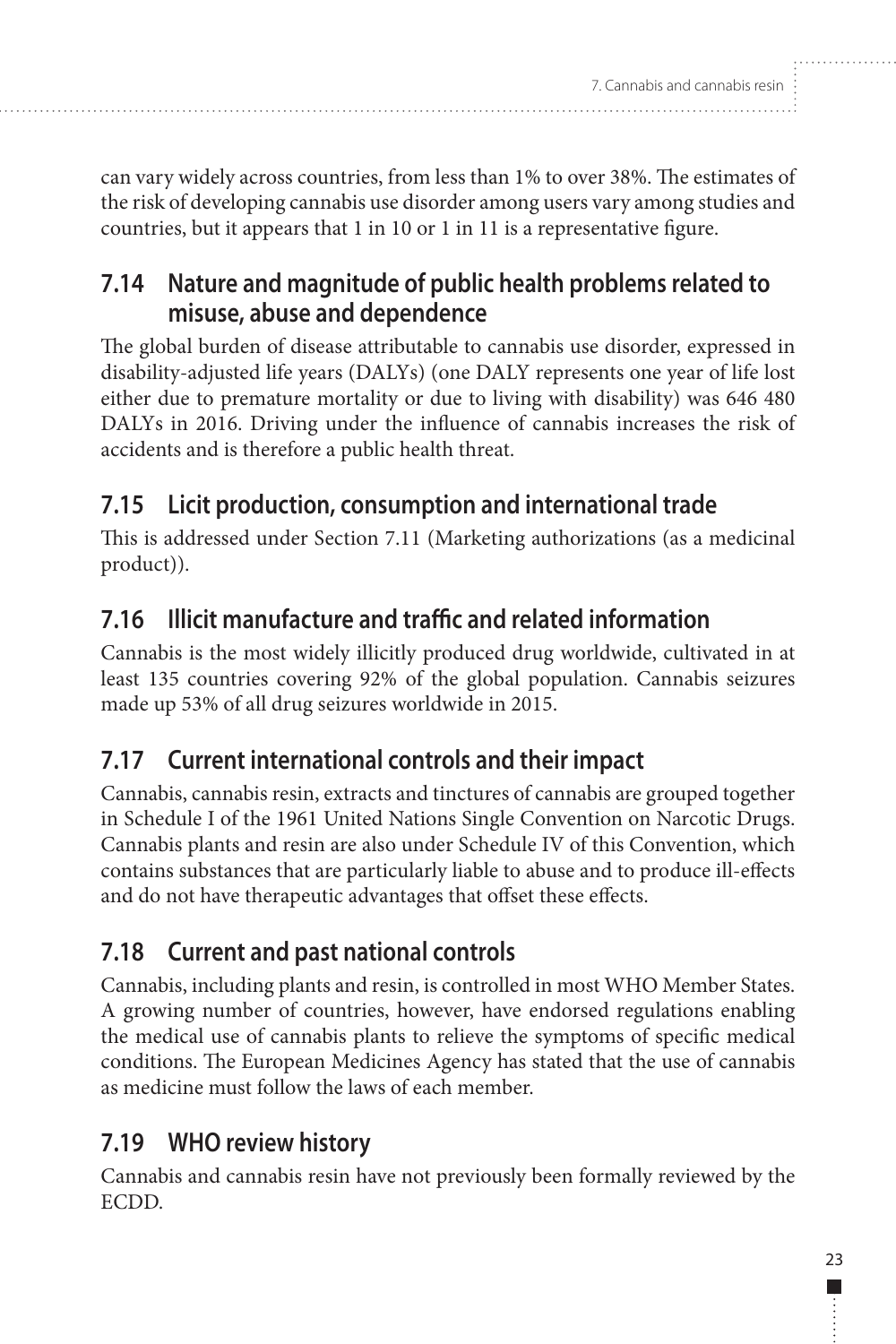can vary widely across countries, from less than 1% to over 38%. The estimates of the risk of developing cannabis use disorder among users vary among studies and countries, but it appears that 1 in 10 or 1 in 11 is a representative figure.

## 7.14 Nature and magnitude of public health problems related to misuse, abuse and dependence

The global burden of disease attributable to cannabis use disorder, expressed in disability-adjusted life years (DALYs) (one DALY represents one year of life lost either due to premature mortality or due to living with disability) was 646 480 DALYs in 2016. Driving under the influence of cannabis increases the risk of accidents and is therefore a public health threat.

## 7.15 Licit production, consumption and international trade

This is addressed under Section 7.11 (Marketing authorizations (as a medicinal product)).

## 7.16 Illicit manufacture and traffic and related information

Cannabis is the most widely illicitly produced drug worldwide, cultivated in at least 135 countries covering 92% of the global population. Cannabis seizures made up 53% of all drug seizures worldwide in 2015.

## 7.17 Current international controls and their impact

Cannabis, cannabis resin, extracts and tinctures of cannabis are grouped together in Schedule I of the 1961 United Nations Single Convention on Narcotic Drugs. Cannabis plants and resin are also under Schedule IV of this Convention, which contains substances that are particularly liable to abuse and to produce ill-effects and do not have therapeutic advantages that offset these effects.

## 7.18 Current and past national controls

Cannabis, including plants and resin, is controlled in most WHO Member States. A growing number of countries, however, have endorsed regulations enabling the medical use of cannabis plants to relieve the symptoms of specific medical conditions. The European Medicines Agency has stated that the use of cannabis as medicine must follow the laws of each member.

## 7.19 WHO review history

Cannabis and cannabis resin have not previously been formally reviewed by the ECDD.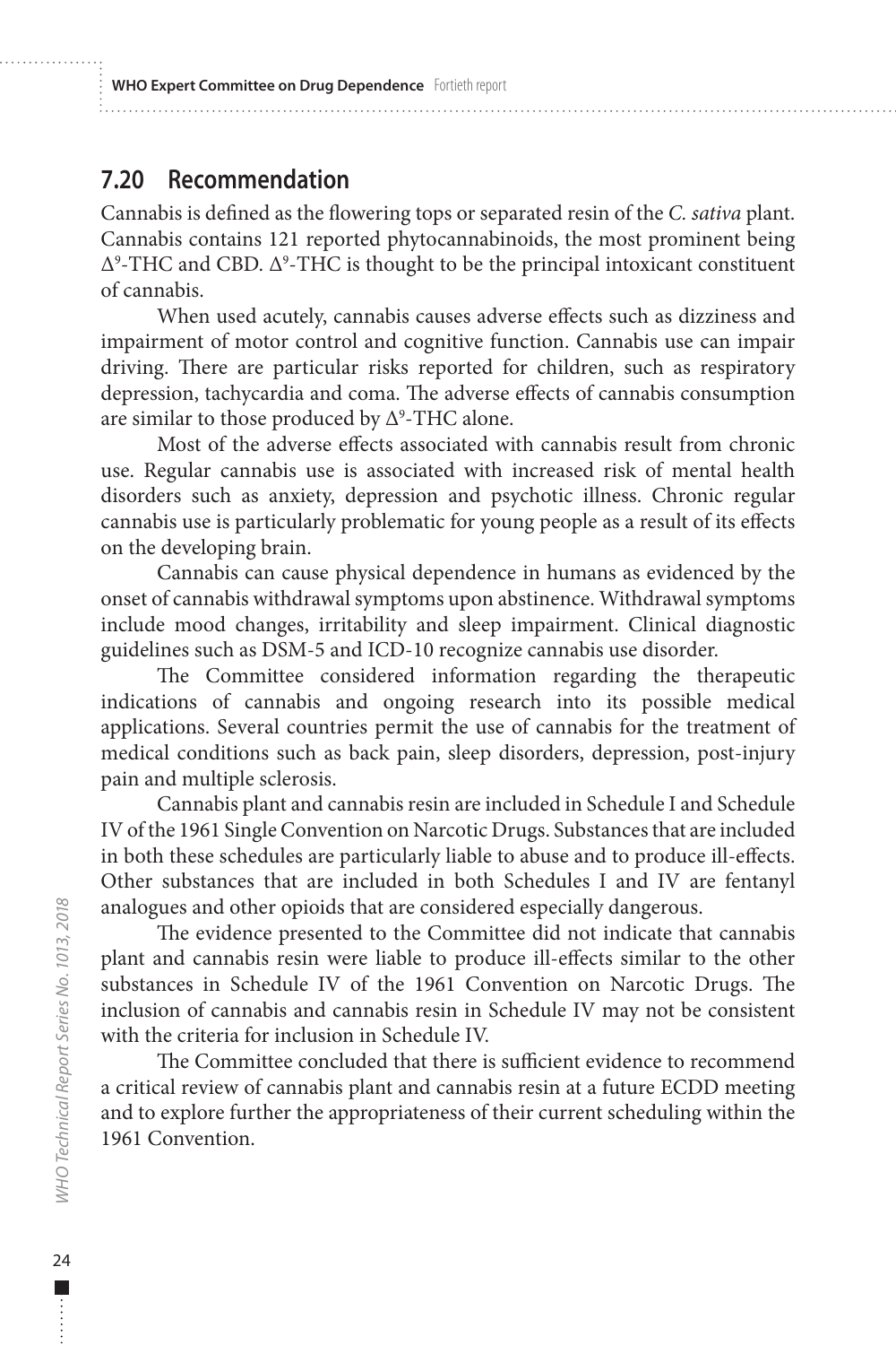## 7.20 Recommendation

Cannabis is defined as the flowering tops or separated resin of the *C. sativa* plant. Cannabis contains 121 reported phytocannabinoids, the most prominent being $\Delta^9$-THC and CBD. $\Delta^9$-THC is thought to be the principal intoxicant constituent of cannabis.

When used acutely, cannabis causes adverse effects such as dizziness and impairment of motor control and cognitive function. Cannabis use can impair driving. There are particular risks reported for children, such as respiratory depression, tachycardia and coma. The adverse effects of cannabis consumption are similar to those produced by $\Delta^9$-THC alone.

Most of the adverse effects associated with cannabis result from chronic use. Regular cannabis use is associated with increased risk of mental health disorders such as anxiety, depression and psychotic illness. Chronic regular cannabis use is particularly problematic for young people as a result of its effects on the developing brain.

Cannabis can cause physical dependence in humans as evidenced by the onset of cannabis withdrawal symptoms upon abstinence. Withdrawal symptoms include mood changes, irritability and sleep impairment. Clinical diagnostic guidelines such as DSM-5 and ICD-10 recognize cannabis use disorder.

The Committee considered information regarding the therapeutic indications of cannabis and ongoing research into its possible medical applications. Several countries permit the use of cannabis for the treatment of medical conditions such as back pain, sleep disorders, depression, post-injury pain and multiple sclerosis.

Cannabis plant and cannabis resin are included in Schedule I and Schedule IV of the 1961 Single Convention on Narcotic Drugs. Substances that are included in both these schedules are particularly liable to abuse and to produce ill-effects. Other substances that are included in both Schedules I and IV are fentanyl analogues and other opioids that are considered especially dangerous.

The evidence presented to the Committee did not indicate that cannabis plant and cannabis resin were liable to produce ill-effects similar to the other substances in Schedule IV of the 1961 Convention on Narcotic Drugs. The inclusion of cannabis and cannabis resin in Schedule IV may not be consistent with the criteria for inclusion in Schedule IV.

The Committee concluded that there is sufficient evidence to recommend a critical review of cannabis plant and cannabis resin at a future ECDD meeting and to explore further the appropriateness of their current scheduling within the 1961 Convention.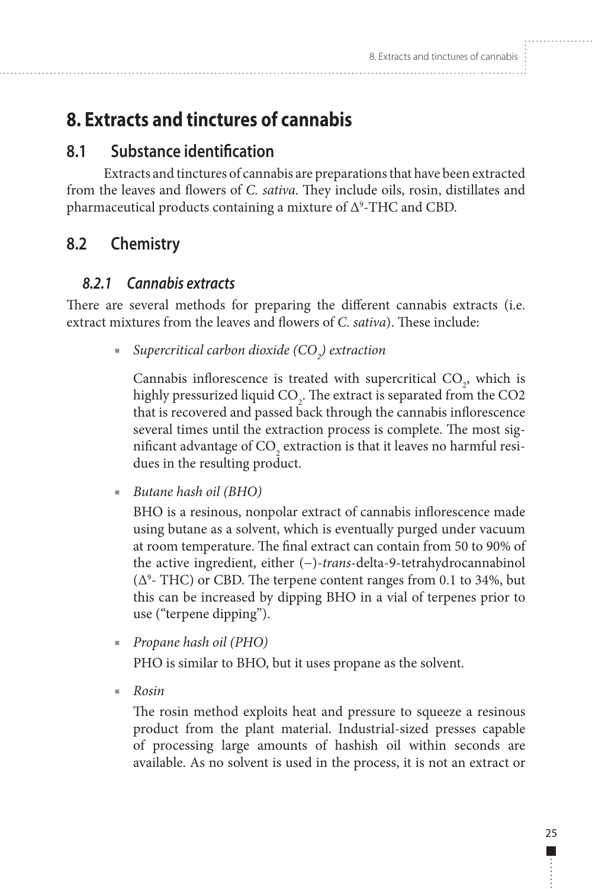# 8. Extracts and tinctures of cannabis

## 8.1 Substance identification

Extracts and tinctures of cannabis are preparations that have been extracted from the leaves and flowers of *C. sativa*. They include oils, rosin, distillates and pharmaceutical products containing a mixture of $\Delta^9$-THC and CBD.

## 8.2 Chemistry

### *8.2.1 Cannabis extracts*

There are several methods for preparing the different cannabis extracts (i.e. extract mixtures from the leaves and flowers of *C. sativa*). These include:

- *Supercritical carbon dioxide ($CO_2$) extraction*

  Cannabis inflorescence is treated with supercritical $CO_2$, which is highly pressurized liquid $CO_2$. The extract is separated from the CO2 that is recovered and passed back through the cannabis inflorescence several times until the extraction process is complete. The most significant advantage of $CO_2$ extraction is that it leaves no harmful residues in the resulting product.

- *Butane hash oil (BHO)*

  BHO is a resinous, nonpolar extract of cannabis inflorescence made using butane as a solvent, which is eventually purged under vacuum at room temperature. The final extract can contain from 50 to 90% of the active ingredient, either (−)-*trans*-delta-9-tetrahydrocannabinol ($\Delta^9$- THC) or CBD. The terpene content ranges from 0.1 to 34%, but this can be increased by dipping BHO in a vial of terpenes prior to use ("terpene dipping").

- *Propane hash oil (PHO)*

  PHO is similar to BHO, but it uses propane as the solvent.

- *Rosin*

  The rosin method exploits heat and pressure to squeeze a resinous product from the plant material. Industrial-sized presses capable of processing large amounts of hashish oil within seconds are available. As no solvent is used in the process, it is not an extract or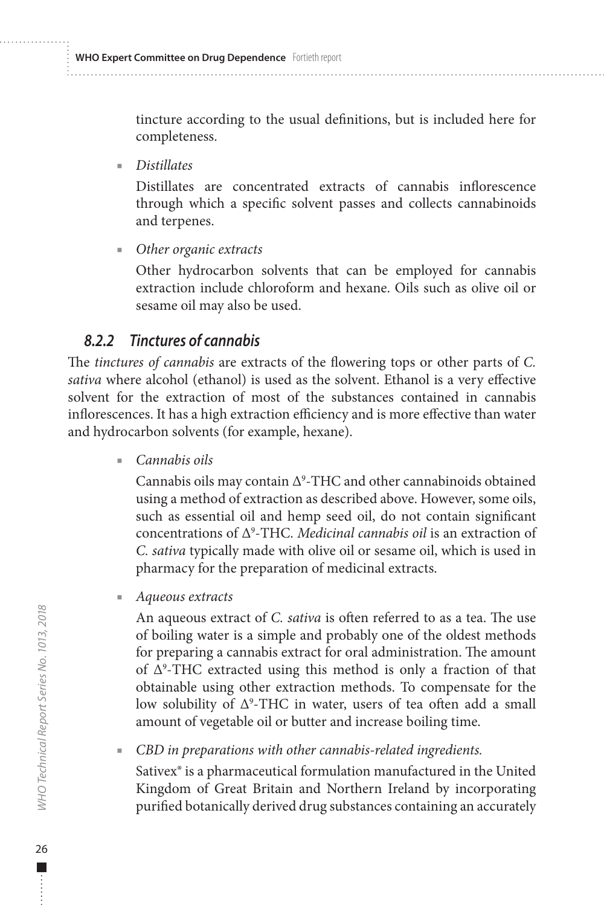tincture according to the usual definitions, but is included here for completeness.

- *Distillates*

  Distillates are concentrated extracts of cannabis inflorescence through which a specific solvent passes and collects cannabinoids and terpenes.

- *Other organic extracts*

  Other hydrocarbon solvents that can be employed for cannabis extraction include chloroform and hexane. Oils such as olive oil or sesame oil may also be used.

### *8.2.2 Tinctures of cannabis*

The *tinctures of cannabis* are extracts of the flowering tops or other parts of *C. sativa* where alcohol (ethanol) is used as the solvent. Ethanol is a very effective solvent for the extraction of most of the substances contained in cannabis inflorescences. It has a high extraction efficiency and is more effective than water and hydrocarbon solvents (for example, hexane).

- *Cannabis oils*

  Cannabis oils may contain $\Delta^9$-THC and other cannabinoids obtained using a method of extraction as described above. However, some oils, such as essential oil and hemp seed oil, do not contain significant concentrations of $\Delta^9$-THC. *Medicinal cannabis oil* is an extraction of *C. sativa* typically made with olive oil or sesame oil, which is used in pharmacy for the preparation of medicinal extracts.

- *Aqueous extracts*

  An aqueous extract of *C. sativa* is often referred to as a tea. The use of boiling water is a simple and probably one of the oldest methods for preparing a cannabis extract for oral administration. The amount of $\Delta^9$-THC extracted using this method is only a fraction of that obtainable using other extraction methods. To compensate for the low solubility of $\Delta^9$-THC in water, users of tea often add a small amount of vegetable oil or butter and increase boiling time.

- *CBD in preparations with other cannabis-related ingredients.*

  Sativex® is a pharmaceutical formulation manufactured in the United Kingdom of Great Britain and Northern Ireland by incorporating purified botanically derived drug substances containing an accurately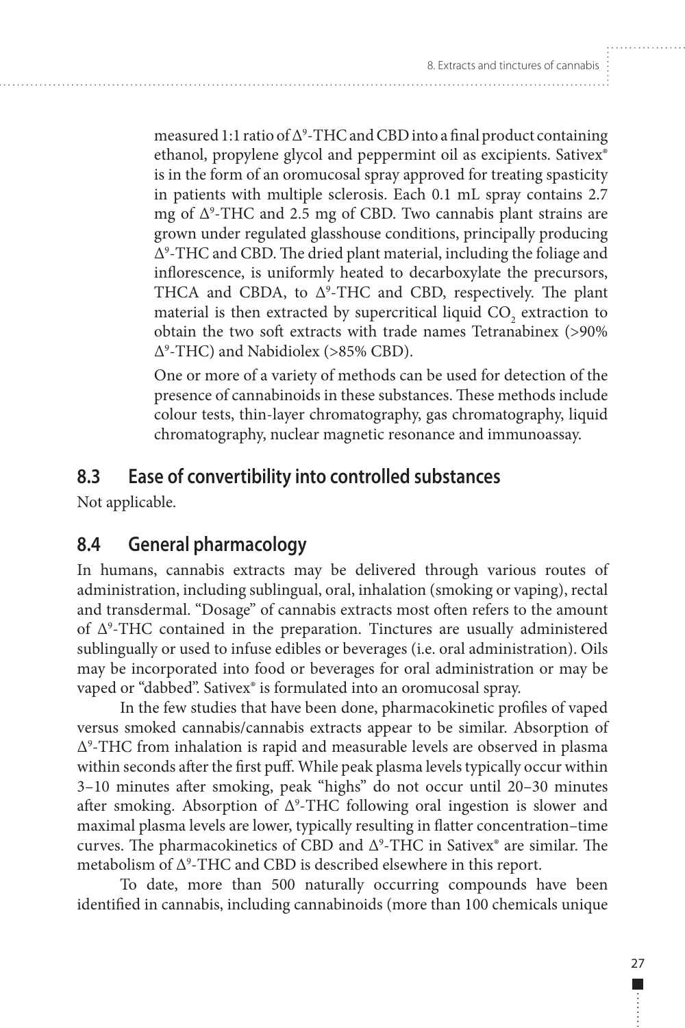measured 1:1 ratio of Δ⁹-THC and CBD into a final product containing ethanol, propylene glycol and peppermint oil as excipients. Sativex® is in the form of an oromucosal spray approved for treating spasticity in patients with multiple sclerosis. Each 0.1 mL spray contains 2.7 mg of Δ⁹-THC and 2.5 mg of CBD. Two cannabis plant strains are grown under regulated glasshouse conditions, principally producing Δ⁹-THC and CBD. The dried plant material, including the foliage and inflorescence, is uniformly heated to decarboxylate the precursors, THCA and CBDA, to Δ⁹-THC and CBD, respectively. The plant material is then extracted by supercritical liquid $CO_2$ extraction to obtain the two soft extracts with trade names Tetranabinex (>90% Δ⁹-THC) and Nabidiolex (>85% CBD).

One or more of a variety of methods can be used for detection of the presence of cannabinoids in these substances. These methods include colour tests, thin-layer chromatography, gas chromatography, liquid chromatography, nuclear magnetic resonance and immunoassay.

## 8.3 Ease of convertibility into controlled substances

Not applicable.

## 8.4 General pharmacology

In humans, cannabis extracts may be delivered through various routes of administration, including sublingual, oral, inhalation (smoking or vaping), rectal and transdermal. "Dosage" of cannabis extracts most often refers to the amount of Δ⁹-THC contained in the preparation. Tinctures are usually administered sublingually or used to infuse edibles or beverages (i.e. oral administration). Oils may be incorporated into food or beverages for oral administration or may be vaped or "dabbed". Sativex® is formulated into an oromucosal spray.

In the few studies that have been done, pharmacokinetic profiles of vaped versus smoked cannabis/cannabis extracts appear to be similar. Absorption of Δ⁹-THC from inhalation is rapid and measurable levels are observed in plasma within seconds after the first puff. While peak plasma levels typically occur within 3–10 minutes after smoking, peak "highs" do not occur until 20–30 minutes after smoking. Absorption of Δ⁹-THC following oral ingestion is slower and maximal plasma levels are lower, typically resulting in flatter concentration–time curves. The pharmacokinetics of CBD and Δ⁹-THC in Sativex® are similar. The metabolism of Δ⁹-THC and CBD is described elsewhere in this report.

To date, more than 500 naturally occurring compounds have been identified in cannabis, including cannabinoids (more than 100 chemicals unique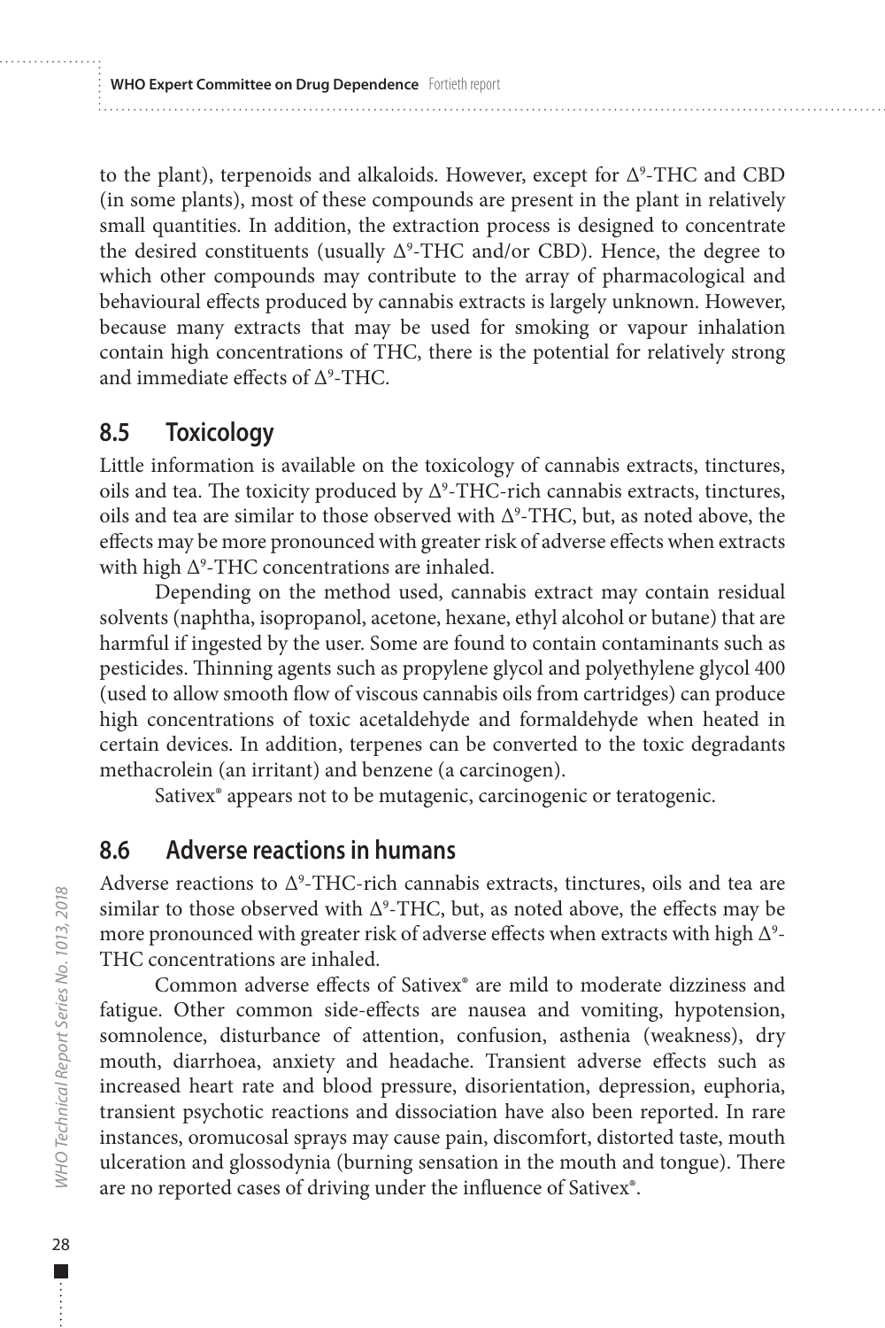to the plant), terpenoids and alkaloids. However, except for $\Delta^9$-THC and CBD (in some plants), most of these compounds are present in the plant in relatively small quantities. In addition, the extraction process is designed to concentrate the desired constituents (usually $\Delta^9$-THC and/or CBD). Hence, the degree to which other compounds may contribute to the array of pharmacological and behavioural effects produced by cannabis extracts is largely unknown. However, because many extracts that may be used for smoking or vapour inhalation contain high concentrations of THC, there is the potential for relatively strong and immediate effects of $\Delta^9$-THC.

## 8.5 Toxicology

Little information is available on the toxicology of cannabis extracts, tinctures, oils and tea. The toxicity produced by $\Delta^9$-THC-rich cannabis extracts, tinctures, oils and tea are similar to those observed with $\Delta^9$-THC, but, as noted above, the effects may be more pronounced with greater risk of adverse effects when extracts with high $\Delta^9$-THC concentrations are inhaled.

Depending on the method used, cannabis extract may contain residual solvents (naphtha, isopropanol, acetone, hexane, ethyl alcohol or butane) that are harmful if ingested by the user. Some are found to contain contaminants such as pesticides. Thinning agents such as propylene glycol and polyethylene glycol 400 (used to allow smooth flow of viscous cannabis oils from cartridges) can produce high concentrations of toxic acetaldehyde and formaldehyde when heated in certain devices. In addition, terpenes can be converted to the toxic degradants methacrolein (an irritant) and benzene (a carcinogen).

Sativex® appears not to be mutagenic, carcinogenic or teratogenic.

## 8.6 Adverse reactions in humans

Adverse reactions to $\Delta^9$-THC-rich cannabis extracts, tinctures, oils and tea are similar to those observed with $\Delta^9$-THC, but, as noted above, the effects may be more pronounced with greater risk of adverse effects when extracts with high $\Delta^9$-THC concentrations are inhaled.

Common adverse effects of Sativex® are mild to moderate dizziness and fatigue. Other common side-effects are nausea and vomiting, hypotension, somnolence, disturbance of attention, confusion, asthenia (weakness), dry mouth, diarrhoea, anxiety and headache. Transient adverse effects such as increased heart rate and blood pressure, disorientation, depression, euphoria, transient psychotic reactions and dissociation have also been reported. In rare instances, oromucosal sprays may cause pain, discomfort, distorted taste, mouth ulceration and glossodynia (burning sensation in the mouth and tongue). There are no reported cases of driving under the influence of Sativex®.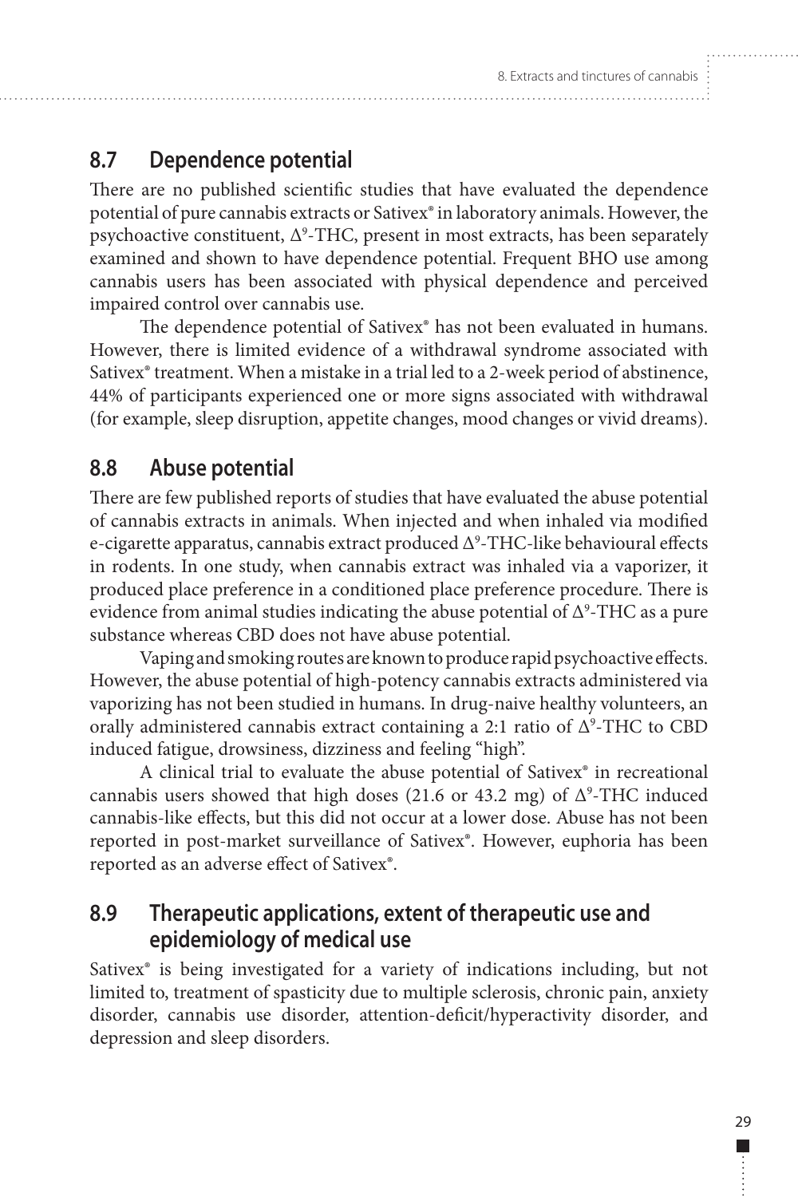## 8.7 Dependence potential

There are no published scientific studies that have evaluated the dependence potential of pure cannabis extracts or Sativex® in laboratory animals. However, the psychoactive constituent, $\Delta^9$-THC, present in most extracts, has been separately examined and shown to have dependence potential. Frequent BHO use among cannabis users has been associated with physical dependence and perceived impaired control over cannabis use.

The dependence potential of Sativex® has not been evaluated in humans. However, there is limited evidence of a withdrawal syndrome associated with Sativex® treatment. When a mistake in a trial led to a 2-week period of abstinence, 44% of participants experienced one or more signs associated with withdrawal (for example, sleep disruption, appetite changes, mood changes or vivid dreams).

## 8.8 Abuse potential

There are few published reports of studies that have evaluated the abuse potential of cannabis extracts in animals. When injected and when inhaled via modified e-cigarette apparatus, cannabis extract produced $\Delta^9$-THC-like behavioural effects in rodents. In one study, when cannabis extract was inhaled via a vaporizer, it produced place preference in a conditioned place preference procedure. There is evidence from animal studies indicating the abuse potential of $\Delta^9$-THC as a pure substance whereas CBD does not have abuse potential.

Vaping and smoking routes are known to produce rapid psychoactive effects. However, the abuse potential of high-potency cannabis extracts administered via vaporizing has not been studied in humans. In drug-naive healthy volunteers, an orally administered cannabis extract containing a 2:1 ratio of $\Delta^9$-THC to CBD induced fatigue, drowsiness, dizziness and feeling "high".

A clinical trial to evaluate the abuse potential of Sativex® in recreational cannabis users showed that high doses (21.6 or 43.2 mg) of $\Delta^9$-THC induced cannabis-like effects, but this did not occur at a lower dose. Abuse has not been reported in post-market surveillance of Sativex®. However, euphoria has been reported as an adverse effect of Sativex®.

## 8.9 Therapeutic applications, extent of therapeutic use and epidemiology of medical use

Sativex® is being investigated for a variety of indications including, but not limited to, treatment of spasticity due to multiple sclerosis, chronic pain, anxiety disorder, cannabis use disorder, attention-deficit/hyperactivity disorder, and depression and sleep disorders.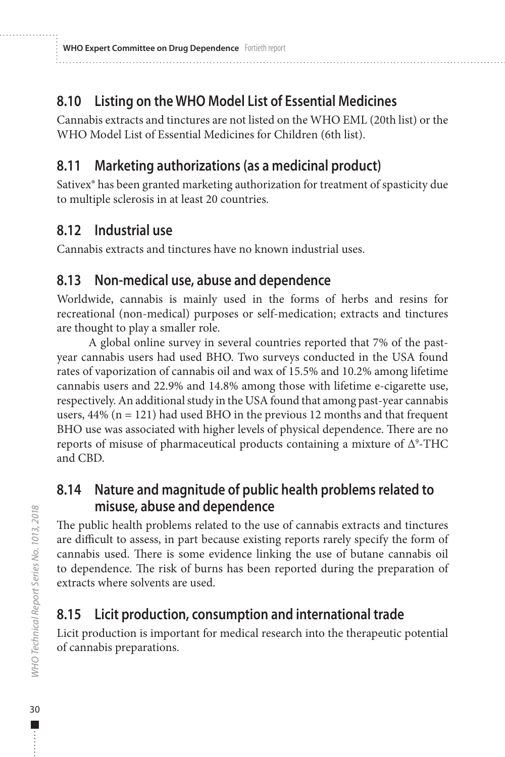## 8.10 Listing on the WHO Model List of Essential Medicines

Cannabis extracts and tinctures are not listed on the WHO EML (20th list) or the WHO Model List of Essential Medicines for Children (6th list).

## 8.11 Marketing authorizations (as a medicinal product)

Sativex® has been granted marketing authorization for treatment of spasticity due to multiple sclerosis in at least 20 countries.

## 8.12 Industrial use

Cannabis extracts and tinctures have no known industrial uses.

## 8.13 Non-medical use, abuse and dependence

Worldwide, cannabis is mainly used in the forms of herbs and resins for recreational (non-medical) purposes or self-medication; extracts and tinctures are thought to play a smaller role.

A global online survey in several countries reported that 7% of the past-year cannabis users had used BHO. Two surveys conducted in the USA found rates of vaporization of cannabis oil and wax of 15.5% and 10.2% among lifetime cannabis users and 22.9% and 14.8% among those with lifetime e-cigarette use, respectively. An additional study in the USA found that among past-year cannabis users, 44% (n = 121) had used BHO in the previous 12 months and that frequent BHO use was associated with higher levels of physical dependence. There are no reports of misuse of pharmaceutical products containing a mixture of $\Delta^9$-THC and CBD.

## 8.14 Nature and magnitude of public health problems related to misuse, abuse and dependence

The public health problems related to the use of cannabis extracts and tinctures are difficult to assess, in part because existing reports rarely specify the form of cannabis used. There is some evidence linking the use of butane cannabis oil to dependence. The risk of burns has been reported during the preparation of extracts where solvents are used.

## 8.15 Licit production, consumption and international trade

Licit production is important for medical research into the therapeutic potential of cannabis preparations.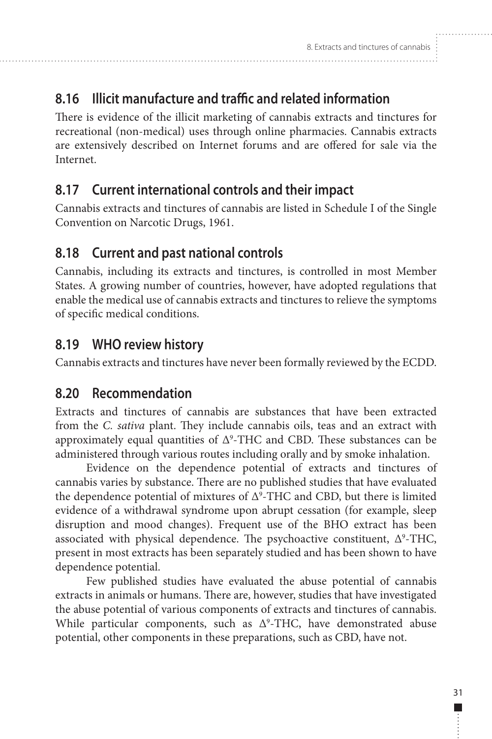## 8.16 Illicit manufacture and traffic and related information

There is evidence of the illicit marketing of cannabis extracts and tinctures for recreational (non-medical) uses through online pharmacies. Cannabis extracts are extensively described on Internet forums and are offered for sale via the Internet.

## 8.17 Current international controls and their impact

Cannabis extracts and tinctures of cannabis are listed in Schedule I of the Single Convention on Narcotic Drugs, 1961.

## 8.18 Current and past national controls

Cannabis, including its extracts and tinctures, is controlled in most Member States. A growing number of countries, however, have adopted regulations that enable the medical use of cannabis extracts and tinctures to relieve the symptoms of specific medical conditions.

## 8.19 WHO review history

Cannabis extracts and tinctures have never been formally reviewed by the ECDD.

## 8.20 Recommendation

Extracts and tinctures of cannabis are substances that have been extracted from the *C. sativa* plant. They include cannabis oils, teas and an extract with approximately equal quantities of $\Delta^9$-THC and CBD. These substances can be administered through various routes including orally and by smoke inhalation.

Evidence on the dependence potential of extracts and tinctures of cannabis varies by substance. There are no published studies that have evaluated the dependence potential of mixtures of $\Delta^9$-THC and CBD, but there is limited evidence of a withdrawal syndrome upon abrupt cessation (for example, sleep disruption and mood changes). Frequent use of the BHO extract has been associated with physical dependence. The psychoactive constituent, $\Delta^9$-THC, present in most extracts has been separately studied and has been shown to have dependence potential.

Few published studies have evaluated the abuse potential of cannabis extracts in animals or humans. There are, however, studies that have investigated the abuse potential of various components of extracts and tinctures of cannabis. While particular components, such as $\Delta^9$-THC, have demonstrated abuse potential, other components in these preparations, such as CBD, have not.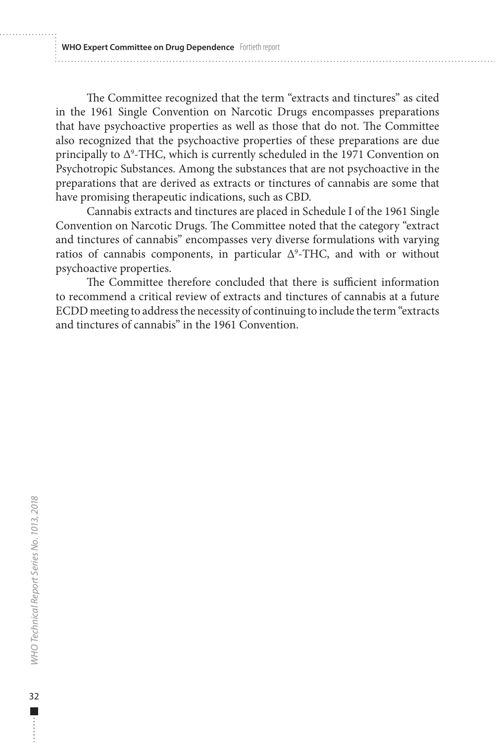The Committee recognized that the term "extracts and tinctures" as cited in the 1961 Single Convention on Narcotic Drugs encompasses preparations that have psychoactive properties as well as those that do not. The Committee also recognized that the psychoactive properties of these preparations are due principally to $\Delta^9$-THC, which is currently scheduled in the 1971 Convention on Psychotropic Substances. Among the substances that are not psychoactive in the preparations that are derived as extracts or tinctures of cannabis are some that have promising therapeutic indications, such as CBD.

Cannabis extracts and tinctures are placed in Schedule I of the 1961 Single Convention on Narcotic Drugs. The Committee noted that the category "extract and tinctures of cannabis" encompasses very diverse formulations with varying ratios of cannabis components, in particular $\Delta^9$-THC, and with or without psychoactive properties.

The Committee therefore concluded that there is sufficient information to recommend a critical review of extracts and tinctures of cannabis at a future ECDD meeting to address the necessity of continuing to include the term "extracts and tinctures of cannabis" in the 1961 Convention.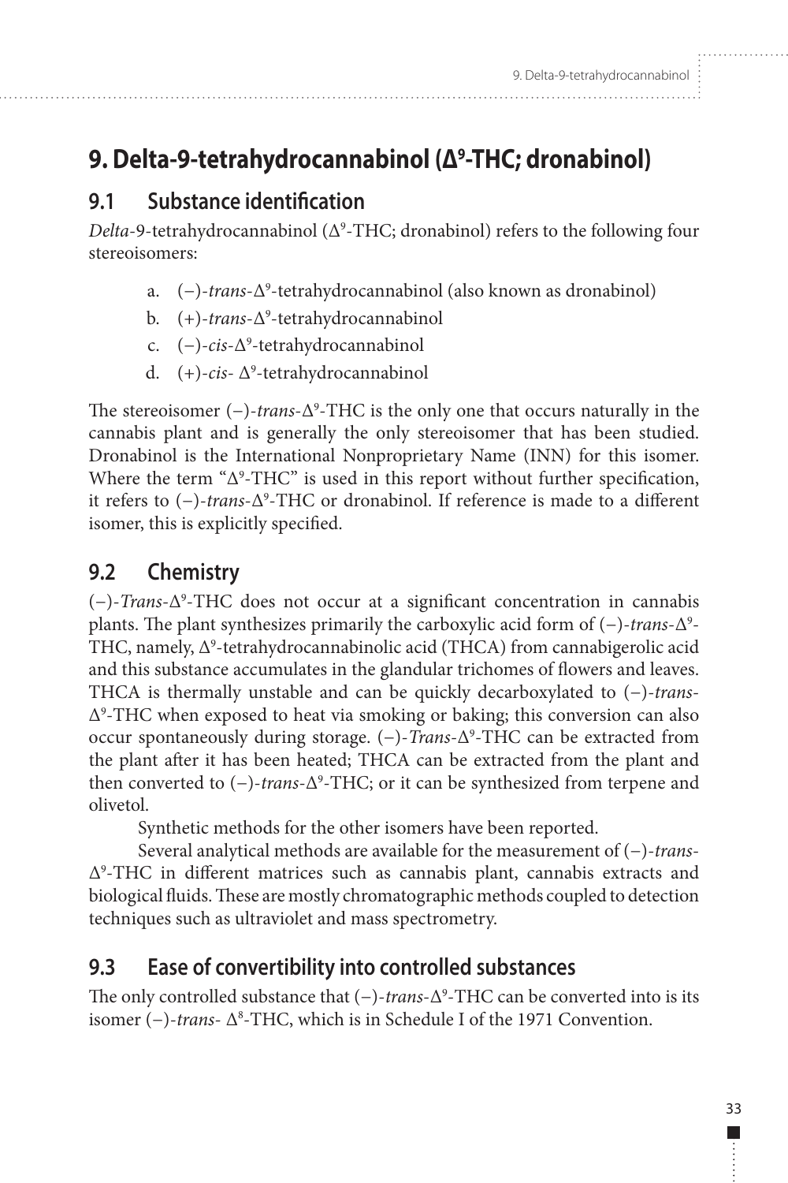# 9. Delta-9-tetrahydrocannabinol ($\Delta^9$-THC; dronabinol)

## 9.1 Substance identification

*Delta*-9-tetrahydrocannabinol ($\Delta^9$-THC; dronabinol) refers to the following four stereoisomers:

a. (−)-*trans*-$\Delta^9$-tetrahydrocannabinol (also known as dronabinol)
b. (+)-*trans*-$\Delta^9$-tetrahydrocannabinol
c. (−)-*cis*-$\Delta^9$-tetrahydrocannabinol
d. (+)-*cis*- $\Delta^9$-tetrahydrocannabinol

The stereoisomer (−)-*trans*-$\Delta^9$-THC is the only one that occurs naturally in the cannabis plant and is generally the only stereoisomer that has been studied. Dronabinol is the International Nonproprietary Name (INN) for this isomer. Where the term "$\Delta^9$-THC" is used in this report without further specification, it refers to (−)-*trans*-$\Delta^9$-THC or dronabinol. If reference is made to a different isomer, this is explicitly specified.

## 9.2 Chemistry

(−)-*Trans*-$\Delta^9$-THC does not occur at a significant concentration in cannabis plants. The plant synthesizes primarily the carboxylic acid form of (−)-*trans*-$\Delta^9$-THC, namely, $\Delta^9$-tetrahydrocannabinolic acid (THCA) from cannabigerolic acid and this substance accumulates in the glandular trichomes of flowers and leaves. THCA is thermally unstable and can be quickly decarboxylated to (−)-*trans*-$\Delta^9$-THC when exposed to heat via smoking or baking; this conversion can also occur spontaneously during storage. (−)-*Trans*-$\Delta^9$-THC can be extracted from the plant after it has been heated; THCA can be extracted from the plant and then converted to (−)-*trans*-$\Delta^9$-THC; or it can be synthesized from terpene and olivetol.

Synthetic methods for the other isomers have been reported.

Several analytical methods are available for the measurement of (−)-*trans*-$\Delta^9$-THC in different matrices such as cannabis plant, cannabis extracts and biological fluids. These are mostly chromatographic methods coupled to detection techniques such as ultraviolet and mass spectrometry.

## 9.3 Ease of convertibility into controlled substances

The only controlled substance that (−)-*trans*-$\Delta^9$-THC can be converted into is its isomer (−)-*trans*- $\Delta^8$-THC, which is in Schedule I of the 1971 Convention.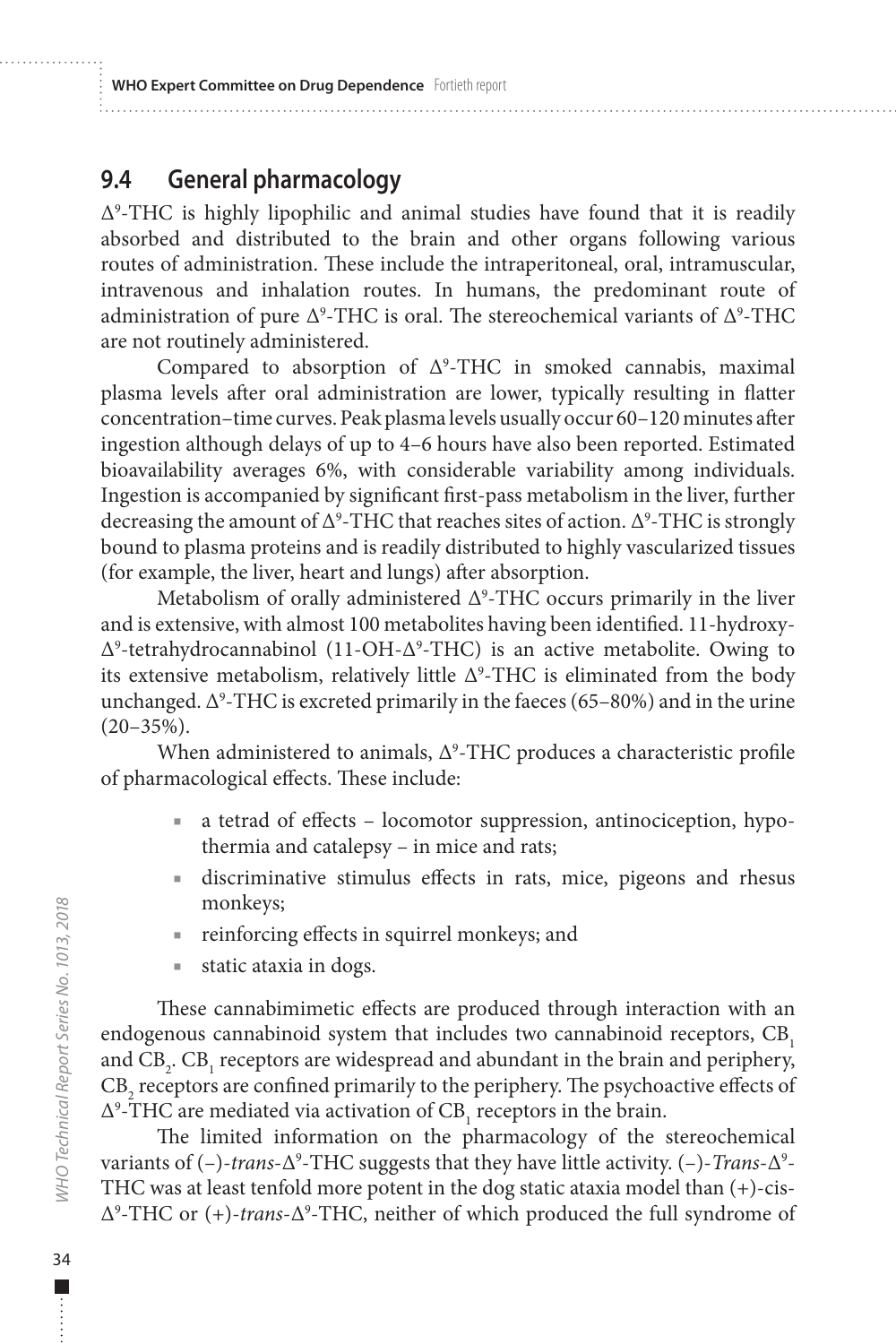## 9.4 General pharmacology

$\Delta^9$-THC is highly lipophilic and animal studies have found that it is readily absorbed and distributed to the brain and other organs following various routes of administration. These include the intraperitoneal, oral, intramuscular, intravenous and inhalation routes. In humans, the predominant route of administration of pure $\Delta^9$-THC is oral. The stereochemical variants of $\Delta^9$-THC are not routinely administered.

Compared to absorption of $\Delta^9$-THC in smoked cannabis, maximal plasma levels after oral administration are lower, typically resulting in flatter concentration–time curves. Peak plasma levels usually occur 60–120 minutes after ingestion although delays of up to 4–6 hours have also been reported. Estimated bioavailability averages 6%, with considerable variability among individuals. Ingestion is accompanied by significant first-pass metabolism in the liver, further decreasing the amount of $\Delta^9$-THC that reaches sites of action. $\Delta^9$-THC is strongly bound to plasma proteins and is readily distributed to highly vascularized tissues (for example, the liver, heart and lungs) after absorption.

Metabolism of orally administered $\Delta^9$-THC occurs primarily in the liver and is extensive, with almost 100 metabolites having been identified. 11-hydroxy-$\Delta^9$-tetrahydrocannabinol (11-OH-$\Delta^9$-THC) is an active metabolite. Owing to its extensive metabolism, relatively little $\Delta^9$-THC is eliminated from the body unchanged. $\Delta^9$-THC is excreted primarily in the faeces (65–80%) and in the urine (20–35%).

When administered to animals, $\Delta^9$-THC produces a characteristic profile of pharmacological effects. These include:

- a tetrad of effects – locomotor suppression, antinociception, hypothermia and catalepsy – in mice and rats;
- discriminative stimulus effects in rats, mice, pigeons and rhesus monkeys;
- reinforcing effects in squirrel monkeys; and
- static ataxia in dogs.

These cannabimimetic effects are produced through interaction with an endogenous cannabinoid system that includes two cannabinoid receptors, $CB_1$ and $CB_2$. $CB_1$ receptors are widespread and abundant in the brain and periphery, $CB_2$ receptors are confined primarily to the periphery. The psychoactive effects of $\Delta^9$-THC are mediated via activation of $CB_1$ receptors in the brain.

The limited information on the pharmacology of the stereochemical variants of (–)-*trans*-$\Delta^9$-THC suggests that they have little activity. (–)-*Trans*-$\Delta^9$-THC was at least tenfold more potent in the dog static ataxia model than (+)-cis-$\Delta^9$-THC or (+)-*trans*-$\Delta^9$-THC, neither of which produced the full syndrome of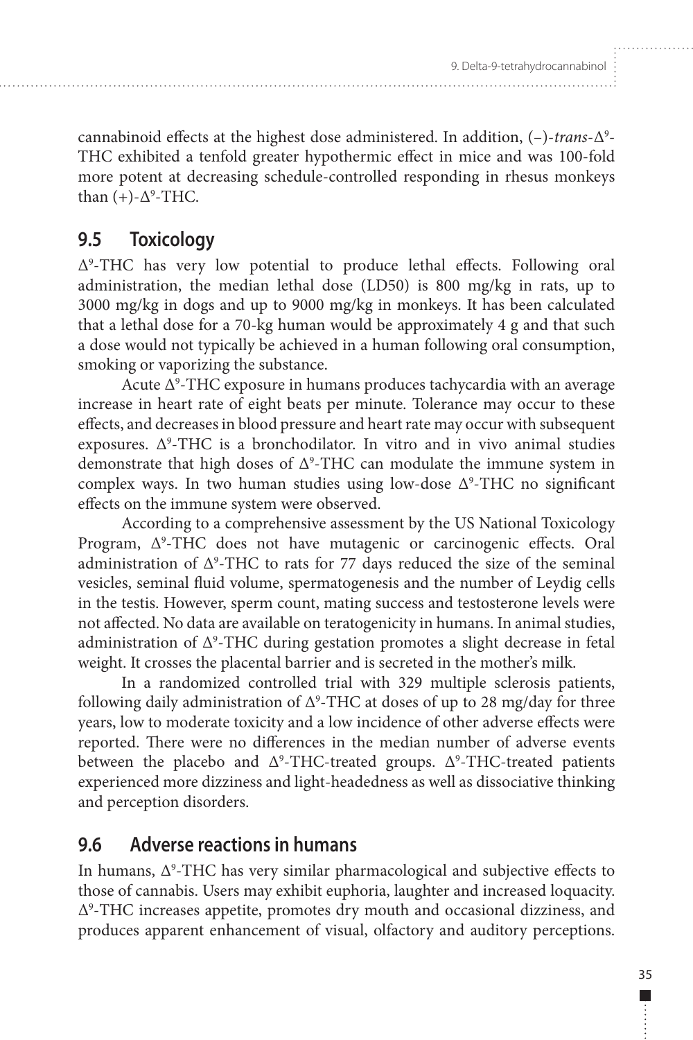cannabinoid effects at the highest dose administered. In addition, (–)-*trans*-$\Delta^9$-THC exhibited a tenfold greater hypothermic effect in mice and was 100-fold more potent at decreasing schedule-controlled responding in rhesus monkeys than (+)-$\Delta^9$-THC.

## 9.5 Toxicology

$\Delta^9$-THC has very low potential to produce lethal effects. Following oral administration, the median lethal dose (LD50) is 800 mg/kg in rats, up to 3000 mg/kg in dogs and up to 9000 mg/kg in monkeys. It has been calculated that a lethal dose for a 70-kg human would be approximately 4 g and that such a dose would not typically be achieved in a human following oral consumption, smoking or vaporizing the substance.

Acute $\Delta^9$-THC exposure in humans produces tachycardia with an average increase in heart rate of eight beats per minute. Tolerance may occur to these effects, and decreases in blood pressure and heart rate may occur with subsequent exposures. $\Delta^9$-THC is a bronchodilator. In vitro and in vivo animal studies demonstrate that high doses of $\Delta^9$-THC can modulate the immune system in complex ways. In two human studies using low-dose $\Delta^9$-THC no significant effects on the immune system were observed.

According to a comprehensive assessment by the US National Toxicology Program, $\Delta^9$-THC does not have mutagenic or carcinogenic effects. Oral administration of $\Delta^9$-THC to rats for 77 days reduced the size of the seminal vesicles, seminal fluid volume, spermatogenesis and the number of Leydig cells in the testis. However, sperm count, mating success and testosterone levels were not affected. No data are available on teratogenicity in humans. In animal studies, administration of $\Delta^9$-THC during gestation promotes a slight decrease in fetal weight. It crosses the placental barrier and is secreted in the mother's milk.

In a randomized controlled trial with 329 multiple sclerosis patients, following daily administration of $\Delta^9$-THC at doses of up to 28 mg/day for three years, low to moderate toxicity and a low incidence of other adverse effects were reported. There were no differences in the median number of adverse events between the placebo and $\Delta^9$-THC-treated groups. $\Delta^9$-THC-treated patients experienced more dizziness and light-headedness as well as dissociative thinking and perception disorders.

## 9.6 Adverse reactions in humans

In humans, $\Delta^9$-THC has very similar pharmacological and subjective effects to those of cannabis. Users may exhibit euphoria, laughter and increased loquacity. $\Delta^9$-THC increases appetite, promotes dry mouth and occasional dizziness, and produces apparent enhancement of visual, olfactory and auditory perceptions.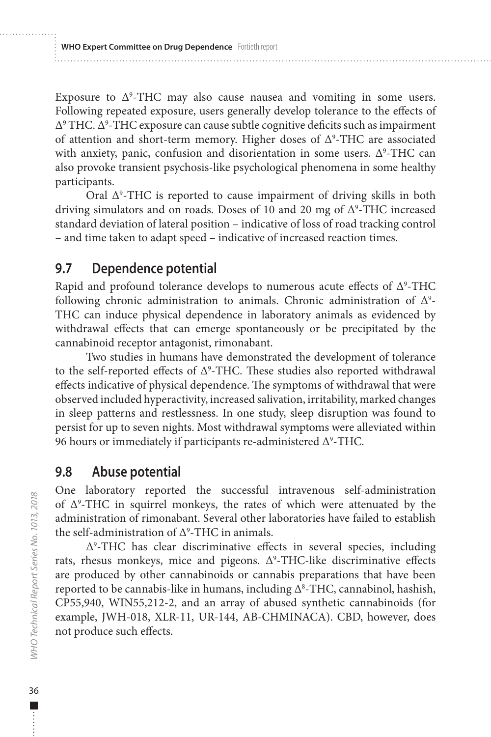Exposure to $\Delta^9$-THC may also cause nausea and vomiting in some users. Following repeated exposure, users generally develop tolerance to the effects of $\Delta^9$ THC. $\Delta^9$-THC exposure can cause subtle cognitive deficits such as impairment of attention and short-term memory. Higher doses of $\Delta^9$-THC are associated with anxiety, panic, confusion and disorientation in some users. $\Delta^9$-THC can also provoke transient psychosis-like psychological phenomena in some healthy participants.

Oral $\Delta^9$-THC is reported to cause impairment of driving skills in both driving simulators and on roads. Doses of 10 and 20 mg of $\Delta^9$-THC increased standard deviation of lateral position – indicative of loss of road tracking control – and time taken to adapt speed – indicative of increased reaction times.

## 9.7 Dependence potential

Rapid and profound tolerance develops to numerous acute effects of $\Delta^9$-THC following chronic administration to animals. Chronic administration of $\Delta^9$-THC can induce physical dependence in laboratory animals as evidenced by withdrawal effects that can emerge spontaneously or be precipitated by the cannabinoid receptor antagonist, rimonabant.

Two studies in humans have demonstrated the development of tolerance to the self-reported effects of $\Delta^9$-THC. These studies also reported withdrawal effects indicative of physical dependence. The symptoms of withdrawal that were observed included hyperactivity, increased salivation, irritability, marked changes in sleep patterns and restlessness. In one study, sleep disruption was found to persist for up to seven nights. Most withdrawal symptoms were alleviated within 96 hours or immediately if participants re-administered $\Delta^9$-THC.

## 9.8 Abuse potential

One laboratory reported the successful intravenous self-administration of $\Delta^9$-THC in squirrel monkeys, the rates of which were attenuated by the administration of rimonabant. Several other laboratories have failed to establish the self-administration of $\Delta^9$-THC in animals.

$\Delta^9$-THC has clear discriminative effects in several species, including rats, rhesus monkeys, mice and pigeons. $\Delta^9$-THC-like discriminative effects are produced by other cannabinoids or cannabis preparations that have been reported to be cannabis-like in humans, including $\Delta^8$-THC, cannabinol, hashish, CP55,940, WIN55,212-2, and an array of abused synthetic cannabinoids (for example, JWH-018, XLR-11, UR-144, AB-CHMINACA). CBD, however, does not produce such effects.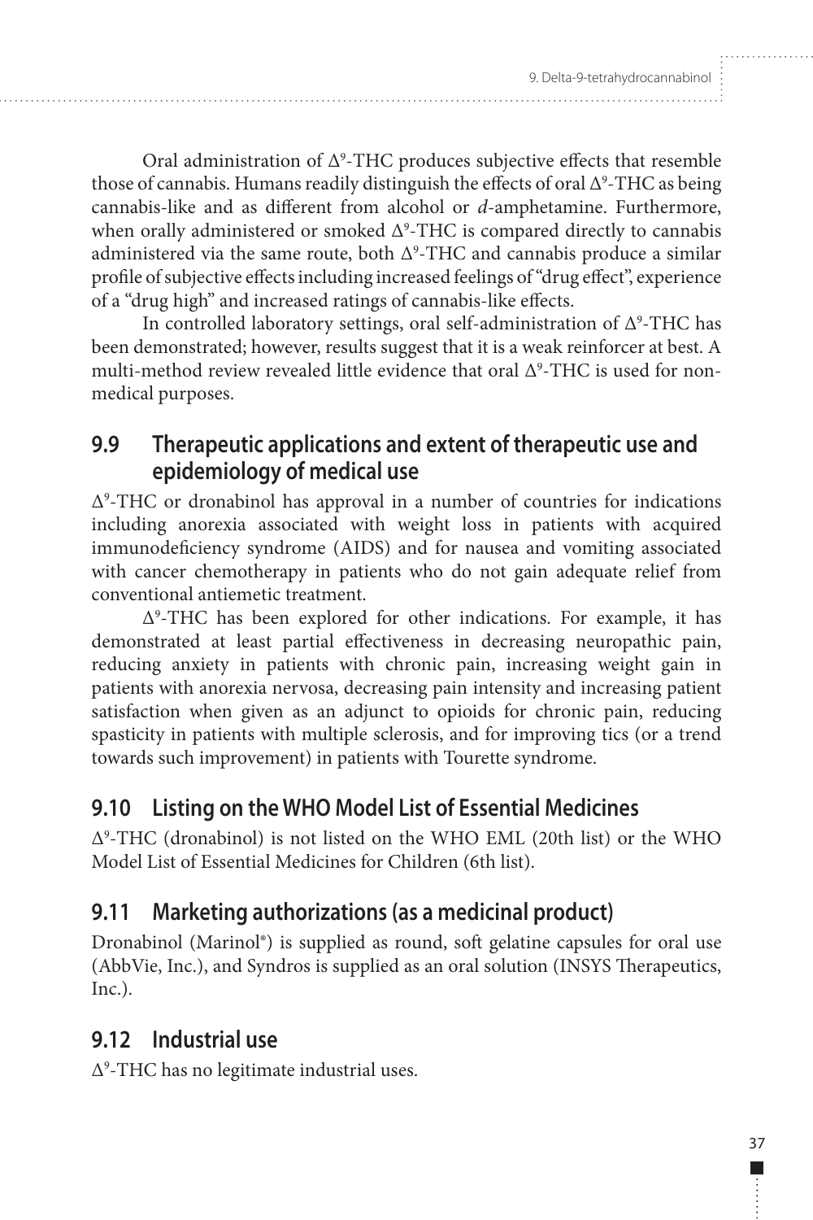Oral administration of $\Delta^9$-THC produces subjective effects that resemble those of cannabis. Humans readily distinguish the effects of oral $\Delta^9$-THC as being cannabis-like and as different from alcohol or *d*-amphetamine. Furthermore, when orally administered or smoked $\Delta^9$-THC is compared directly to cannabis administered via the same route, both $\Delta^9$-THC and cannabis produce a similar profile of subjective effects including increased feelings of "drug effect", experience of a "drug high" and increased ratings of cannabis-like effects.

In controlled laboratory settings, oral self-administration of $\Delta^9$-THC has been demonstrated; however, results suggest that it is a weak reinforcer at best. A multi-method review revealed little evidence that oral $\Delta^9$-THC is used for non-medical purposes.

## 9.9 Therapeutic applications and extent of therapeutic use and epidemiology of medical use

$\Delta^9$-THC or dronabinol has approval in a number of countries for indications including anorexia associated with weight loss in patients with acquired immunodeficiency syndrome (AIDS) and for nausea and vomiting associated with cancer chemotherapy in patients who do not gain adequate relief from conventional antiemetic treatment.

$\Delta^9$-THC has been explored for other indications. For example, it has demonstrated at least partial effectiveness in decreasing neuropathic pain, reducing anxiety in patients with chronic pain, increasing weight gain in patients with anorexia nervosa, decreasing pain intensity and increasing patient satisfaction when given as an adjunct to opioids for chronic pain, reducing spasticity in patients with multiple sclerosis, and for improving tics (or a trend towards such improvement) in patients with Tourette syndrome.

## 9.10 Listing on the WHO Model List of Essential Medicines

$\Delta^9$-THC (dronabinol) is not listed on the WHO EML (20th list) or the WHO Model List of Essential Medicines for Children (6th list).

## 9.11 Marketing authorizations (as a medicinal product)

Dronabinol (Marinol®) is supplied as round, soft gelatine capsules for oral use (AbbVie, Inc.), and Syndros is supplied as an oral solution (INSYS Therapeutics, Inc.).

## 9.12 Industrial use

$\Delta^9$-THC has no legitimate industrial uses.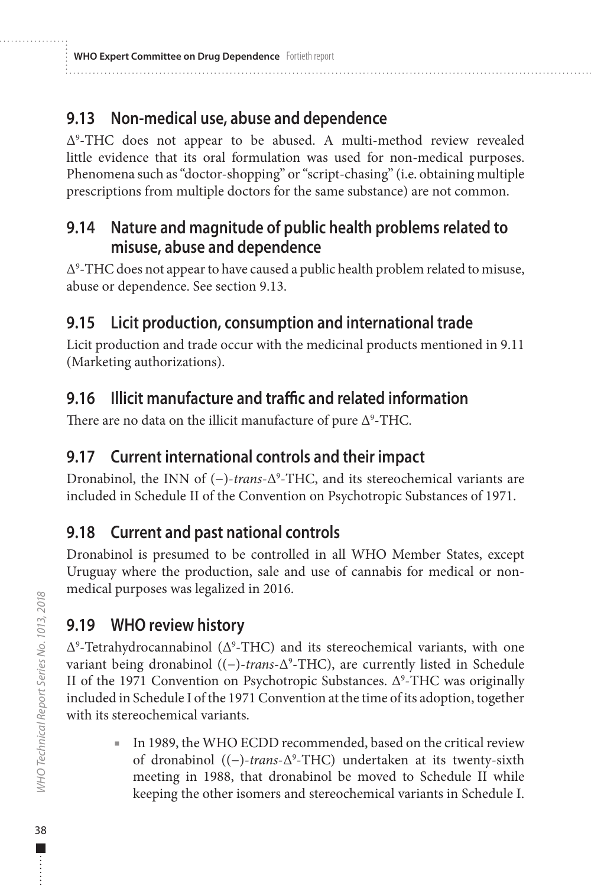## 9.13 Non-medical use, abuse and dependence

$\Delta^9$-THC does not appear to be abused. A multi-method review revealed little evidence that its oral formulation was used for non-medical purposes. Phenomena such as "doctor-shopping" or "script-chasing" (i.e. obtaining multiple prescriptions from multiple doctors for the same substance) are not common.

## 9.14 Nature and magnitude of public health problems related to misuse, abuse and dependence

$\Delta^9$-THC does not appear to have caused a public health problem related to misuse, abuse or dependence. See section 9.13.

## 9.15 Licit production, consumption and international trade

Licit production and trade occur with the medicinal products mentioned in 9.11 (Marketing authorizations).

## 9.16 Illicit manufacture and traffic and related information

There are no data on the illicit manufacture of pure $\Delta^9$-THC.

## 9.17 Current international controls and their impact

Dronabinol, the INN of (−)-*trans*-$\Delta^9$-THC, and its stereochemical variants are included in Schedule II of the Convention on Psychotropic Substances of 1971.

## 9.18 Current and past national controls

Dronabinol is presumed to be controlled in all WHO Member States, except Uruguay where the production, sale and use of cannabis for medical or non-medical purposes was legalized in 2016.

## 9.19 WHO review history

$\Delta^9$-Tetrahydrocannabinol ($\Delta^9$-THC) and its stereochemical variants, with one variant being dronabinol ((−)-*trans*-$\Delta^9$-THC), are currently listed in Schedule II of the 1971 Convention on Psychotropic Substances. $\Delta^9$-THC was originally included in Schedule I of the 1971 Convention at the time of its adoption, together with its stereochemical variants.

- In 1989, the WHO ECDD recommended, based on the critical review of dronabinol ((−)-*trans*-$\Delta^9$-THC) undertaken at its twenty-sixth meeting in 1988, that dronabinol be moved to Schedule II while keeping the other isomers and stereochemical variants in Schedule I.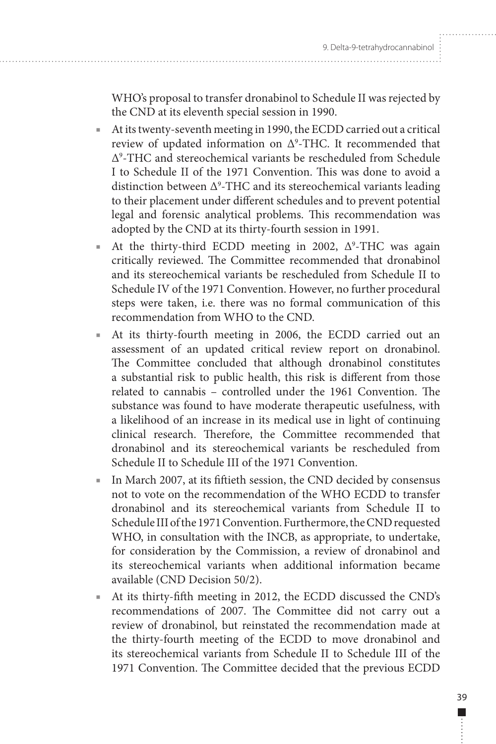WHO's proposal to transfer dronabinol to Schedule II was rejected by the CND at its eleventh special session in 1990.

- At its twenty-seventh meeting in 1990, the ECDD carried out a critical review of updated information on $\Delta^9$-THC. It recommended that $\Delta^9$-THC and stereochemical variants be rescheduled from Schedule I to Schedule II of the 1971 Convention. This was done to avoid a distinction between $\Delta^9$-THC and its stereochemical variants leading to their placement under different schedules and to prevent potential legal and forensic analytical problems. This recommendation was adopted by the CND at its thirty-fourth session in 1991.
- At the thirty-third ECDD meeting in 2002, $\Delta^9$-THC was again critically reviewed. The Committee recommended that dronabinol and its stereochemical variants be rescheduled from Schedule II to Schedule IV of the 1971 Convention. However, no further procedural steps were taken, i.e. there was no formal communication of this recommendation from WHO to the CND.
- At its thirty-fourth meeting in 2006, the ECDD carried out an assessment of an updated critical review report on dronabinol. The Committee concluded that although dronabinol constitutes a substantial risk to public health, this risk is different from those related to cannabis – controlled under the 1961 Convention. The substance was found to have moderate therapeutic usefulness, with a likelihood of an increase in its medical use in light of continuing clinical research. Therefore, the Committee recommended that dronabinol and its stereochemical variants be rescheduled from Schedule II to Schedule III of the 1971 Convention.
- In March 2007, at its fiftieth session, the CND decided by consensus not to vote on the recommendation of the WHO ECDD to transfer dronabinol and its stereochemical variants from Schedule II to Schedule III of the 1971 Convention. Furthermore, the CND requested WHO, in consultation with the INCB, as appropriate, to undertake, for consideration by the Commission, a review of dronabinol and its stereochemical variants when additional information became available (CND Decision 50/2).
- At its thirty-fifth meeting in 2012, the ECDD discussed the CND's recommendations of 2007. The Committee did not carry out a review of dronabinol, but reinstated the recommendation made at the thirty-fourth meeting of the ECDD to move dronabinol and its stereochemical variants from Schedule II to Schedule III of the 1971 Convention. The Committee decided that the previous ECDD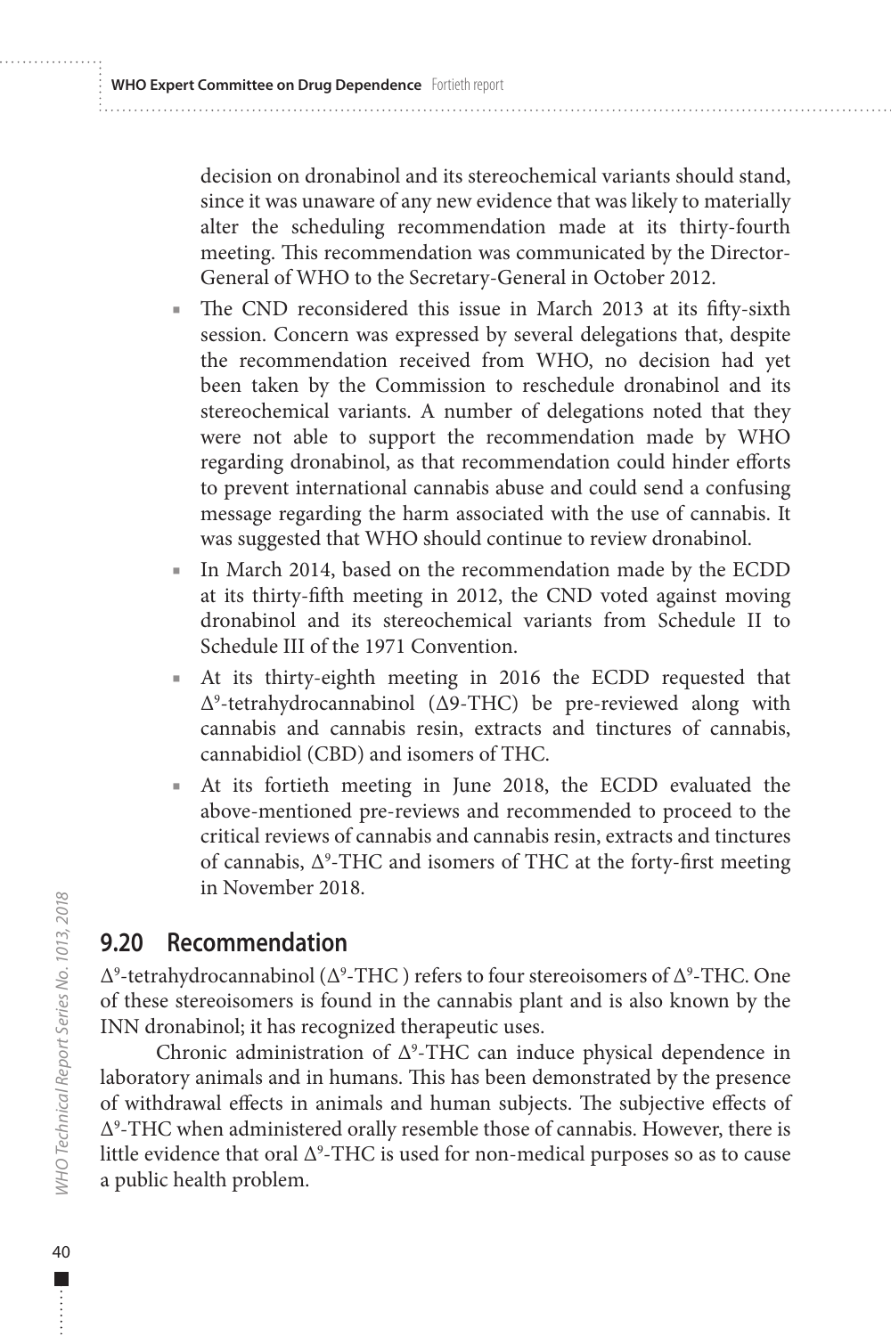decision on dronabinol and its stereochemical variants should stand, since it was unaware of any new evidence that was likely to materially alter the scheduling recommendation made at its thirty-fourth meeting. This recommendation was communicated by the Director-General of WHO to the Secretary-General in October 2012.

- The CND reconsidered this issue in March 2013 at its fifty-sixth session. Concern was expressed by several delegations that, despite the recommendation received from WHO, no decision had yet been taken by the Commission to reschedule dronabinol and its stereochemical variants. A number of delegations noted that they were not able to support the recommendation made by WHO regarding dronabinol, as that recommendation could hinder efforts to prevent international cannabis abuse and could send a confusing message regarding the harm associated with the use of cannabis. It was suggested that WHO should continue to review dronabinol.
- In March 2014, based on the recommendation made by the ECDD at its thirty-fifth meeting in 2012, the CND voted against moving dronabinol and its stereochemical variants from Schedule II to Schedule III of the 1971 Convention.
- At its thirty-eighth meeting in 2016 the ECDD requested that $\Delta^9$-tetrahydrocannabinol ($\Delta$9-THC) be pre-reviewed along with cannabis and cannabis resin, extracts and tinctures of cannabis, cannabidiol (CBD) and isomers of THC.
- At its fortieth meeting in June 2018, the ECDD evaluated the above-mentioned pre-reviews and recommended to proceed to the critical reviews of cannabis and cannabis resin, extracts and tinctures of cannabis, $\Delta^9$-THC and isomers of THC at the forty-first meeting in November 2018.

## 9.20 Recommendation

$\Delta^9$-tetrahydrocannabinol ($\Delta^9$-THC ) refers to four stereoisomers of $\Delta^9$-THC. One of these stereoisomers is found in the cannabis plant and is also known by the INN dronabinol; it has recognized therapeutic uses.

Chronic administration of $\Delta^9$-THC can induce physical dependence in laboratory animals and in humans. This has been demonstrated by the presence of withdrawal effects in animals and human subjects. The subjective effects of $\Delta^9$-THC when administered orally resemble those of cannabis. However, there is little evidence that oral $\Delta^9$-THC is used for non-medical purposes so as to cause a public health problem.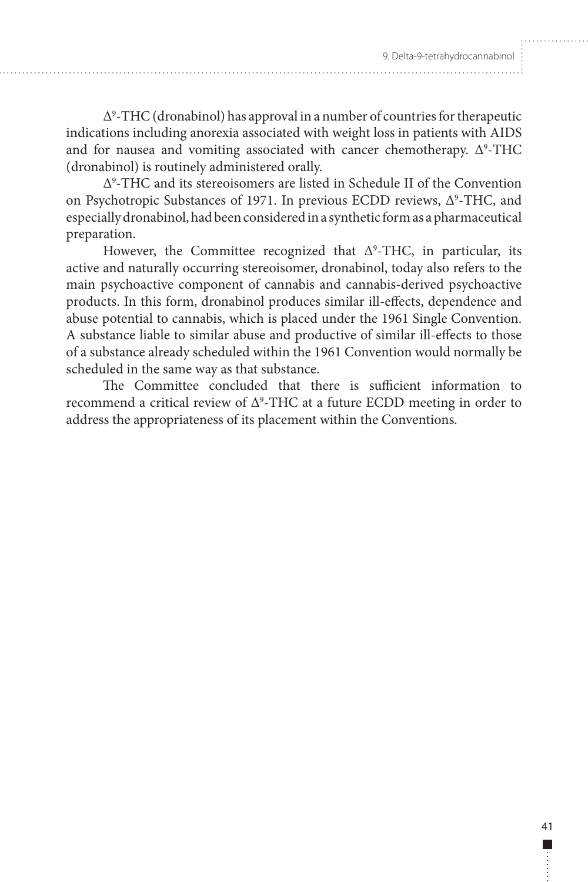$\Delta^9$-THC (dronabinol) has approval in a number of countries for therapeutic indications including anorexia associated with weight loss in patients with AIDS and for nausea and vomiting associated with cancer chemotherapy. $\Delta^9$-THC (dronabinol) is routinely administered orally.

$\Delta^9$-THC and its stereoisomers are listed in Schedule II of the Convention on Psychotropic Substances of 1971. In previous ECDD reviews, $\Delta^9$-THC, and especially dronabinol, had been considered in a synthetic form as a pharmaceutical preparation.

However, the Committee recognized that $\Delta^9$-THC, in particular, its active and naturally occurring stereoisomer, dronabinol, today also refers to the main psychoactive component of cannabis and cannabis-derived psychoactive products. In this form, dronabinol produces similar ill-effects, dependence and abuse potential to cannabis, which is placed under the 1961 Single Convention. A substance liable to similar abuse and productive of similar ill-effects to those of a substance already scheduled within the 1961 Convention would normally be scheduled in the same way as that substance.

The Committee concluded that there is sufficient information to recommend a critical review of $\Delta^9$-THC at a future ECDD meeting in order to address the appropriateness of its placement within the Conventions.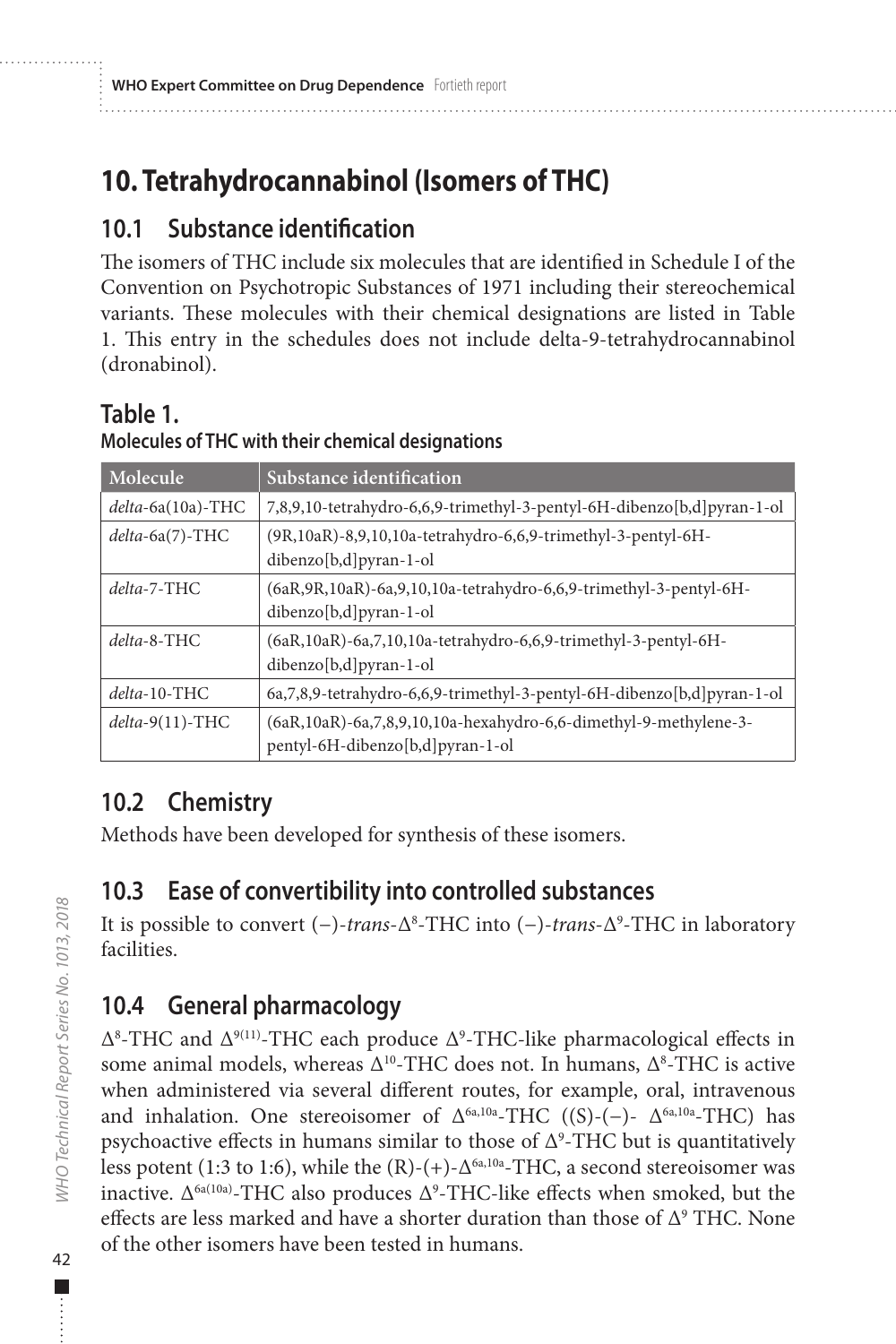## 10. Tetrahydrocannabinol (Isomers of THC)

### 10.1 Substance identification

The isomers of THC include six molecules that are identified in Schedule I of the Convention on Psychotropic Substances of 1971 including their stereochemical variants. These molecules with their chemical designations are listed in Table 1. This entry in the schedules does not include delta-9-tetrahydrocannabinol (dronabinol).

**Table 1.**
**Molecules of THC with their chemical designations**

| Molecule | Substance identification |
|---|---|
| *delta*-6a(10a)-THC | 7,8,9,10-tetrahydro-6,6,9-trimethyl-3-pentyl-6H-dibenzo[b,d]pyran-1-ol |
| *delta*-6a(7)-THC | (9R,10aR)-8,9,10,10a-tetrahydro-6,6,9-trimethyl-3-pentyl-6H-dibenzo[b,d]pyran-1-ol |
| *delta*-7-THC | (6aR,9R,10aR)-6a,9,10,10a-tetrahydro-6,6,9-trimethyl-3-pentyl-6H-dibenzo[b,d]pyran-1-ol |
| *delta*-8-THC | (6aR,10aR)-6a,7,10,10a-tetrahydro-6,6,9-trimethyl-3-pentyl-6H-dibenzo[b,d]pyran-1-ol |
| *delta*-10-THC | 6a,7,8,9-tetrahydro-6,6,9-trimethyl-3-pentyl-6H-dibenzo[b,d]pyran-1-ol |
| *delta*-9(11)-THC | (6aR,10aR)-6a,7,8,9,10,10a-hexahydro-6,6-dimethyl-9-methylene-3-pentyl-6H-dibenzo[b,d]pyran-1-ol |

### 10.2 Chemistry

Methods have been developed for synthesis of these isomers.

### 10.3 Ease of convertibility into controlled substances

It is possible to convert (−)-*trans*-$\Delta^8$-THC into (−)-*trans*-$\Delta^9$-THC in laboratory facilities.

### 10.4 General pharmacology

$\Delta^8$-THC and $\Delta^{9(11)}$-THC each produce $\Delta^9$-THC-like pharmacological effects in some animal models, whereas $\Delta^{10}$-THC does not. In humans, $\Delta^8$-THC is active when administered via several different routes, for example, oral, intravenous and inhalation. One stereoisomer of $\Delta^{6a,10a}$-THC ((S)-(−)- $\Delta^{6a,10a}$-THC) has psychoactive effects in humans similar to those of $\Delta^9$-THC but is quantitatively less potent (1:3 to 1:6), while the (R)-(+)-$\Delta^{6a,10a}$-THC, a second stereoisomer was inactive. $\Delta^{6a(10a)}$-THC also produces $\Delta^9$-THC-like effects when smoked, but the effects are less marked and have a shorter duration than those of $\Delta^9$ THC. None of the other isomers have been tested in humans.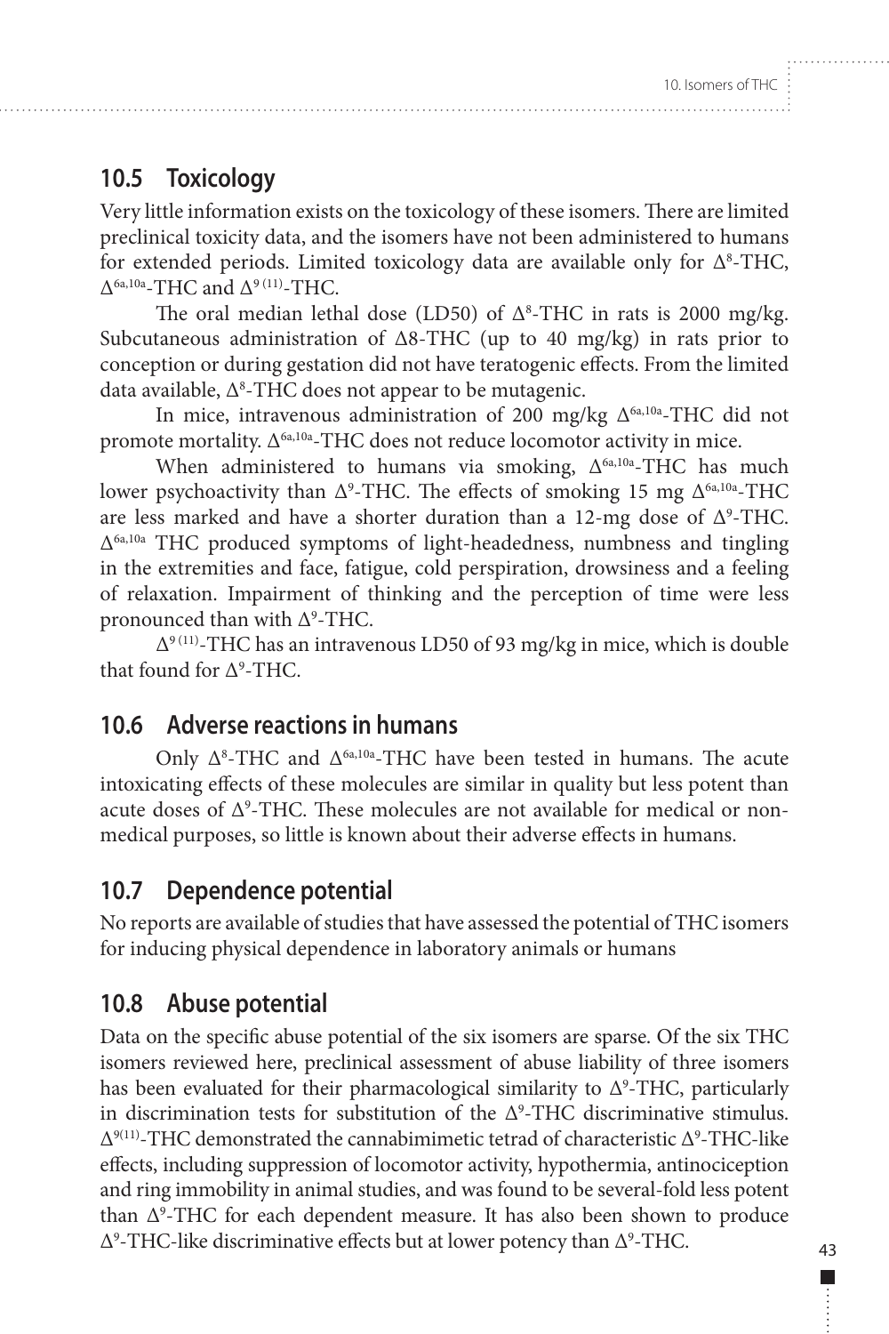## 10.5 Toxicology

Very little information exists on the toxicology of these isomers. There are limited preclinical toxicity data, and the isomers have not been administered to humans for extended periods. Limited toxicology data are available only for $\Delta^{8}$-THC, $\Delta^{6a,10a}$-THC and $\Delta^{9(11)}$-THC.

The oral median lethal dose (LD50) of $\Delta^{8}$-THC in rats is 2000 mg/kg. Subcutaneous administration of Δ8-THC (up to 40 mg/kg) in rats prior to conception or during gestation did not have teratogenic effects. From the limited data available, $\Delta^{8}$-THC does not appear to be mutagenic.

In mice, intravenous administration of 200 mg/kg $\Delta^{6a,10a}$-THC did not promote mortality. $\Delta^{6a,10a}$-THC does not reduce locomotor activity in mice.

When administered to humans via smoking, $\Delta^{6a,10a}$-THC has much lower psychoactivity than $\Delta^{9}$-THC. The effects of smoking 15 mg $\Delta^{6a,10a}$-THC are less marked and have a shorter duration than a 12-mg dose of $\Delta^{9}$-THC. $\Delta^{6a,10a}$ THC produced symptoms of light-headedness, numbness and tingling in the extremities and face, fatigue, cold perspiration, drowsiness and a feeling of relaxation. Impairment of thinking and the perception of time were less pronounced than with $\Delta^{9}$-THC.

$\Delta^{9(11)}$-THC has an intravenous LD50 of 93 mg/kg in mice, which is double that found for $\Delta^{9}$-THC.

## 10.6 Adverse reactions in humans

Only $\Delta^{8}$-THC and $\Delta^{6a,10a}$-THC have been tested in humans. The acute intoxicating effects of these molecules are similar in quality but less potent than acute doses of $\Delta^{9}$-THC. These molecules are not available for medical or non-medical purposes, so little is known about their adverse effects in humans.

## 10.7 Dependence potential

No reports are available of studies that have assessed the potential of THC isomers for inducing physical dependence in laboratory animals or humans

## 10.8 Abuse potential

Data on the specific abuse potential of the six isomers are sparse. Of the six THC isomers reviewed here, preclinical assessment of abuse liability of three isomers has been evaluated for their pharmacological similarity to $\Delta^{9}$-THC, particularly in discrimination tests for substitution of the $\Delta^{9}$-THC discriminative stimulus. $\Delta^{9(11)}$-THC demonstrated the cannabimimetic tetrad of characteristic $\Delta^{9}$-THC-like effects, including suppression of locomotor activity, hypothermia, antinociception and ring immobility in animal studies, and was found to be several-fold less potent than $\Delta^{9}$-THC for each dependent measure. It has also been shown to produce $\Delta^{9}$-THC-like discriminative effects but at lower potency than $\Delta^{9}$-THC.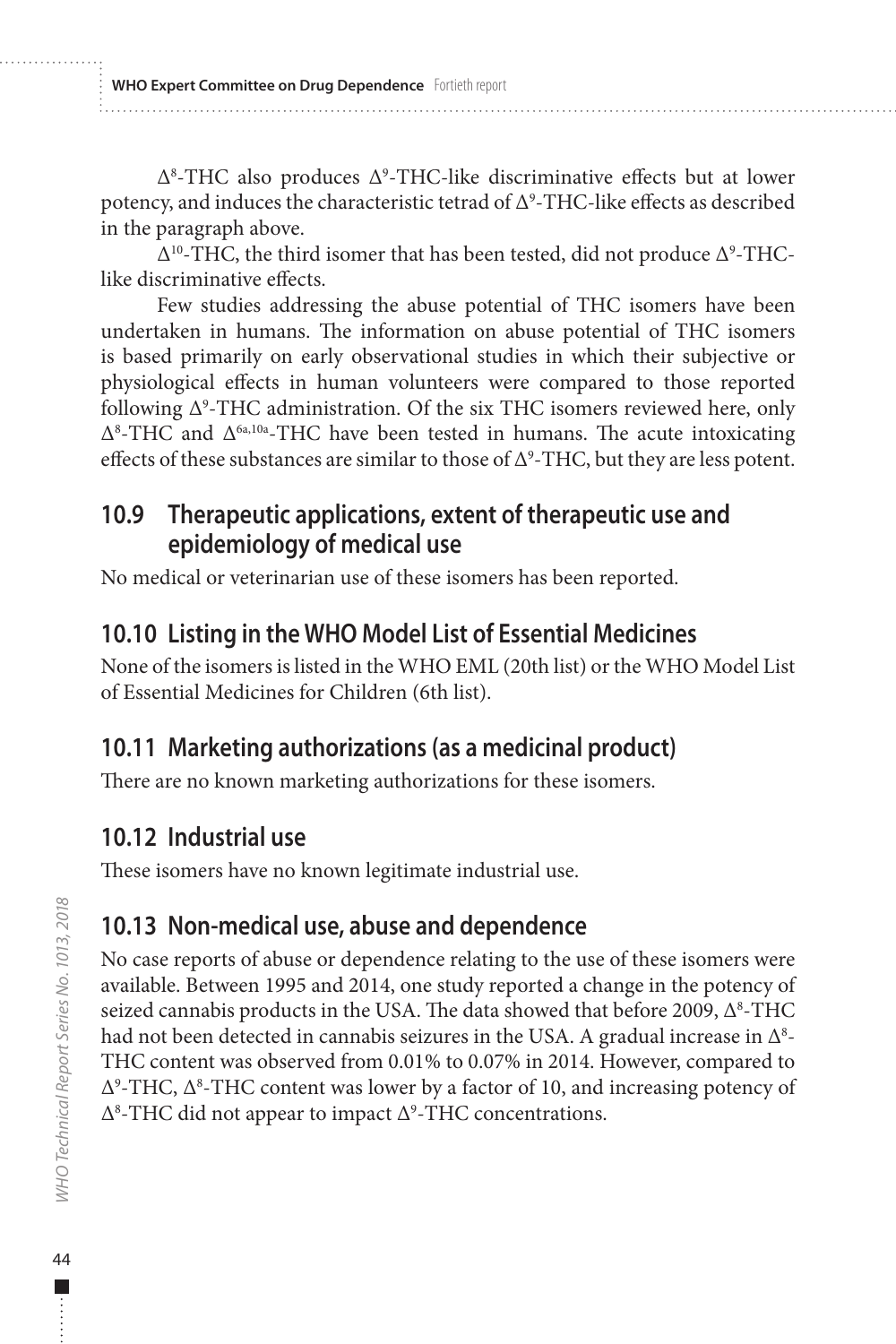$\Delta^8$-THC also produces $\Delta^9$-THC-like discriminative effects but at lower potency, and induces the characteristic tetrad of $\Delta^9$-THC-like effects as described in the paragraph above.

$\Delta^{10}$-THC, the third isomer that has been tested, did not produce $\Delta^9$-THC-like discriminative effects.

Few studies addressing the abuse potential of THC isomers have been undertaken in humans. The information on abuse potential of THC isomers is based primarily on early observational studies in which their subjective or physiological effects in human volunteers were compared to those reported following $\Delta^9$-THC administration. Of the six THC isomers reviewed here, only $\Delta^8$-THC and $\Delta^{6a,10a}$-THC have been tested in humans. The acute intoxicating effects of these substances are similar to those of $\Delta^9$-THC, but they are less potent.

## 10.9 Therapeutic applications, extent of therapeutic use and epidemiology of medical use

No medical or veterinarian use of these isomers has been reported.

## 10.10 Listing in the WHO Model List of Essential Medicines

None of the isomers is listed in the WHO EML (20th list) or the WHO Model List of Essential Medicines for Children (6th list).

## 10.11 Marketing authorizations (as a medicinal product)

There are no known marketing authorizations for these isomers.

## 10.12 Industrial use

These isomers have no known legitimate industrial use.

## 10.13 Non-medical use, abuse and dependence

No case reports of abuse or dependence relating to the use of these isomers were available. Between 1995 and 2014, one study reported a change in the potency of seized cannabis products in the USA. The data showed that before 2009, $\Delta^8$-THC had not been detected in cannabis seizures in the USA. A gradual increase in $\Delta^8$-THC content was observed from 0.01% to 0.07% in 2014. However, compared to $\Delta^9$-THC, $\Delta^8$-THC content was lower by a factor of 10, and increasing potency of $\Delta^8$-THC did not appear to impact $\Delta^9$-THC concentrations.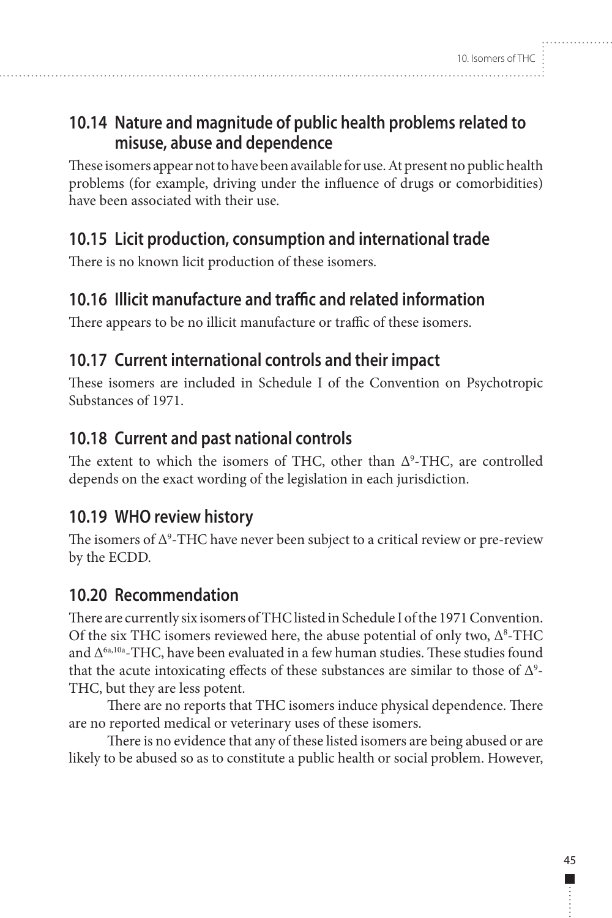## 10.14 Nature and magnitude of public health problems related to misuse, abuse and dependence

These isomers appear not to have been available for use. At present no public health problems (for example, driving under the influence of drugs or comorbidities) have been associated with their use.

## 10.15 Licit production, consumption and international trade

There is no known licit production of these isomers.

## 10.16 Illicit manufacture and traffic and related information

There appears to be no illicit manufacture or traffic of these isomers.

## 10.17 Current international controls and their impact

These isomers are included in Schedule I of the Convention on Psychotropic Substances of 1971.

## 10.18 Current and past national controls

The extent to which the isomers of THC, other than $\Delta^9$-THC, are controlled depends on the exact wording of the legislation in each jurisdiction.

## 10.19 WHO review history

The isomers of $\Delta^9$-THC have never been subject to a critical review or pre-review by the ECDD.

## 10.20 Recommendation

There are currently six isomers of THC listed in Schedule I of the 1971 Convention. Of the six THC isomers reviewed here, the abuse potential of only two, $\Delta^8$-THC and $\Delta^{6a,10a}$-THC, have been evaluated in a few human studies. These studies found that the acute intoxicating effects of these substances are similar to those of $\Delta^9$-THC, but they are less potent.

There are no reports that THC isomers induce physical dependence. There are no reported medical or veterinary uses of these isomers.

There is no evidence that any of these listed isomers are being abused or are likely to be abused so as to constitute a public health or social problem. However,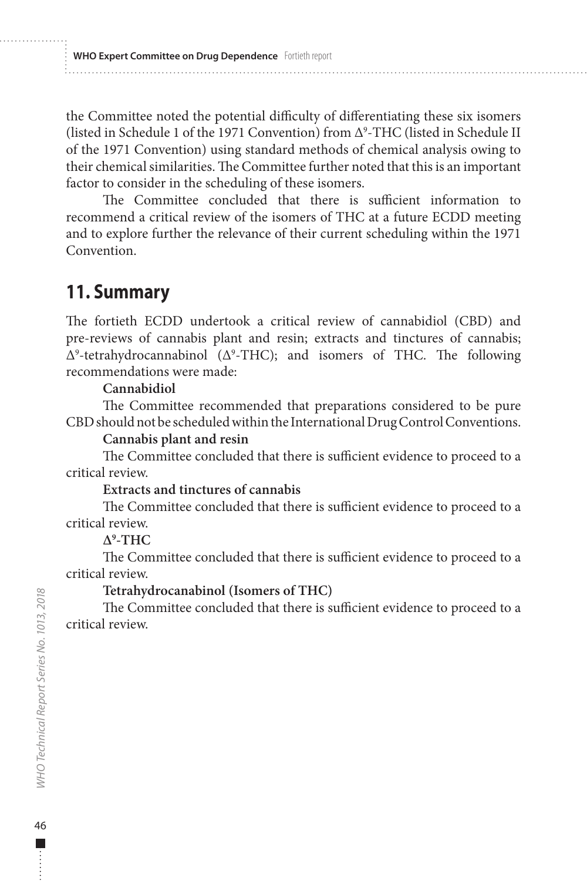the Committee noted the potential difficulty of differentiating these six isomers (listed in Schedule 1 of the 1971 Convention) from $\Delta^9$-THC (listed in Schedule II of the 1971 Convention) using standard methods of chemical analysis owing to their chemical similarities. The Committee further noted that this is an important factor to consider in the scheduling of these isomers.

The Committee concluded that there is sufficient information to recommend a critical review of the isomers of THC at a future ECDD meeting and to explore further the relevance of their current scheduling within the 1971 Convention.

## 11. Summary

The fortieth ECDD undertook a critical review of cannabidiol (CBD) and pre-reviews of cannabis plant and resin; extracts and tinctures of cannabis; $\Delta^9$-tetrahydrocannabinol ($\Delta^9$-THC); and isomers of THC. The following recommendations were made:

**Cannabidiol**

The Committee recommended that preparations considered to be pure CBD should not be scheduled within the International Drug Control Conventions.

**Cannabis plant and resin**

The Committee concluded that there is sufficient evidence to proceed to a critical review.

**Extracts and tinctures of cannabis**

The Committee concluded that there is sufficient evidence to proceed to a critical review.

**$\Delta^9$-THC**

The Committee concluded that there is sufficient evidence to proceed to a critical review.

**Tetrahydrocanabinol (Isomers of THC)**

The Committee concluded that there is sufficient evidence to proceed to a critical review.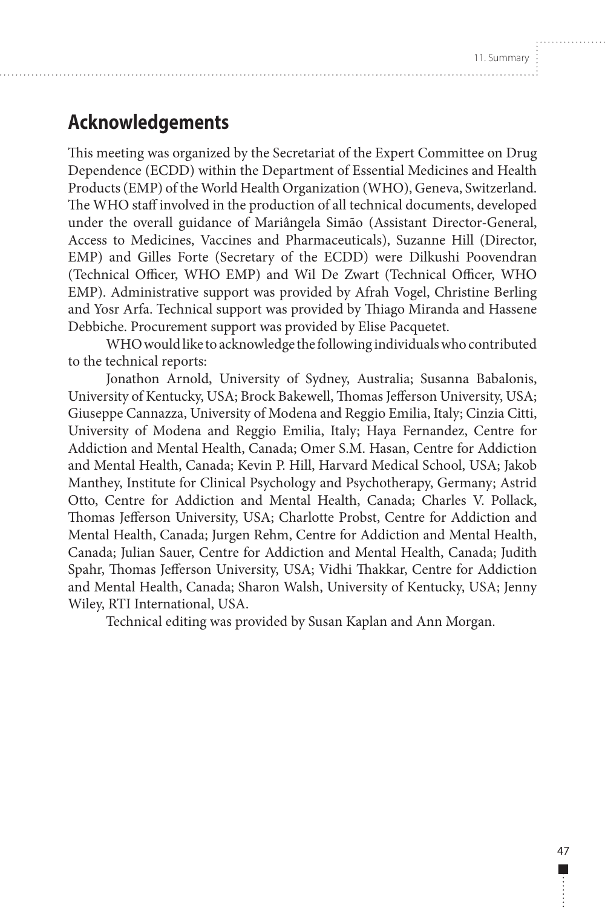## Acknowledgements

This meeting was organized by the Secretariat of the Expert Committee on Drug Dependence (ECDD) within the Department of Essential Medicines and Health Products (EMP) of the World Health Organization (WHO), Geneva, Switzerland. The WHO staff involved in the production of all technical documents, developed under the overall guidance of Mariângela Simão (Assistant Director-General, Access to Medicines, Vaccines and Pharmaceuticals), Suzanne Hill (Director, EMP) and Gilles Forte (Secretary of the ECDD) were Dilkushi Poovendran (Technical Officer, WHO EMP) and Wil De Zwart (Technical Officer, WHO EMP). Administrative support was provided by Afrah Vogel, Christine Berling and Yosr Arfa. Technical support was provided by Thiago Miranda and Hassene Debbiche. Procurement support was provided by Elise Pacquetet.

WHO would like to acknowledge the following individuals who contributed to the technical reports:

Jonathon Arnold, University of Sydney, Australia; Susanna Babalonis, University of Kentucky, USA; Brock Bakewell, Thomas Jefferson University, USA; Giuseppe Cannazza, University of Modena and Reggio Emilia, Italy; Cinzia Citti, University of Modena and Reggio Emilia, Italy; Haya Fernandez, Centre for Addiction and Mental Health, Canada; Omer S.M. Hasan, Centre for Addiction and Mental Health, Canada; Kevin P. Hill, Harvard Medical School, USA; Jakob Manthey, Institute for Clinical Psychology and Psychotherapy, Germany; Astrid Otto, Centre for Addiction and Mental Health, Canada; Charles V. Pollack, Thomas Jefferson University, USA; Charlotte Probst, Centre for Addiction and Mental Health, Canada; Jurgen Rehm, Centre for Addiction and Mental Health, Canada; Julian Sauer, Centre for Addiction and Mental Health, Canada; Judith Spahr, Thomas Jefferson University, USA; Vidhi Thakkar, Centre for Addiction and Mental Health, Canada; Sharon Walsh, University of Kentucky, USA; Jenny Wiley, RTI International, USA.

Technical editing was provided by Susan Kaplan and Ann Morgan.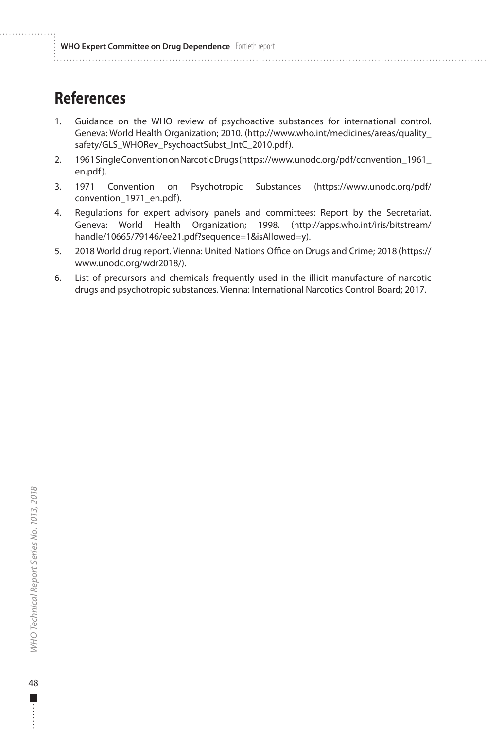# References

1. Guidance on the WHO review of psychoactive substances for international control. Geneva: World Health Organization; 2010. (http://www.who.int/medicines/areas/quality_safety/GLS_WHORev_PsychoactSubst_IntC_2010.pdf).
2. 1961 Single Convention on Narcotic Drugs (https://www.unodc.org/pdf/convention_1961_en.pdf).
3. 1971 Convention on Psychotropic Substances (https://www.unodc.org/pdf/convention_1971_en.pdf).
4. Regulations for expert advisory panels and committees: Report by the Secretariat. Geneva: World Health Organization; 1998. (http://apps.who.int/iris/bitstream/handle/10665/79146/ee21.pdf?sequence=1&isAllowed=y).
5. 2018 World drug report. Vienna: United Nations Office on Drugs and Crime; 2018 (https://www.unodc.org/wdr2018/).
6. List of precursors and chemicals frequently used in the illicit manufacture of narcotic drugs and psychotropic substances. Vienna: International Narcotics Control Board; 2017.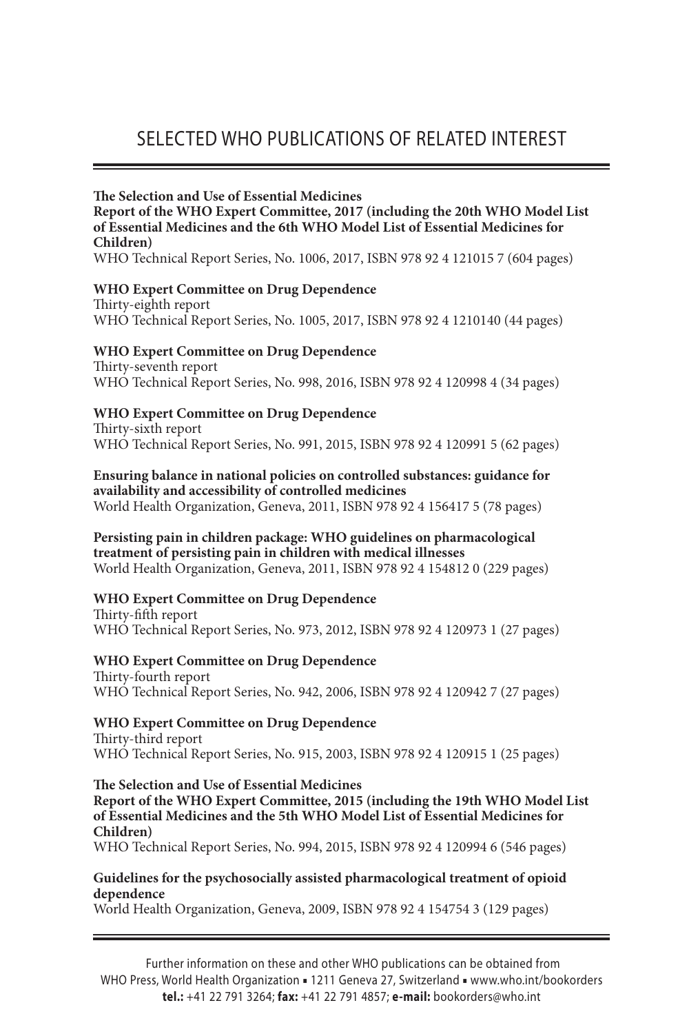# SELECTED WHO PUBLICATIONS OF RELATED INTEREST

**The Selection and Use of Essential Medicines**
**Report of the WHO Expert Committee, 2017 (including the 20th WHO Model List of Essential Medicines and the 6th WHO Model List of Essential Medicines for Children)**
WHO Technical Report Series, No. 1006, 2017, ISBN 978 92 4 121015 7 (604 pages)

**WHO Expert Committee on Drug Dependence**
Thirty-eighth report
WHO Technical Report Series, No. 1005, 2017, ISBN 978 92 4 1210140 (44 pages)

**WHO Expert Committee on Drug Dependence**
Thirty-seventh report
WHO Technical Report Series, No. 998, 2016, ISBN 978 92 4 120998 4 (34 pages)

**WHO Expert Committee on Drug Dependence**
Thirty-sixth report
WHO Technical Report Series, No. 991, 2015, ISBN 978 92 4 120991 5 (62 pages)

**Ensuring balance in national policies on controlled substances: guidance for availability and accessibility of controlled medicines**
World Health Organization, Geneva, 2011, ISBN 978 92 4 156417 5 (78 pages)

**Persisting pain in children package: WHO guidelines on pharmacological treatment of persisting pain in children with medical illnesses**
World Health Organization, Geneva, 2011, ISBN 978 92 4 154812 0 (229 pages)

**WHO Expert Committee on Drug Dependence**
Thirty-fifth report
WHO Technical Report Series, No. 973, 2012, ISBN 978 92 4 120973 1 (27 pages)

**WHO Expert Committee on Drug Dependence**
Thirty-fourth report
WHO Technical Report Series, No. 942, 2006, ISBN 978 92 4 120942 7 (27 pages)

**WHO Expert Committee on Drug Dependence**
Thirty-third report
WHO Technical Report Series, No. 915, 2003, ISBN 978 92 4 120915 1 (25 pages)

**The Selection and Use of Essential Medicines**
**Report of the WHO Expert Committee, 2015 (including the 19th WHO Model List of Essential Medicines and the 5th WHO Model List of Essential Medicines for Children)**
WHO Technical Report Series, No. 994, 2015, ISBN 978 92 4 120994 6 (546 pages)

**Guidelines for the psychosocially assisted pharmacological treatment of opioid dependence**
World Health Organization, Geneva, 2009, ISBN 978 92 4 154754 3 (129 pages)

Further information on these and other WHO publications can be obtained from
WHO Press, World Health Organization ▪ 1211 Geneva 27, Switzerland ▪ www.who.int/bookorders
**tel.:** +41 22 791 3264; **fax:** +41 22 791 4857; **e-mail:** bookorders@who.int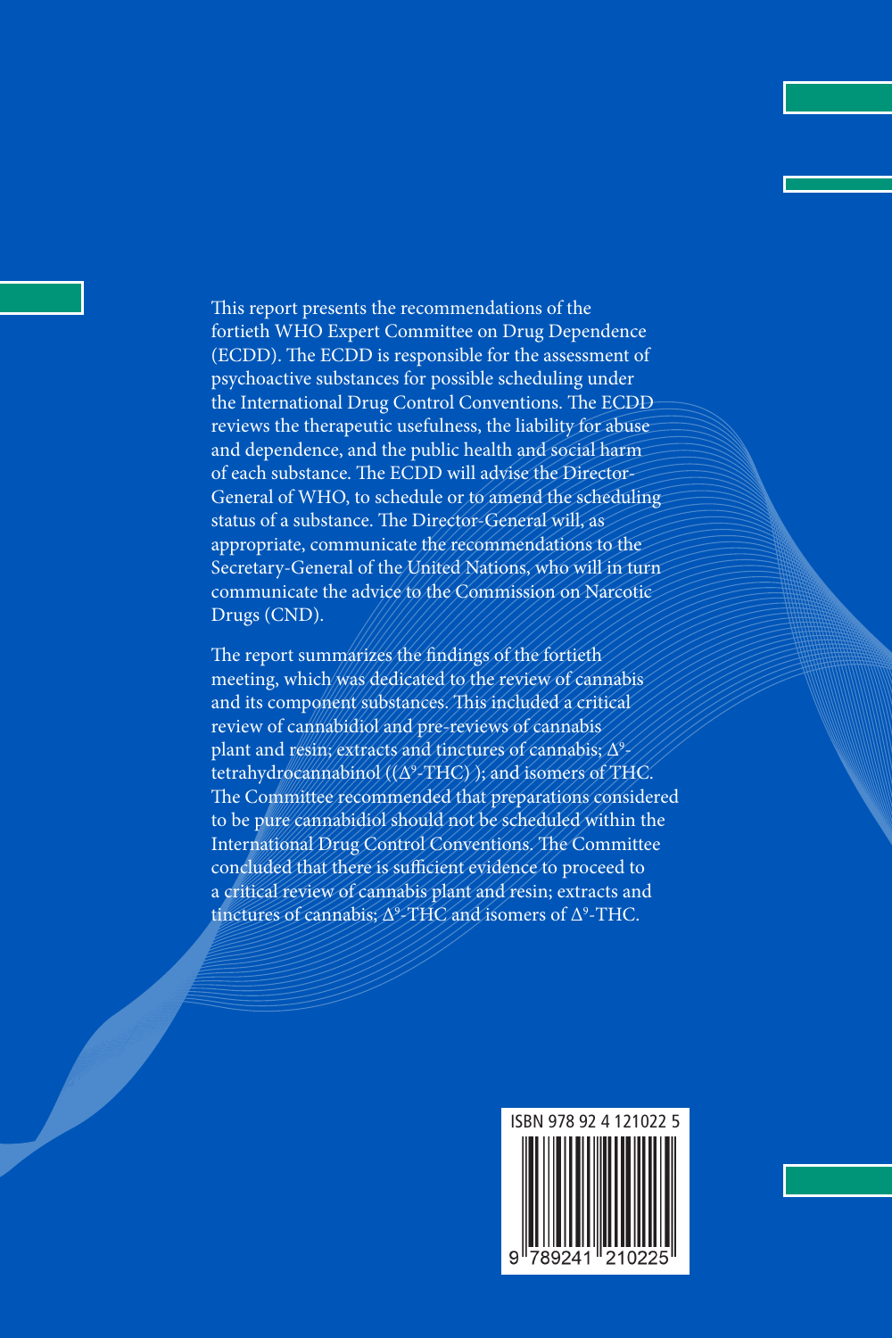This report presents the recommendations of the fortieth WHO Expert Committee on Drug Dependence (ECDD). The ECDD is responsible for the assessment of psychoactive substances for possible scheduling under the International Drug Control Conventions. The ECDD reviews the therapeutic usefulness, the liability for abuse and dependence, and the public health and social harm of each substance. The ECDD will advise the Director-General of WHO, to schedule or to amend the scheduling status of a substance. The Director-General will, as appropriate, communicate the recommendations to the Secretary-General of the United Nations, who will in turn communicate the advice to the Commission on Narcotic Drugs (CND).

The report summarizes the findings of the fortieth meeting, which was dedicated to the review of cannabis and its component substances. This included a critical review of cannabidiol and pre-reviews of cannabis plant and resin; extracts and tinctures of cannabis; $\Delta^9$-tetrahydrocannabinol (($\Delta^9$-THC) ); and isomers of THC. The Committee recommended that preparations considered to be pure cannabidiol should not be scheduled within the International Drug Control Conventions. The Committee concluded that there is sufficient evidence to proceed to a critical review of cannabis plant and resin; extracts and tinctures of cannabis; $\Delta^9$-THC and isomers of $\Delta^9$-THC.

ISBN 978 92 4 121022 5

9 789241 210225